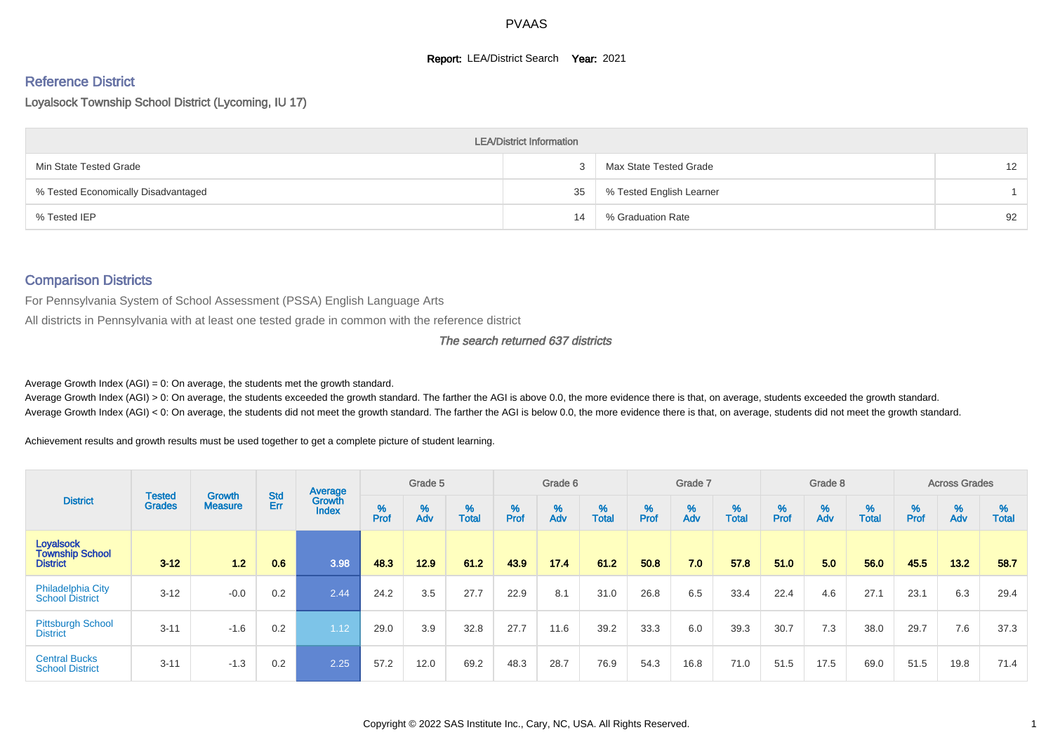PVAAS

**Report:** LEA/District Search **Year:** 2021

## Reference District

Loyalsock Township School District (Lycoming, IU 17)

| LEA/District Information | | | |
|---|---|---|---|
| Min State Tested Grade | 3 | Max State Tested Grade | 12 |
| % Tested Economically Disadvantaged | 35 | % Tested English Learner | 1 |
| % Tested IEP | 14 | % Graduation Rate | 92 |

## Comparison Districts

For Pennsylvania System of School Assessment (PSSA) English Language Arts

All districts in Pennsylvania with at least one tested grade in common with the reference district

*The search returned 637 districts*

Average Growth Index (AGI) = 0: On average, the students met the growth standard.

Average Growth Index (AGI) > 0: On average, the students exceeded the growth standard. The farther the AGI is above 0.0, the more evidence there is that, on average, students exceeded the growth standard.

Average Growth Index (AGI) < 0: On average, the students did not meet the growth standard. The farther the AGI is below 0.0, the more evidence there is that, on average, students did not meet the growth standard.

Achievement results and growth results must be used together to get a complete picture of student learning.

| District | Tested Grades | Growth Measure | Std Err | Average Growth Index | Grade 5 | | | Grade 6 | | | Grade 7 | | | Grade 8 | | | Across Grades | | |
|---|---|---|---|---|---|---|---|---|---|---|---|---|---|---|---|---|---|---|---|
| | | | | | % Prof | % Adv | % Total | % Prof | % Adv | % Total | % Prof | % Adv | % Total | % Prof | % Adv | % Total | % Prof | % Adv | % Total |
| **Loyalsock Township School District** | **3-12** | **1.2** | **0.6** | **3.98** | **48.3** | **12.9** | **61.2** | **43.9** | **17.4** | **61.2** | **50.8** | **7.0** | **57.8** | **51.0** | **5.0** | **56.0** | **45.5** | **13.2** | **58.7** |
| Philadelphia City School District | 3-12 | -0.0 | 0.2 | 2.44 | 24.2 | 3.5 | 27.7 | 22.9 | 8.1 | 31.0 | 26.8 | 6.5 | 33.4 | 22.4 | 4.6 | 27.1 | 23.1 | 6.3 | 29.4 |
| Pittsburgh School District | 3-11 | -1.6 | 0.2 | 1.12 | 29.0 | 3.9 | 32.8 | 27.7 | 11.6 | 39.2 | 33.3 | 6.0 | 39.3 | 30.7 | 7.3 | 38.0 | 29.7 | 7.6 | 37.3 |
| Central Bucks School District | 3-11 | -1.3 | 0.2 | 2.25 | 57.2 | 12.0 | 69.2 | 48.3 | 28.7 | 76.9 | 54.3 | 16.8 | 71.0 | 51.5 | 17.5 | 69.0 | 51.5 | 19.8 | 71.4 |

Copyright © 2022 SAS Institute Inc., Cary, NC, USA. All Rights Reserved.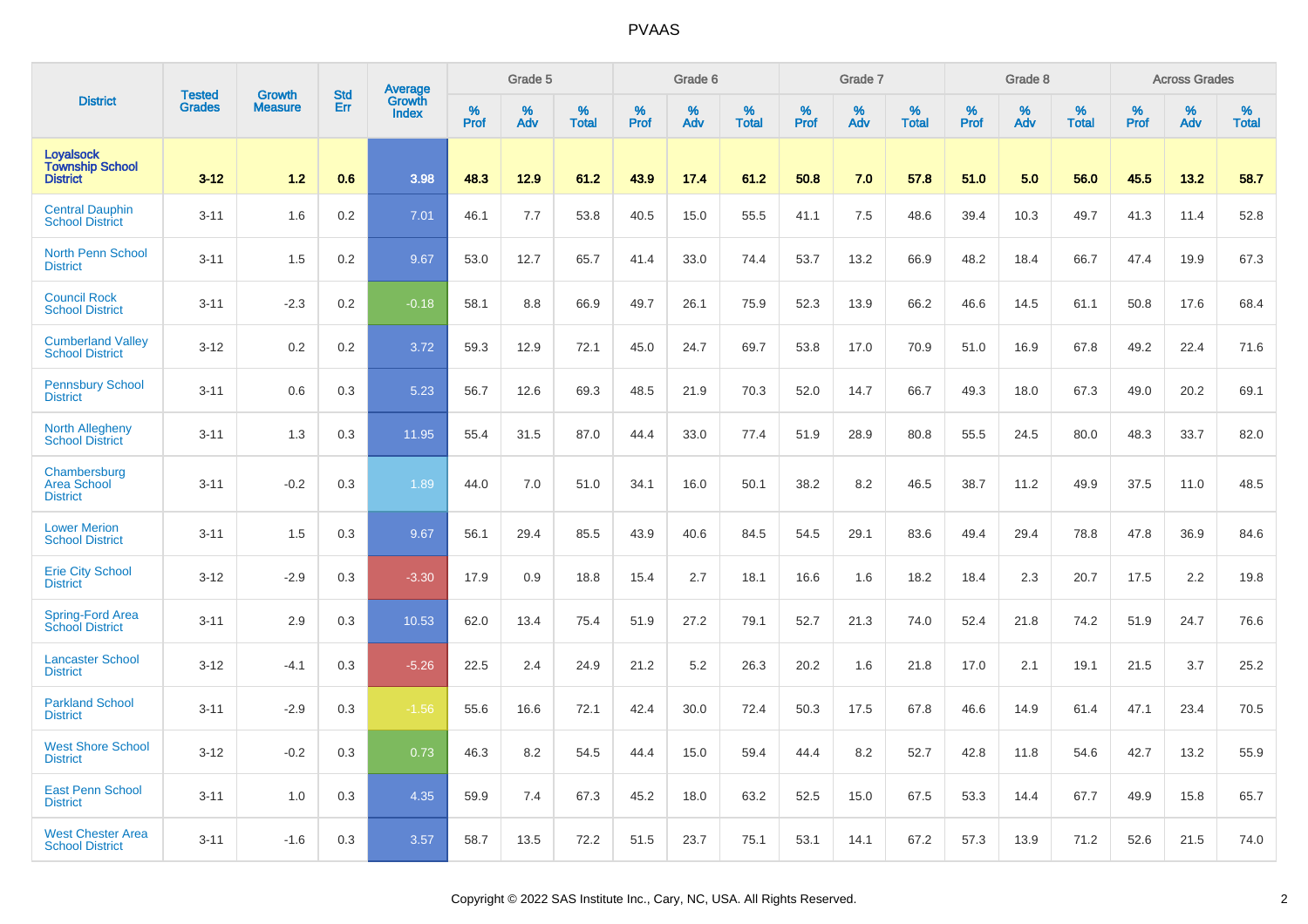# PVAAS

| District | Tested Grades | Growth Measure | Std Err | Average Growth Index | Grade 5 | | | Grade 6 | | | Grade 7 | | | Grade 8 | | | Across Grades | | |
|---|---|---|---|---|---|---|---|---|---|---|---|---|---|---|---|---|---|---|---|
| | | | | | % Prof | % Adv | % Total | % Prof | % Adv | % Total | % Prof | % Adv | % Total | % Prof | % Adv | % Total | % Prof | % Adv | % Total |
| **Loyalsock Township School District** | **3-12** | **1.2** | **0.6** | **3.98** | **48.3** | **12.9** | **61.2** | **43.9** | **17.4** | **61.2** | **50.8** | **7.0** | **57.8** | **51.0** | **5.0** | **56.0** | **45.5** | **13.2** | **58.7** |
| Central Dauphin School District | 3-11 | 1.6 | 0.2 | 7.01 | 46.1 | 7.7 | 53.8 | 40.5 | 15.0 | 55.5 | 41.1 | 7.5 | 48.6 | 39.4 | 10.3 | 49.7 | 41.3 | 11.4 | 52.8 |
| North Penn School District | 3-11 | 1.5 | 0.2 | 9.67 | 53.0 | 12.7 | 65.7 | 41.4 | 33.0 | 74.4 | 53.7 | 13.2 | 66.9 | 48.2 | 18.4 | 66.7 | 47.4 | 19.9 | 67.3 |
| Council Rock School District | 3-11 | -2.3 | 0.2 | -0.18 | 58.1 | 8.8 | 66.9 | 49.7 | 26.1 | 75.9 | 52.3 | 13.9 | 66.2 | 46.6 | 14.5 | 61.1 | 50.8 | 17.6 | 68.4 |
| Cumberland Valley School District | 3-12 | 0.2 | 0.2 | 3.72 | 59.3 | 12.9 | 72.1 | 45.0 | 24.7 | 69.7 | 53.8 | 17.0 | 70.9 | 51.0 | 16.9 | 67.8 | 49.2 | 22.4 | 71.6 |
| Pennsbury School District | 3-11 | 0.6 | 0.3 | 5.23 | 56.7 | 12.6 | 69.3 | 48.5 | 21.9 | 70.3 | 52.0 | 14.7 | 66.7 | 49.3 | 18.0 | 67.3 | 49.0 | 20.2 | 69.1 |
| North Allegheny School District | 3-11 | 1.3 | 0.3 | 11.95 | 55.4 | 31.5 | 87.0 | 44.4 | 33.0 | 77.4 | 51.9 | 28.9 | 80.8 | 55.5 | 24.5 | 80.0 | 48.3 | 33.7 | 82.0 |
| Chambersburg Area School District | 3-11 | -0.2 | 0.3 | 1.89 | 44.0 | 7.0 | 51.0 | 34.1 | 16.0 | 50.1 | 38.2 | 8.2 | 46.5 | 38.7 | 11.2 | 49.9 | 37.5 | 11.0 | 48.5 |
| Lower Merion School District | 3-11 | 1.5 | 0.3 | 9.67 | 56.1 | 29.4 | 85.5 | 43.9 | 40.6 | 84.5 | 54.5 | 29.1 | 83.6 | 49.4 | 29.4 | 78.8 | 47.8 | 36.9 | 84.6 |
| Erie City School District | 3-12 | -2.9 | 0.3 | -3.30 | 17.9 | 0.9 | 18.8 | 15.4 | 2.7 | 18.1 | 16.6 | 1.6 | 18.2 | 18.4 | 2.3 | 20.7 | 17.5 | 2.2 | 19.8 |
| Spring-Ford Area School District | 3-11 | 2.9 | 0.3 | 10.53 | 62.0 | 13.4 | 75.4 | 51.9 | 27.2 | 79.1 | 52.7 | 21.3 | 74.0 | 52.4 | 21.8 | 74.2 | 51.9 | 24.7 | 76.6 |
| Lancaster School District | 3-12 | -4.1 | 0.3 | -5.26 | 22.5 | 2.4 | 24.9 | 21.2 | 5.2 | 26.3 | 20.2 | 1.6 | 21.8 | 17.0 | 2.1 | 19.1 | 21.5 | 3.7 | 25.2 |
| Parkland School District | 3-11 | -2.9 | 0.3 | -1.56 | 55.6 | 16.6 | 72.1 | 42.4 | 30.0 | 72.4 | 50.3 | 17.5 | 67.8 | 46.6 | 14.9 | 61.4 | 47.1 | 23.4 | 70.5 |
| West Shore School District | 3-12 | -0.2 | 0.3 | 0.73 | 46.3 | 8.2 | 54.5 | 44.4 | 15.0 | 59.4 | 44.4 | 8.2 | 52.7 | 42.8 | 11.8 | 54.6 | 42.7 | 13.2 | 55.9 |
| East Penn School District | 3-11 | 1.0 | 0.3 | 4.35 | 59.9 | 7.4 | 67.3 | 45.2 | 18.0 | 63.2 | 52.5 | 15.0 | 67.5 | 53.3 | 14.4 | 67.7 | 49.9 | 15.8 | 65.7 |
| West Chester Area School District | 3-11 | -1.6 | 0.3 | 3.57 | 58.7 | 13.5 | 72.2 | 51.5 | 23.7 | 75.1 | 53.1 | 14.1 | 67.2 | 57.3 | 13.9 | 71.2 | 52.6 | 21.5 | 74.0 |

Copyright © 2022 SAS Institute Inc., Cary, NC, USA. All Rights Reserved.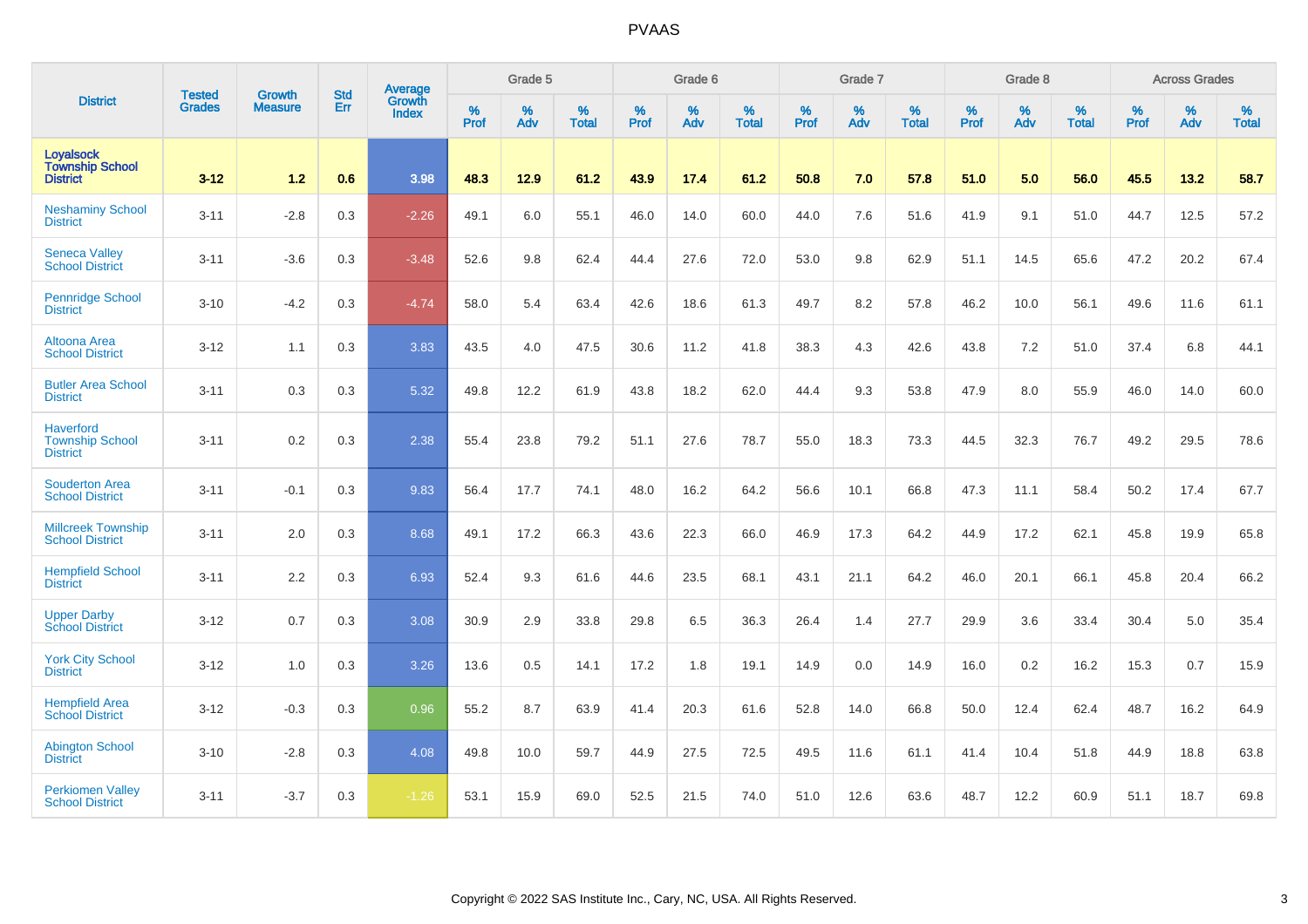# PVAAS

| District | Tested Grades | Growth Measure | Std Err | Average Growth Index | Grade 5 | | | Grade 6 | | | Grade 7 | | | Grade 8 | | | Across Grades | | |
|---|---|---|---|---|---|---|---|---|---|---|---|---|---|---|---|---|---|---|---|
| | | | | | % Prof | % Adv | % Total | % Prof | % Adv | % Total | % Prof | % Adv | % Total | % Prof | % Adv | % Total | % Prof | % Adv | % Total |
| **Loyalsock Township School District** | **3-12** | **1.2** | **0.6** | **3.98** | **48.3** | **12.9** | **61.2** | **43.9** | **17.4** | **61.2** | **50.8** | **7.0** | **57.8** | **51.0** | **5.0** | **56.0** | **45.5** | **13.2** | **58.7** |
| Neshaminy School District | 3-11 | -2.8 | 0.3 | -2.26 | 49.1 | 6.0 | 55.1 | 46.0 | 14.0 | 60.0 | 44.0 | 7.6 | 51.6 | 41.9 | 9.1 | 51.0 | 44.7 | 12.5 | 57.2 |
| Seneca Valley School District | 3-11 | -3.6 | 0.3 | -3.48 | 52.6 | 9.8 | 62.4 | 44.4 | 27.6 | 72.0 | 53.0 | 9.8 | 62.9 | 51.1 | 14.5 | 65.6 | 47.2 | 20.2 | 67.4 |
| Pennridge School District | 3-10 | -4.2 | 0.3 | -4.74 | 58.0 | 5.4 | 63.4 | 42.6 | 18.6 | 61.3 | 49.7 | 8.2 | 57.8 | 46.2 | 10.0 | 56.1 | 49.6 | 11.6 | 61.1 |
| Altoona Area School District | 3-12 | 1.1 | 0.3 | 3.83 | 43.5 | 4.0 | 47.5 | 30.6 | 11.2 | 41.8 | 38.3 | 4.3 | 42.6 | 43.8 | 7.2 | 51.0 | 37.4 | 6.8 | 44.1 |
| Butler Area School District | 3-11 | 0.3 | 0.3 | 5.32 | 49.8 | 12.2 | 61.9 | 43.8 | 18.2 | 62.0 | 44.4 | 9.3 | 53.8 | 47.9 | 8.0 | 55.9 | 46.0 | 14.0 | 60.0 |
| Haverford Township School District | 3-11 | 0.2 | 0.3 | 2.38 | 55.4 | 23.8 | 79.2 | 51.1 | 27.6 | 78.7 | 55.0 | 18.3 | 73.3 | 44.5 | 32.3 | 76.7 | 49.2 | 29.5 | 78.6 |
| Souderton Area School District | 3-11 | -0.1 | 0.3 | 9.83 | 56.4 | 17.7 | 74.1 | 48.0 | 16.2 | 64.2 | 56.6 | 10.1 | 66.8 | 47.3 | 11.1 | 58.4 | 50.2 | 17.4 | 67.7 |
| Millcreek Township School District | 3-11 | 2.0 | 0.3 | 8.68 | 49.1 | 17.2 | 66.3 | 43.6 | 22.3 | 66.0 | 46.9 | 17.3 | 64.2 | 44.9 | 17.2 | 62.1 | 45.8 | 19.9 | 65.8 |
| Hempfield School District | 3-11 | 2.2 | 0.3 | 6.93 | 52.4 | 9.3 | 61.6 | 44.6 | 23.5 | 68.1 | 43.1 | 21.1 | 64.2 | 46.0 | 20.1 | 66.1 | 45.8 | 20.4 | 66.2 |
| Upper Darby School District | 3-12 | 0.7 | 0.3 | 3.08 | 30.9 | 2.9 | 33.8 | 29.8 | 6.5 | 36.3 | 26.4 | 1.4 | 27.7 | 29.9 | 3.6 | 33.4 | 30.4 | 5.0 | 35.4 |
| York City School District | 3-12 | 1.0 | 0.3 | 3.26 | 13.6 | 0.5 | 14.1 | 17.2 | 1.8 | 19.1 | 14.9 | 0.0 | 14.9 | 16.0 | 0.2 | 16.2 | 15.3 | 0.7 | 15.9 |
| Hempfield Area School District | 3-12 | -0.3 | 0.3 | 0.96 | 55.2 | 8.7 | 63.9 | 41.4 | 20.3 | 61.6 | 52.8 | 14.0 | 66.8 | 50.0 | 12.4 | 62.4 | 48.7 | 16.2 | 64.9 |
| Abington School District | 3-10 | -2.8 | 0.3 | 4.08 | 49.8 | 10.0 | 59.7 | 44.9 | 27.5 | 72.5 | 49.5 | 11.6 | 61.1 | 41.4 | 10.4 | 51.8 | 44.9 | 18.8 | 63.8 |
| Perkiomen Valley School District | 3-11 | -3.7 | 0.3 | -1.26 | 53.1 | 15.9 | 69.0 | 52.5 | 21.5 | 74.0 | 51.0 | 12.6 | 63.6 | 48.7 | 12.2 | 60.9 | 51.1 | 18.7 | 69.8 |

Copyright © 2022 SAS Institute Inc., Cary, NC, USA. All Rights Reserved.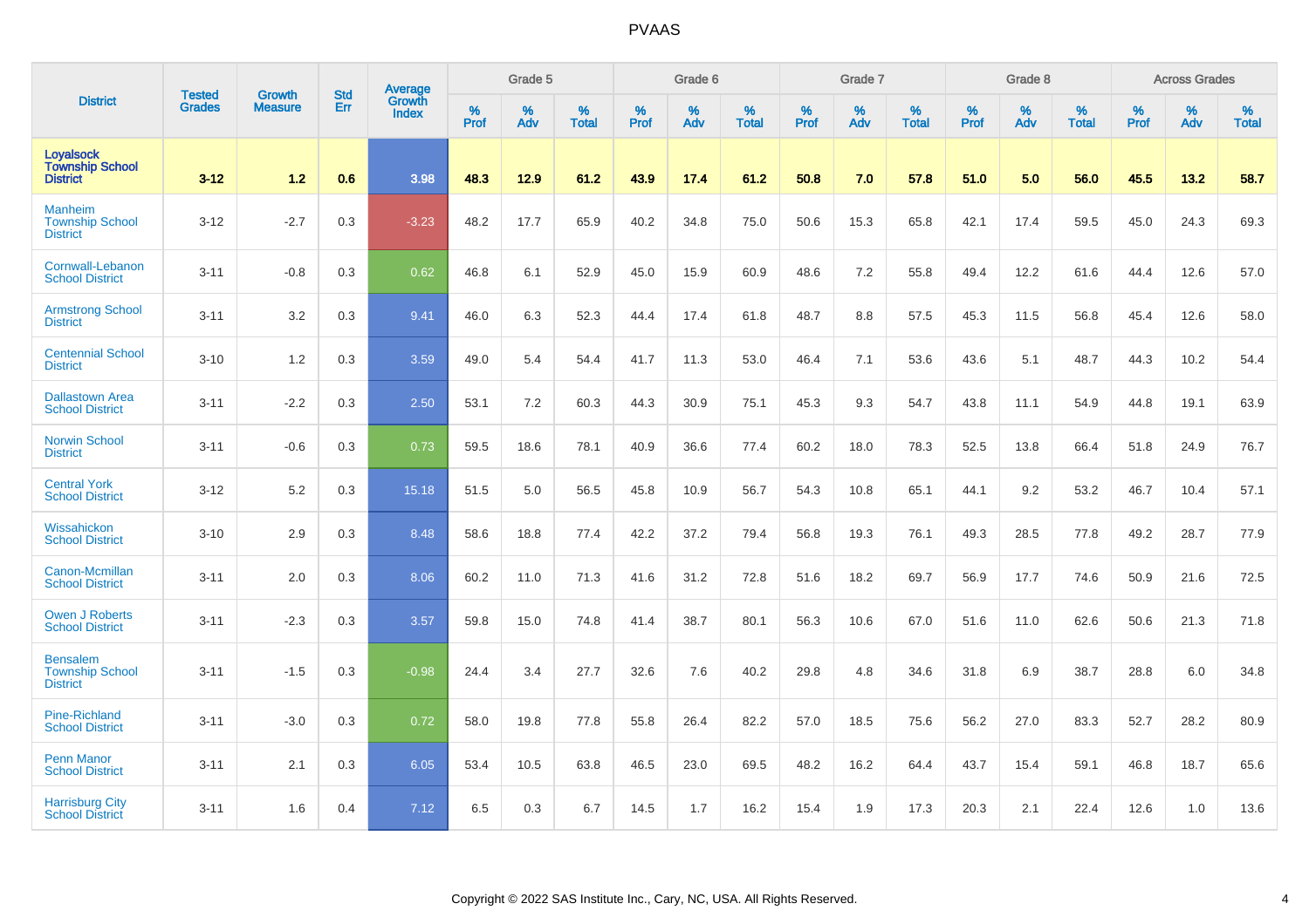# PVAAS

| District | Tested Grades | Growth Measure | Std Err | Average Growth Index | Grade 5 | | | Grade 6 | | | Grade 7 | | | Grade 8 | | | Across Grades | | |
|---|---|---|---|---|---|---|---|---|---|---|---|---|---|---|---|---|---|---|---|
| | | | | | % Prof | % Adv | % Total | % Prof | % Adv | % Total | % Prof | % Adv | % Total | % Prof | % Adv | % Total | % Prof | % Adv | % Total |
| **Loyalsock Township School District** | **3-12** | **1.2** | **0.6** | **3.98** | **48.3** | **12.9** | **61.2** | **43.9** | **17.4** | **61.2** | **50.8** | **7.0** | **57.8** | **51.0** | **5.0** | **56.0** | **45.5** | **13.2** | **58.7** |
| Manheim Township School District | 3-12 | -2.7 | 0.3 | -3.23 | 48.2 | 17.7 | 65.9 | 40.2 | 34.8 | 75.0 | 50.6 | 15.3 | 65.8 | 42.1 | 17.4 | 59.5 | 45.0 | 24.3 | 69.3 |
| Cornwall-Lebanon School District | 3-11 | -0.8 | 0.3 | 0.62 | 46.8 | 6.1 | 52.9 | 45.0 | 15.9 | 60.9 | 48.6 | 7.2 | 55.8 | 49.4 | 12.2 | 61.6 | 44.4 | 12.6 | 57.0 |
| Armstrong School District | 3-11 | 3.2 | 0.3 | 9.41 | 46.0 | 6.3 | 52.3 | 44.4 | 17.4 | 61.8 | 48.7 | 8.8 | 57.5 | 45.3 | 11.5 | 56.8 | 45.4 | 12.6 | 58.0 |
| Centennial School District | 3-10 | 1.2 | 0.3 | 3.59 | 49.0 | 5.4 | 54.4 | 41.7 | 11.3 | 53.0 | 46.4 | 7.1 | 53.6 | 43.6 | 5.1 | 48.7 | 44.3 | 10.2 | 54.4 |
| Dallastown Area School District | 3-11 | -2.2 | 0.3 | 2.50 | 53.1 | 7.2 | 60.3 | 44.3 | 30.9 | 75.1 | 45.3 | 9.3 | 54.7 | 43.8 | 11.1 | 54.9 | 44.8 | 19.1 | 63.9 |
| Norwin School District | 3-11 | -0.6 | 0.3 | 0.73 | 59.5 | 18.6 | 78.1 | 40.9 | 36.6 | 77.4 | 60.2 | 18.0 | 78.3 | 52.5 | 13.8 | 66.4 | 51.8 | 24.9 | 76.7 |
| Central York School District | 3-12 | 5.2 | 0.3 | 15.18 | 51.5 | 5.0 | 56.5 | 45.8 | 10.9 | 56.7 | 54.3 | 10.8 | 65.1 | 44.1 | 9.2 | 53.2 | 46.7 | 10.4 | 57.1 |
| Wissahickon School District | 3-10 | 2.9 | 0.3 | 8.48 | 58.6 | 18.8 | 77.4 | 42.2 | 37.2 | 79.4 | 56.8 | 19.3 | 76.1 | 49.3 | 28.5 | 77.8 | 49.2 | 28.7 | 77.9 |
| Canon-Mcmillan School District | 3-11 | 2.0 | 0.3 | 8.06 | 60.2 | 11.0 | 71.3 | 41.6 | 31.2 | 72.8 | 51.6 | 18.2 | 69.7 | 56.9 | 17.7 | 74.6 | 50.9 | 21.6 | 72.5 |
| Owen J Roberts School District | 3-11 | -2.3 | 0.3 | 3.57 | 59.8 | 15.0 | 74.8 | 41.4 | 38.7 | 80.1 | 56.3 | 10.6 | 67.0 | 51.6 | 11.0 | 62.6 | 50.6 | 21.3 | 71.8 |
| Bensalem Township School District | 3-11 | -1.5 | 0.3 | -0.98 | 24.4 | 3.4 | 27.7 | 32.6 | 7.6 | 40.2 | 29.8 | 4.8 | 34.6 | 31.8 | 6.9 | 38.7 | 28.8 | 6.0 | 34.8 |
| Pine-Richland School District | 3-11 | -3.0 | 0.3 | 0.72 | 58.0 | 19.8 | 77.8 | 55.8 | 26.4 | 82.2 | 57.0 | 18.5 | 75.6 | 56.2 | 27.0 | 83.3 | 52.7 | 28.2 | 80.9 |
| Penn Manor School District | 3-11 | 2.1 | 0.3 | 6.05 | 53.4 | 10.5 | 63.8 | 46.5 | 23.0 | 69.5 | 48.2 | 16.2 | 64.4 | 43.7 | 15.4 | 59.1 | 46.8 | 18.7 | 65.6 |
| Harrisburg City School District | 3-11 | 1.6 | 0.4 | 7.12 | 6.5 | 0.3 | 6.7 | 14.5 | 1.7 | 16.2 | 15.4 | 1.9 | 17.3 | 20.3 | 2.1 | 22.4 | 12.6 | 1.0 | 13.6 |

Copyright © 2022 SAS Institute Inc., Cary, NC, USA. All Rights Reserved.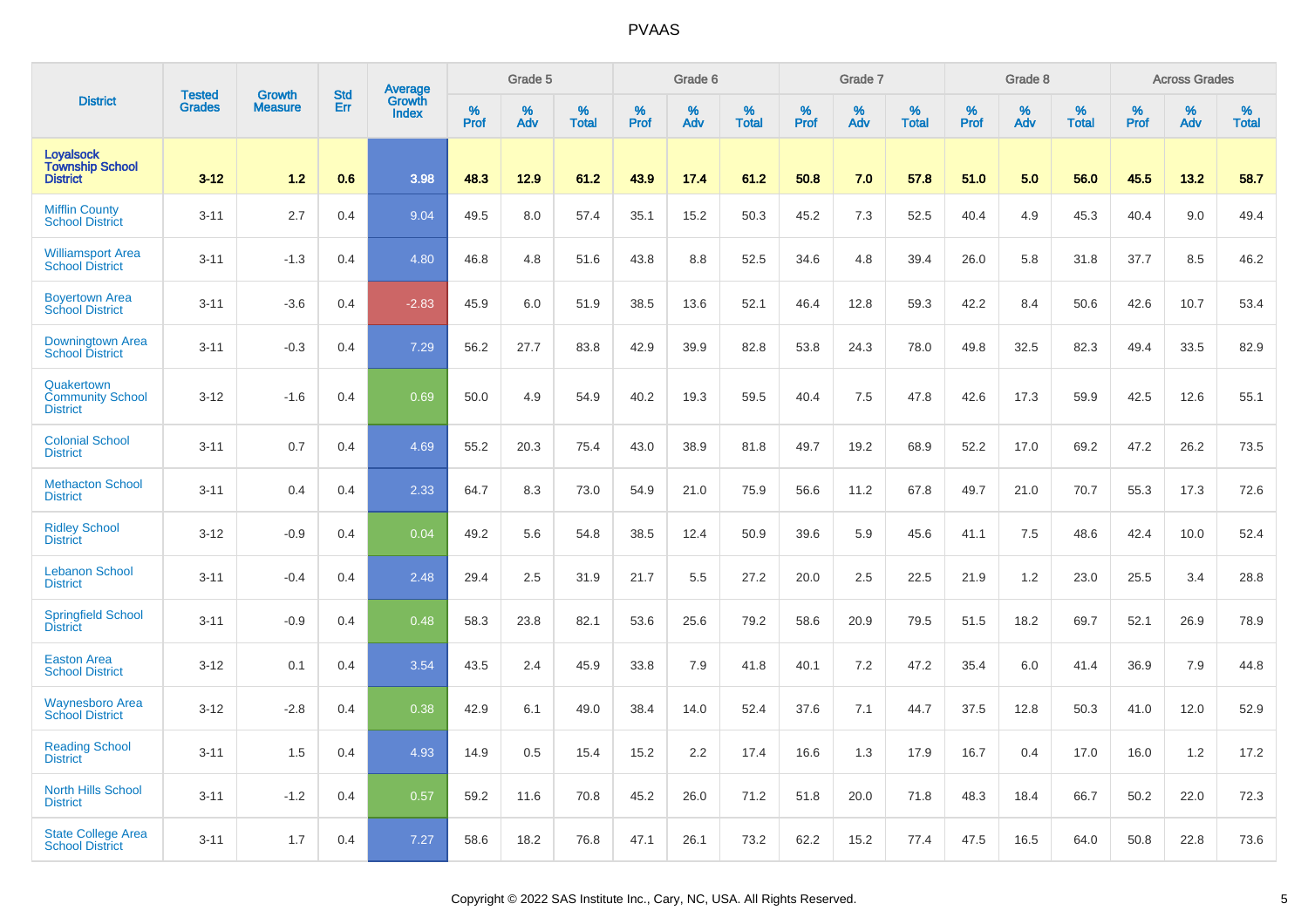| District | Tested Grades | Growth Measure | Std Err | Average Growth Index | Grade 5 | | | Grade 6 | | | Grade 7 | | | Grade 8 | | | Across Grades | | |
|---|---|---|---|---|---|---|---|---|---|---|---|---|---|---|---|---|---|---|---|
| | | | | | % Prof | % Adv | % Total | % Prof | % Adv | % Total | % Prof | % Adv | % Total | % Prof | % Adv | % Total | % Prof | % Adv | % Total |
| **Loyalsock Township School District** | **3-12** | **1.2** | **0.6** | **3.98** | **48.3** | **12.9** | **61.2** | **43.9** | **17.4** | **61.2** | **50.8** | **7.0** | **57.8** | **51.0** | **5.0** | **56.0** | **45.5** | **13.2** | **58.7** |
| Mifflin County School District | 3-11 | 2.7 | 0.4 | 9.04 | 49.5 | 8.0 | 57.4 | 35.1 | 15.2 | 50.3 | 45.2 | 7.3 | 52.5 | 40.4 | 4.9 | 45.3 | 40.4 | 9.0 | 49.4 |
| Williamsport Area School District | 3-11 | -1.3 | 0.4 | 4.80 | 46.8 | 4.8 | 51.6 | 43.8 | 8.8 | 52.5 | 34.6 | 4.8 | 39.4 | 26.0 | 5.8 | 31.8 | 37.7 | 8.5 | 46.2 |
| Boyertown Area School District | 3-11 | -3.6 | 0.4 | -2.83 | 45.9 | 6.0 | 51.9 | 38.5 | 13.6 | 52.1 | 46.4 | 12.8 | 59.3 | 42.2 | 8.4 | 50.6 | 42.6 | 10.7 | 53.4 |
| Downingtown Area School District | 3-11 | -0.3 | 0.4 | 7.29 | 56.2 | 27.7 | 83.8 | 42.9 | 39.9 | 82.8 | 53.8 | 24.3 | 78.0 | 49.8 | 32.5 | 82.3 | 49.4 | 33.5 | 82.9 |
| Quakertown Community School District | 3-12 | -1.6 | 0.4 | 0.69 | 50.0 | 4.9 | 54.9 | 40.2 | 19.3 | 59.5 | 40.4 | 7.5 | 47.8 | 42.6 | 17.3 | 59.9 | 42.5 | 12.6 | 55.1 |
| Colonial School District | 3-11 | 0.7 | 0.4 | 4.69 | 55.2 | 20.3 | 75.4 | 43.0 | 38.9 | 81.8 | 49.7 | 19.2 | 68.9 | 52.2 | 17.0 | 69.2 | 47.2 | 26.2 | 73.5 |
| Methacton School District | 3-11 | 0.4 | 0.4 | 2.33 | 64.7 | 8.3 | 73.0 | 54.9 | 21.0 | 75.9 | 56.6 | 11.2 | 67.8 | 49.7 | 21.0 | 70.7 | 55.3 | 17.3 | 72.6 |
| Ridley School District | 3-12 | -0.9 | 0.4 | 0.04 | 49.2 | 5.6 | 54.8 | 38.5 | 12.4 | 50.9 | 39.6 | 5.9 | 45.6 | 41.1 | 7.5 | 48.6 | 42.4 | 10.0 | 52.4 |
| Lebanon School District | 3-11 | -0.4 | 0.4 | 2.48 | 29.4 | 2.5 | 31.9 | 21.7 | 5.5 | 27.2 | 20.0 | 2.5 | 22.5 | 21.9 | 1.2 | 23.0 | 25.5 | 3.4 | 28.8 |
| Springfield School District | 3-11 | -0.9 | 0.4 | 0.48 | 58.3 | 23.8 | 82.1 | 53.6 | 25.6 | 79.2 | 58.6 | 20.9 | 79.5 | 51.5 | 18.2 | 69.7 | 52.1 | 26.9 | 78.9 |
| Easton Area School District | 3-12 | 0.1 | 0.4 | 3.54 | 43.5 | 2.4 | 45.9 | 33.8 | 7.9 | 41.8 | 40.1 | 7.2 | 47.2 | 35.4 | 6.0 | 41.4 | 36.9 | 7.9 | 44.8 |
| Waynesboro Area School District | 3-12 | -2.8 | 0.4 | 0.38 | 42.9 | 6.1 | 49.0 | 38.4 | 14.0 | 52.4 | 37.6 | 7.1 | 44.7 | 37.5 | 12.8 | 50.3 | 41.0 | 12.0 | 52.9 |
| Reading School District | 3-11 | 1.5 | 0.4 | 4.93 | 14.9 | 0.5 | 15.4 | 15.2 | 2.2 | 17.4 | 16.6 | 1.3 | 17.9 | 16.7 | 0.4 | 17.0 | 16.0 | 1.2 | 17.2 |
| North Hills School District | 3-11 | -1.2 | 0.4 | 0.57 | 59.2 | 11.6 | 70.8 | 45.2 | 26.0 | 71.2 | 51.8 | 20.0 | 71.8 | 48.3 | 18.4 | 66.7 | 50.2 | 22.0 | 72.3 |
| State College Area School District | 3-11 | 1.7 | 0.4 | 7.27 | 58.6 | 18.2 | 76.8 | 47.1 | 26.1 | 73.2 | 62.2 | 15.2 | 77.4 | 47.5 | 16.5 | 64.0 | 50.8 | 22.8 | 73.6 |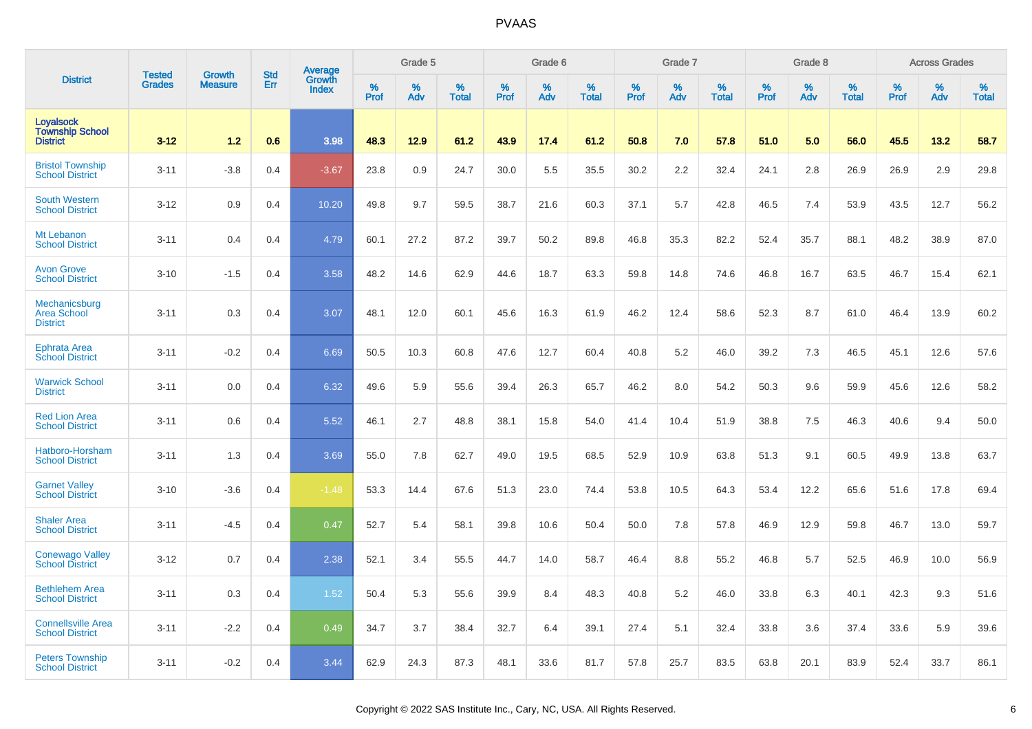| District | Tested Grades | Growth Measure | Std Err | Average Growth Index | Grade 5 | | | Grade 6 | | | Grade 7 | | | Grade 8 | | | Across Grades | | |
|---|---|---|---|---|---|---|---|---|---|---|---|---|---|---|---|---|---|---|---|
| | | | | | % Prof | % Adv | % Total | % Prof | % Adv | % Total | % Prof | % Adv | % Total | % Prof | % Adv | % Total | % Prof | % Adv | % Total |
| **Loyalsock Township School District** | **3-12** | **1.2** | **0.6** | **3.98** | **48.3** | **12.9** | **61.2** | **43.9** | **17.4** | **61.2** | **50.8** | **7.0** | **57.8** | **51.0** | **5.0** | **56.0** | **45.5** | **13.2** | **58.7** |
| Bristol Township School District | 3-11 | -3.8 | 0.4 | -3.67 | 23.8 | 0.9 | 24.7 | 30.0 | 5.5 | 35.5 | 30.2 | 2.2 | 32.4 | 24.1 | 2.8 | 26.9 | 26.9 | 2.9 | 29.8 |
| South Western School District | 3-12 | 0.9 | 0.4 | 10.20 | 49.8 | 9.7 | 59.5 | 38.7 | 21.6 | 60.3 | 37.1 | 5.7 | 42.8 | 46.5 | 7.4 | 53.9 | 43.5 | 12.7 | 56.2 |
| Mt Lebanon School District | 3-11 | 0.4 | 0.4 | 4.79 | 60.1 | 27.2 | 87.2 | 39.7 | 50.2 | 89.8 | 46.8 | 35.3 | 82.2 | 52.4 | 35.7 | 88.1 | 48.2 | 38.9 | 87.0 |
| Avon Grove School District | 3-10 | -1.5 | 0.4 | 3.58 | 48.2 | 14.6 | 62.9 | 44.6 | 18.7 | 63.3 | 59.8 | 14.8 | 74.6 | 46.8 | 16.7 | 63.5 | 46.7 | 15.4 | 62.1 |
| Mechanicsburg Area School District | 3-11 | 0.3 | 0.4 | 3.07 | 48.1 | 12.0 | 60.1 | 45.6 | 16.3 | 61.9 | 46.2 | 12.4 | 58.6 | 52.3 | 8.7 | 61.0 | 46.4 | 13.9 | 60.2 |
| Ephrata Area School District | 3-11 | -0.2 | 0.4 | 6.69 | 50.5 | 10.3 | 60.8 | 47.6 | 12.7 | 60.4 | 40.8 | 5.2 | 46.0 | 39.2 | 7.3 | 46.5 | 45.1 | 12.6 | 57.6 |
| Warwick School District | 3-11 | 0.0 | 0.4 | 6.32 | 49.6 | 5.9 | 55.6 | 39.4 | 26.3 | 65.7 | 46.2 | 8.0 | 54.2 | 50.3 | 9.6 | 59.9 | 45.6 | 12.6 | 58.2 |
| Red Lion Area School District | 3-11 | 0.6 | 0.4 | 5.52 | 46.1 | 2.7 | 48.8 | 38.1 | 15.8 | 54.0 | 41.4 | 10.4 | 51.9 | 38.8 | 7.5 | 46.3 | 40.6 | 9.4 | 50.0 |
| Hatboro-Horsham School District | 3-11 | 1.3 | 0.4 | 3.69 | 55.0 | 7.8 | 62.7 | 49.0 | 19.5 | 68.5 | 52.9 | 10.9 | 63.8 | 51.3 | 9.1 | 60.5 | 49.9 | 13.8 | 63.7 |
| Garnet Valley School District | 3-10 | -3.6 | 0.4 | -1.48 | 53.3 | 14.4 | 67.6 | 51.3 | 23.0 | 74.4 | 53.8 | 10.5 | 64.3 | 53.4 | 12.2 | 65.6 | 51.6 | 17.8 | 69.4 |
| Shaler Area School District | 3-11 | -4.5 | 0.4 | 0.47 | 52.7 | 5.4 | 58.1 | 39.8 | 10.6 | 50.4 | 50.0 | 7.8 | 57.8 | 46.9 | 12.9 | 59.8 | 46.7 | 13.0 | 59.7 |
| Conewago Valley School District | 3-12 | 0.7 | 0.4 | 2.38 | 52.1 | 3.4 | 55.5 | 44.7 | 14.0 | 58.7 | 46.4 | 8.8 | 55.2 | 46.8 | 5.7 | 52.5 | 46.9 | 10.0 | 56.9 |
| Bethlehem Area School District | 3-11 | 0.3 | 0.4 | 1.52 | 50.4 | 5.3 | 55.6 | 39.9 | 8.4 | 48.3 | 40.8 | 5.2 | 46.0 | 33.8 | 6.3 | 40.1 | 42.3 | 9.3 | 51.6 |
| Connellsville Area School District | 3-11 | -2.2 | 0.4 | 0.49 | 34.7 | 3.7 | 38.4 | 32.7 | 6.4 | 39.1 | 27.4 | 5.1 | 32.4 | 33.8 | 3.6 | 37.4 | 33.6 | 5.9 | 39.6 |
| Peters Township School District | 3-11 | -0.2 | 0.4 | 3.44 | 62.9 | 24.3 | 87.3 | 48.1 | 33.6 | 81.7 | 57.8 | 25.7 | 83.5 | 63.8 | 20.1 | 83.9 | 52.4 | 33.7 | 86.1 |

Copyright © 2022 SAS Institute Inc., Cary, NC, USA. All Rights Reserved.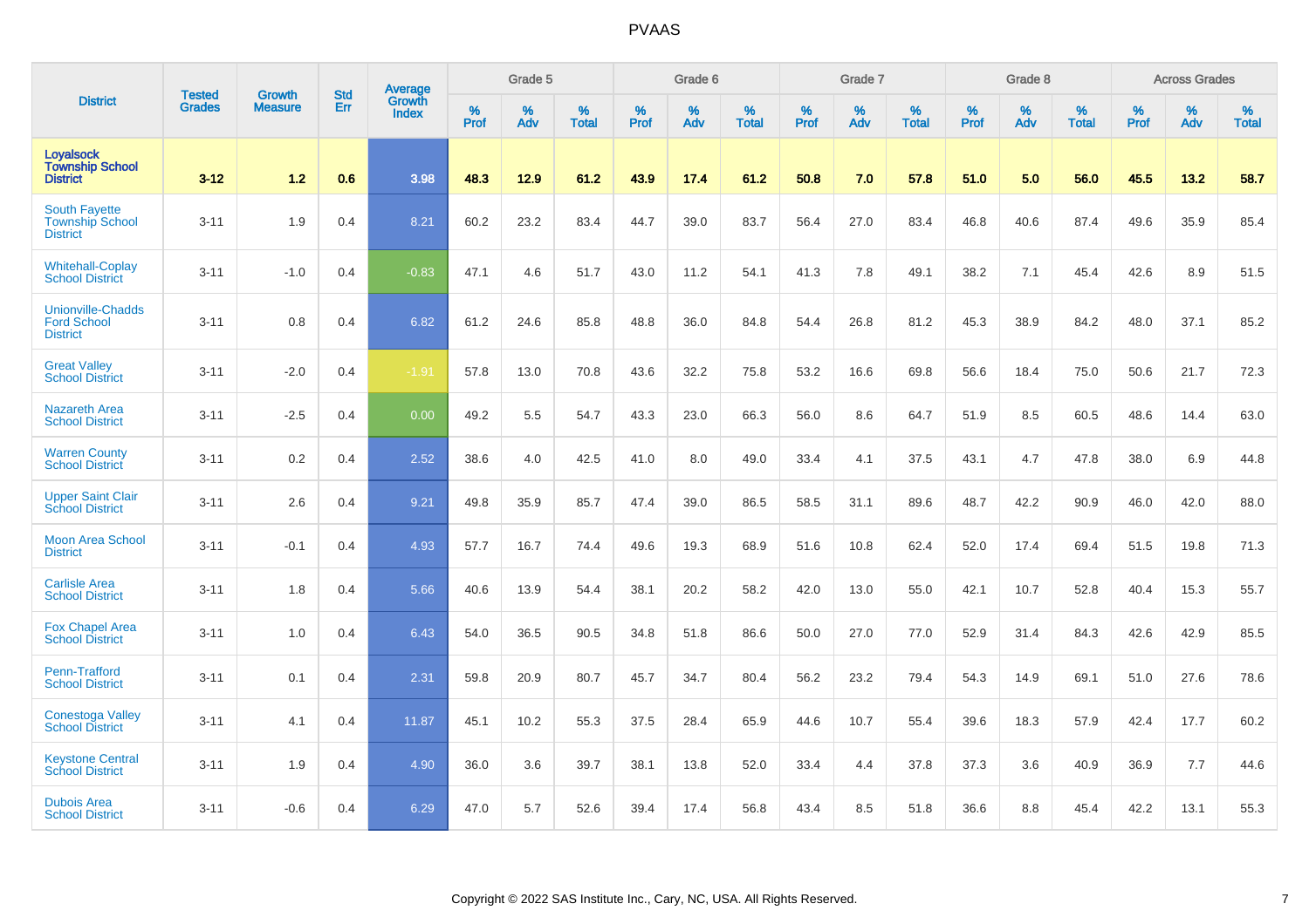| District | Tested Grades | Growth Measure | Std Err | Average Growth Index | Grade 5 | | | Grade 6 | | | Grade 7 | | | Grade 8 | | | Across Grades | | |
|---|---|---|---|---|---|---|---|---|---|---|---|---|---|---|---|---|---|---|---|
| | | | | | % Prof | % Adv | % Total | % Prof | % Adv | % Total | % Prof | % Adv | % Total | % Prof | % Adv | % Total | % Prof | % Adv | % Total |
| **Loyalsock Township School District** | **3-12** | **1.2** | **0.6** | **3.98** | **48.3** | **12.9** | **61.2** | **43.9** | **17.4** | **61.2** | **50.8** | **7.0** | **57.8** | **51.0** | **5.0** | **56.0** | **45.5** | **13.2** | **58.7** |
| South Fayette Township School District | 3-11 | 1.9 | 0.4 | 8.21 | 60.2 | 23.2 | 83.4 | 44.7 | 39.0 | 83.7 | 56.4 | 27.0 | 83.4 | 46.8 | 40.6 | 87.4 | 49.6 | 35.9 | 85.4 |
| Whitehall-Coplay School District | 3-11 | -1.0 | 0.4 | -0.83 | 47.1 | 4.6 | 51.7 | 43.0 | 11.2 | 54.1 | 41.3 | 7.8 | 49.1 | 38.2 | 7.1 | 45.4 | 42.6 | 8.9 | 51.5 |
| Unionville-Chadds Ford School District | 3-11 | 0.8 | 0.4 | 6.82 | 61.2 | 24.6 | 85.8 | 48.8 | 36.0 | 84.8 | 54.4 | 26.8 | 81.2 | 45.3 | 38.9 | 84.2 | 48.0 | 37.1 | 85.2 |
| Great Valley School District | 3-11 | -2.0 | 0.4 | -1.91 | 57.8 | 13.0 | 70.8 | 43.6 | 32.2 | 75.8 | 53.2 | 16.6 | 69.8 | 56.6 | 18.4 | 75.0 | 50.6 | 21.7 | 72.3 |
| Nazareth Area School District | 3-11 | -2.5 | 0.4 | 0.00 | 49.2 | 5.5 | 54.7 | 43.3 | 23.0 | 66.3 | 56.0 | 8.6 | 64.7 | 51.9 | 8.5 | 60.5 | 48.6 | 14.4 | 63.0 |
| Warren County School District | 3-11 | 0.2 | 0.4 | 2.52 | 38.6 | 4.0 | 42.5 | 41.0 | 8.0 | 49.0 | 33.4 | 4.1 | 37.5 | 43.1 | 4.7 | 47.8 | 38.0 | 6.9 | 44.8 |
| Upper Saint Clair School District | 3-11 | 2.6 | 0.4 | 9.21 | 49.8 | 35.9 | 85.7 | 47.4 | 39.0 | 86.5 | 58.5 | 31.1 | 89.6 | 48.7 | 42.2 | 90.9 | 46.0 | 42.0 | 88.0 |
| Moon Area School District | 3-11 | -0.1 | 0.4 | 4.93 | 57.7 | 16.7 | 74.4 | 49.6 | 19.3 | 68.9 | 51.6 | 10.8 | 62.4 | 52.0 | 17.4 | 69.4 | 51.5 | 19.8 | 71.3 |
| Carlisle Area School District | 3-11 | 1.8 | 0.4 | 5.66 | 40.6 | 13.9 | 54.4 | 38.1 | 20.2 | 58.2 | 42.0 | 13.0 | 55.0 | 42.1 | 10.7 | 52.8 | 40.4 | 15.3 | 55.7 |
| Fox Chapel Area School District | 3-11 | 1.0 | 0.4 | 6.43 | 54.0 | 36.5 | 90.5 | 34.8 | 51.8 | 86.6 | 50.0 | 27.0 | 77.0 | 52.9 | 31.4 | 84.3 | 42.6 | 42.9 | 85.5 |
| Penn-Trafford School District | 3-11 | 0.1 | 0.4 | 2.31 | 59.8 | 20.9 | 80.7 | 45.7 | 34.7 | 80.4 | 56.2 | 23.2 | 79.4 | 54.3 | 14.9 | 69.1 | 51.0 | 27.6 | 78.6 |
| Conestoga Valley School District | 3-11 | 4.1 | 0.4 | 11.87 | 45.1 | 10.2 | 55.3 | 37.5 | 28.4 | 65.9 | 44.6 | 10.7 | 55.4 | 39.6 | 18.3 | 57.9 | 42.4 | 17.7 | 60.2 |
| Keystone Central School District | 3-11 | 1.9 | 0.4 | 4.90 | 36.0 | 3.6 | 39.7 | 38.1 | 13.8 | 52.0 | 33.4 | 4.4 | 37.8 | 37.3 | 3.6 | 40.9 | 36.9 | 7.7 | 44.6 |
| Dubois Area School District | 3-11 | -0.6 | 0.4 | 6.29 | 47.0 | 5.7 | 52.6 | 39.4 | 17.4 | 56.8 | 43.4 | 8.5 | 51.8 | 36.6 | 8.8 | 45.4 | 42.2 | 13.1 | 55.3 |

Copyright © 2022 SAS Institute Inc., Cary, NC, USA. All Rights Reserved.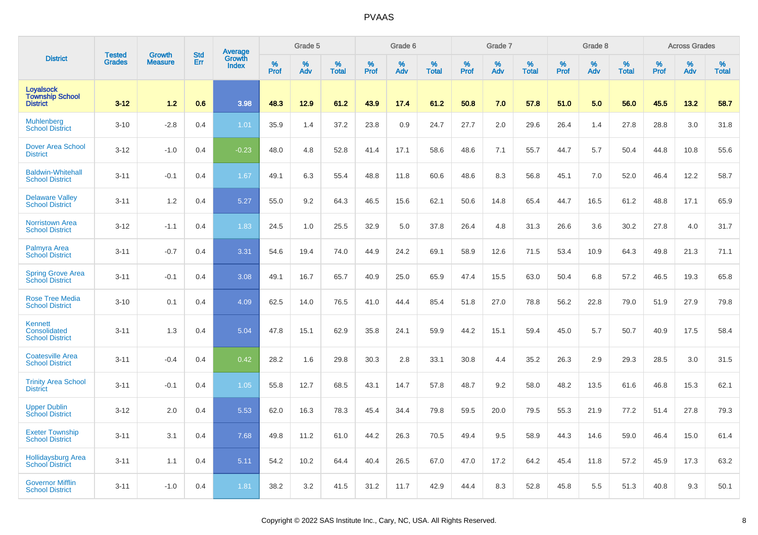# PVAAS

| District | Tested Grades | Growth Measure | Std Err | Average Growth Index | Grade 5 | | | Grade 6 | | | Grade 7 | | | Grade 8 | | | Across Grades | | |
|---|---|---|---|---|---|---|---|---|---|---|---|---|---|---|---|---|---|---|---|
| | | | | | % Prof | % Adv | % Total | % Prof | % Adv | % Total | % Prof | % Adv | % Total | % Prof | % Adv | % Total | % Prof | % Adv | % Total |
| **Loyalsock Township School District** | **3-12** | **1.2** | **0.6** | **3.98** | **48.3** | **12.9** | **61.2** | **43.9** | **17.4** | **61.2** | **50.8** | **7.0** | **57.8** | **51.0** | **5.0** | **56.0** | **45.5** | **13.2** | **58.7** |
| Muhlenberg School District | 3-10 | -2.8 | 0.4 | 1.01 | 35.9 | 1.4 | 37.2 | 23.8 | 0.9 | 24.7 | 27.7 | 2.0 | 29.6 | 26.4 | 1.4 | 27.8 | 28.8 | 3.0 | 31.8 |
| Dover Area School District | 3-12 | -1.0 | 0.4 | -0.23 | 48.0 | 4.8 | 52.8 | 41.4 | 17.1 | 58.6 | 48.6 | 7.1 | 55.7 | 44.7 | 5.7 | 50.4 | 44.8 | 10.8 | 55.6 |
| Baldwin-Whitehall School District | 3-11 | -0.1 | 0.4 | 1.67 | 49.1 | 6.3 | 55.4 | 48.8 | 11.8 | 60.6 | 48.6 | 8.3 | 56.8 | 45.1 | 7.0 | 52.0 | 46.4 | 12.2 | 58.7 |
| Delaware Valley School District | 3-11 | 1.2 | 0.4 | 5.27 | 55.0 | 9.2 | 64.3 | 46.5 | 15.6 | 62.1 | 50.6 | 14.8 | 65.4 | 44.7 | 16.5 | 61.2 | 48.8 | 17.1 | 65.9 |
| Norristown Area School District | 3-12 | -1.1 | 0.4 | 1.83 | 24.5 | 1.0 | 25.5 | 32.9 | 5.0 | 37.8 | 26.4 | 4.8 | 31.3 | 26.6 | 3.6 | 30.2 | 27.8 | 4.0 | 31.7 |
| Palmyra Area School District | 3-11 | -0.7 | 0.4 | 3.31 | 54.6 | 19.4 | 74.0 | 44.9 | 24.2 | 69.1 | 58.9 | 12.6 | 71.5 | 53.4 | 10.9 | 64.3 | 49.8 | 21.3 | 71.1 |
| Spring Grove Area School District | 3-11 | -0.1 | 0.4 | 3.08 | 49.1 | 16.7 | 65.7 | 40.9 | 25.0 | 65.9 | 47.4 | 15.5 | 63.0 | 50.4 | 6.8 | 57.2 | 46.5 | 19.3 | 65.8 |
| Rose Tree Media School District | 3-10 | 0.1 | 0.4 | 4.09 | 62.5 | 14.0 | 76.5 | 41.0 | 44.4 | 85.4 | 51.8 | 27.0 | 78.8 | 56.2 | 22.8 | 79.0 | 51.9 | 27.9 | 79.8 |
| Kennett Consolidated School District | 3-11 | 1.3 | 0.4 | 5.04 | 47.8 | 15.1 | 62.9 | 35.8 | 24.1 | 59.9 | 44.2 | 15.1 | 59.4 | 45.0 | 5.7 | 50.7 | 40.9 | 17.5 | 58.4 |
| Coatesville Area School District | 3-11 | -0.4 | 0.4 | 0.42 | 28.2 | 1.6 | 29.8 | 30.3 | 2.8 | 33.1 | 30.8 | 4.4 | 35.2 | 26.3 | 2.9 | 29.3 | 28.5 | 3.0 | 31.5 |
| Trinity Area School District | 3-11 | -0.1 | 0.4 | 1.05 | 55.8 | 12.7 | 68.5 | 43.1 | 14.7 | 57.8 | 48.7 | 9.2 | 58.0 | 48.2 | 13.5 | 61.6 | 46.8 | 15.3 | 62.1 |
| Upper Dublin School District | 3-12 | 2.0 | 0.4 | 5.53 | 62.0 | 16.3 | 78.3 | 45.4 | 34.4 | 79.8 | 59.5 | 20.0 | 79.5 | 55.3 | 21.9 | 77.2 | 51.4 | 27.8 | 79.3 |
| Exeter Township School District | 3-11 | 3.1 | 0.4 | 7.68 | 49.8 | 11.2 | 61.0 | 44.2 | 26.3 | 70.5 | 49.4 | 9.5 | 58.9 | 44.3 | 14.6 | 59.0 | 46.4 | 15.0 | 61.4 |
| Hollidaysburg Area School District | 3-11 | 1.1 | 0.4 | 5.11 | 54.2 | 10.2 | 64.4 | 40.4 | 26.5 | 67.0 | 47.0 | 17.2 | 64.2 | 45.4 | 11.8 | 57.2 | 45.9 | 17.3 | 63.2 |
| Governor Mifflin School District | 3-11 | -1.0 | 0.4 | 1.81 | 38.2 | 3.2 | 41.5 | 31.2 | 11.7 | 42.9 | 44.4 | 8.3 | 52.8 | 45.8 | 5.5 | 51.3 | 40.8 | 9.3 | 50.1 |

Copyright © 2022 SAS Institute Inc., Cary, NC, USA. All Rights Reserved.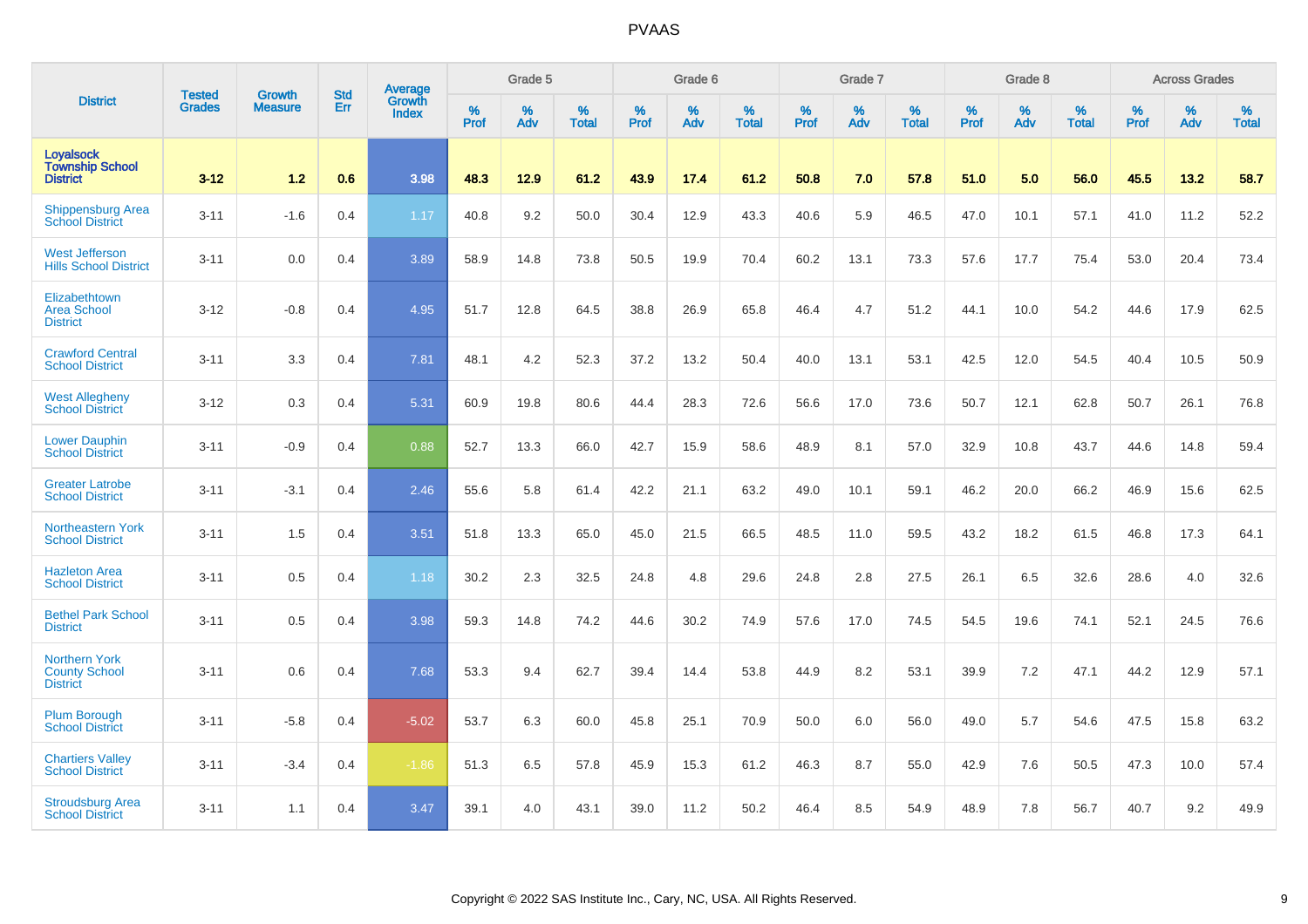# PVAAS

| District | Tested Grades | Growth Measure | Std Err | Average Growth Index | Grade 5 | | | Grade 6 | | | Grade 7 | | | Grade 8 | | | Across Grades | | |
|---|---|---|---|---|---|---|---|---|---|---|---|---|---|---|---|---|---|---|---|
| | | | | | % Prof | % Adv | % Total | % Prof | % Adv | % Total | % Prof | % Adv | % Total | % Prof | % Adv | % Total | % Prof | % Adv | % Total |
| **Loyalsock Township School District** | **3-12** | **1.2** | **0.6** | **3.98** | **48.3** | **12.9** | **61.2** | **43.9** | **17.4** | **61.2** | **50.8** | **7.0** | **57.8** | **51.0** | **5.0** | **56.0** | **45.5** | **13.2** | **58.7** |
| Shippensburg Area School District | 3-11 | -1.6 | 0.4 | 1.17 | 40.8 | 9.2 | 50.0 | 30.4 | 12.9 | 43.3 | 40.6 | 5.9 | 46.5 | 47.0 | 10.1 | 57.1 | 41.0 | 11.2 | 52.2 |
| West Jefferson Hills School District | 3-11 | 0.0 | 0.4 | 3.89 | 58.9 | 14.8 | 73.8 | 50.5 | 19.9 | 70.4 | 60.2 | 13.1 | 73.3 | 57.6 | 17.7 | 75.4 | 53.0 | 20.4 | 73.4 |
| Elizabethtown Area School District | 3-12 | -0.8 | 0.4 | 4.95 | 51.7 | 12.8 | 64.5 | 38.8 | 26.9 | 65.8 | 46.4 | 4.7 | 51.2 | 44.1 | 10.0 | 54.2 | 44.6 | 17.9 | 62.5 |
| Crawford Central School District | 3-11 | 3.3 | 0.4 | 7.81 | 48.1 | 4.2 | 52.3 | 37.2 | 13.2 | 50.4 | 40.0 | 13.1 | 53.1 | 42.5 | 12.0 | 54.5 | 40.4 | 10.5 | 50.9 |
| West Allegheny School District | 3-12 | 0.3 | 0.4 | 5.31 | 60.9 | 19.8 | 80.6 | 44.4 | 28.3 | 72.6 | 56.6 | 17.0 | 73.6 | 50.7 | 12.1 | 62.8 | 50.7 | 26.1 | 76.8 |
| Lower Dauphin School District | 3-11 | -0.9 | 0.4 | 0.88 | 52.7 | 13.3 | 66.0 | 42.7 | 15.9 | 58.6 | 48.9 | 8.1 | 57.0 | 32.9 | 10.8 | 43.7 | 44.6 | 14.8 | 59.4 |
| Greater Latrobe School District | 3-11 | -3.1 | 0.4 | 2.46 | 55.6 | 5.8 | 61.4 | 42.2 | 21.1 | 63.2 | 49.0 | 10.1 | 59.1 | 46.2 | 20.0 | 66.2 | 46.9 | 15.6 | 62.5 |
| Northeastern York School District | 3-11 | 1.5 | 0.4 | 3.51 | 51.8 | 13.3 | 65.0 | 45.0 | 21.5 | 66.5 | 48.5 | 11.0 | 59.5 | 43.2 | 18.2 | 61.5 | 46.8 | 17.3 | 64.1 |
| Hazleton Area School District | 3-11 | 0.5 | 0.4 | 1.18 | 30.2 | 2.3 | 32.5 | 24.8 | 4.8 | 29.6 | 24.8 | 2.8 | 27.5 | 26.1 | 6.5 | 32.6 | 28.6 | 4.0 | 32.6 |
| Bethel Park School District | 3-11 | 0.5 | 0.4 | 3.98 | 59.3 | 14.8 | 74.2 | 44.6 | 30.2 | 74.9 | 57.6 | 17.0 | 74.5 | 54.5 | 19.6 | 74.1 | 52.1 | 24.5 | 76.6 |
| Northern York County School District | 3-11 | 0.6 | 0.4 | 7.68 | 53.3 | 9.4 | 62.7 | 39.4 | 14.4 | 53.8 | 44.9 | 8.2 | 53.1 | 39.9 | 7.2 | 47.1 | 44.2 | 12.9 | 57.1 |
| Plum Borough School District | 3-11 | -5.8 | 0.4 | -5.02 | 53.7 | 6.3 | 60.0 | 45.8 | 25.1 | 70.9 | 50.0 | 6.0 | 56.0 | 49.0 | 5.7 | 54.6 | 47.5 | 15.8 | 63.2 |
| Chartiers Valley School District | 3-11 | -3.4 | 0.4 | -1.86 | 51.3 | 6.5 | 57.8 | 45.9 | 15.3 | 61.2 | 46.3 | 8.7 | 55.0 | 42.9 | 7.6 | 50.5 | 47.3 | 10.0 | 57.4 |
| Stroudsburg Area School District | 3-11 | 1.1 | 0.4 | 3.47 | 39.1 | 4.0 | 43.1 | 39.0 | 11.2 | 50.2 | 46.4 | 8.5 | 54.9 | 48.9 | 7.8 | 56.7 | 40.7 | 9.2 | 49.9 |

Copyright © 2022 SAS Institute Inc., Cary, NC, USA. All Rights Reserved.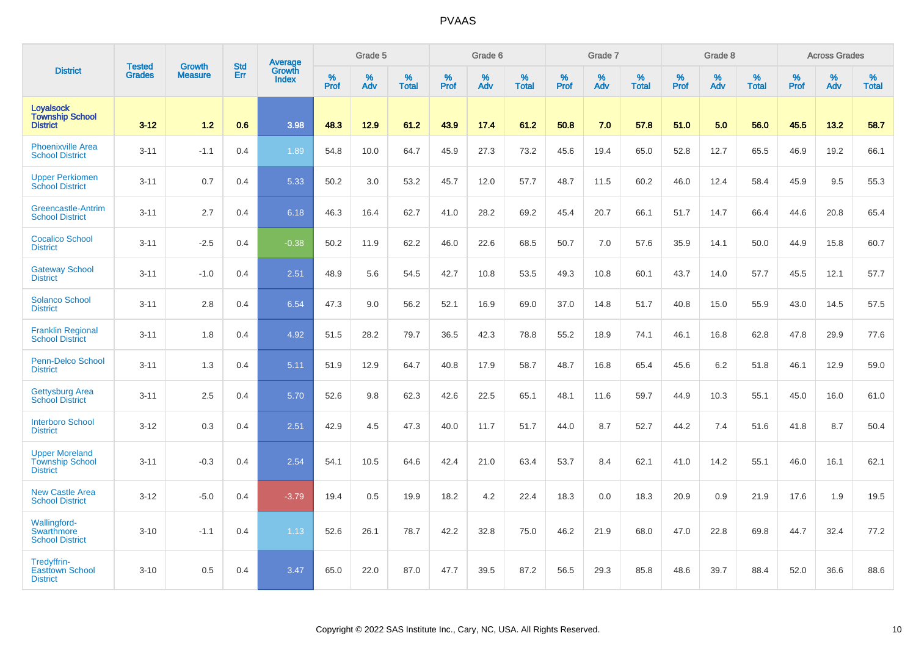# PVAAS

| District | Tested Grades | Growth Measure | Std Err | Average Growth Index | Grade 5 | | | Grade 6 | | | Grade 7 | | | Grade 8 | | | Across Grades | | |
|---|---|---|---|---|---|---|---|---|---|---|---|---|---|---|---|---|---|---|---|
| | | | | | % Prof | % Adv | % Total | % Prof | % Adv | % Total | % Prof | % Adv | % Total | % Prof | % Adv | % Total | % Prof | % Adv | % Total |
| **Loyalsock Township School District** | **3-12** | **1.2** | **0.6** | **3.98** | **48.3** | **12.9** | **61.2** | **43.9** | **17.4** | **61.2** | **50.8** | **7.0** | **57.8** | **51.0** | **5.0** | **56.0** | **45.5** | **13.2** | **58.7** |
| Phoenixville Area School District | 3-11 | -1.1 | 0.4 | 1.89 | 54.8 | 10.0 | 64.7 | 45.9 | 27.3 | 73.2 | 45.6 | 19.4 | 65.0 | 52.8 | 12.7 | 65.5 | 46.9 | 19.2 | 66.1 |
| Upper Perkiomen School District | 3-11 | 0.7 | 0.4 | 5.33 | 50.2 | 3.0 | 53.2 | 45.7 | 12.0 | 57.7 | 48.7 | 11.5 | 60.2 | 46.0 | 12.4 | 58.4 | 45.9 | 9.5 | 55.3 |
| Greencastle-Antrim School District | 3-11 | 2.7 | 0.4 | 6.18 | 46.3 | 16.4 | 62.7 | 41.0 | 28.2 | 69.2 | 45.4 | 20.7 | 66.1 | 51.7 | 14.7 | 66.4 | 44.6 | 20.8 | 65.4 |
| Cocalico School District | 3-11 | -2.5 | 0.4 | -0.38 | 50.2 | 11.9 | 62.2 | 46.0 | 22.6 | 68.5 | 50.7 | 7.0 | 57.6 | 35.9 | 14.1 | 50.0 | 44.9 | 15.8 | 60.7 |
| Gateway School District | 3-11 | -1.0 | 0.4 | 2.51 | 48.9 | 5.6 | 54.5 | 42.7 | 10.8 | 53.5 | 49.3 | 10.8 | 60.1 | 43.7 | 14.0 | 57.7 | 45.5 | 12.1 | 57.7 |
| Solanco School District | 3-11 | 2.8 | 0.4 | 6.54 | 47.3 | 9.0 | 56.2 | 52.1 | 16.9 | 69.0 | 37.0 | 14.8 | 51.7 | 40.8 | 15.0 | 55.9 | 43.0 | 14.5 | 57.5 |
| Franklin Regional School District | 3-11 | 1.8 | 0.4 | 4.92 | 51.5 | 28.2 | 79.7 | 36.5 | 42.3 | 78.8 | 55.2 | 18.9 | 74.1 | 46.1 | 16.8 | 62.8 | 47.8 | 29.9 | 77.6 |
| Penn-Delco School District | 3-11 | 1.3 | 0.4 | 5.11 | 51.9 | 12.9 | 64.7 | 40.8 | 17.9 | 58.7 | 48.7 | 16.8 | 65.4 | 45.6 | 6.2 | 51.8 | 46.1 | 12.9 | 59.0 |
| Gettysburg Area School District | 3-11 | 2.5 | 0.4 | 5.70 | 52.6 | 9.8 | 62.3 | 42.6 | 22.5 | 65.1 | 48.1 | 11.6 | 59.7 | 44.9 | 10.3 | 55.1 | 45.0 | 16.0 | 61.0 |
| Interboro School District | 3-12 | 0.3 | 0.4 | 2.51 | 42.9 | 4.5 | 47.3 | 40.0 | 11.7 | 51.7 | 44.0 | 8.7 | 52.7 | 44.2 | 7.4 | 51.6 | 41.8 | 8.7 | 50.4 |
| Upper Moreland Township School District | 3-11 | -0.3 | 0.4 | 2.54 | 54.1 | 10.5 | 64.6 | 42.4 | 21.0 | 63.4 | 53.7 | 8.4 | 62.1 | 41.0 | 14.2 | 55.1 | 46.0 | 16.1 | 62.1 |
| New Castle Area School District | 3-12 | -5.0 | 0.4 | -3.79 | 19.4 | 0.5 | 19.9 | 18.2 | 4.2 | 22.4 | 18.3 | 0.0 | 18.3 | 20.9 | 0.9 | 21.9 | 17.6 | 1.9 | 19.5 |
| Wallingford-Swarthmore School District | 3-10 | -1.1 | 0.4 | 1.13 | 52.6 | 26.1 | 78.7 | 42.2 | 32.8 | 75.0 | 46.2 | 21.9 | 68.0 | 47.0 | 22.8 | 69.8 | 44.7 | 32.4 | 77.2 |
| Tredyffrin-Easttown School District | 3-10 | 0.5 | 0.4 | 3.47 | 65.0 | 22.0 | 87.0 | 47.7 | 39.5 | 87.2 | 56.5 | 29.3 | 85.8 | 48.6 | 39.7 | 88.4 | 52.0 | 36.6 | 88.6 |

Copyright © 2022 SAS Institute Inc., Cary, NC, USA. All Rights Reserved.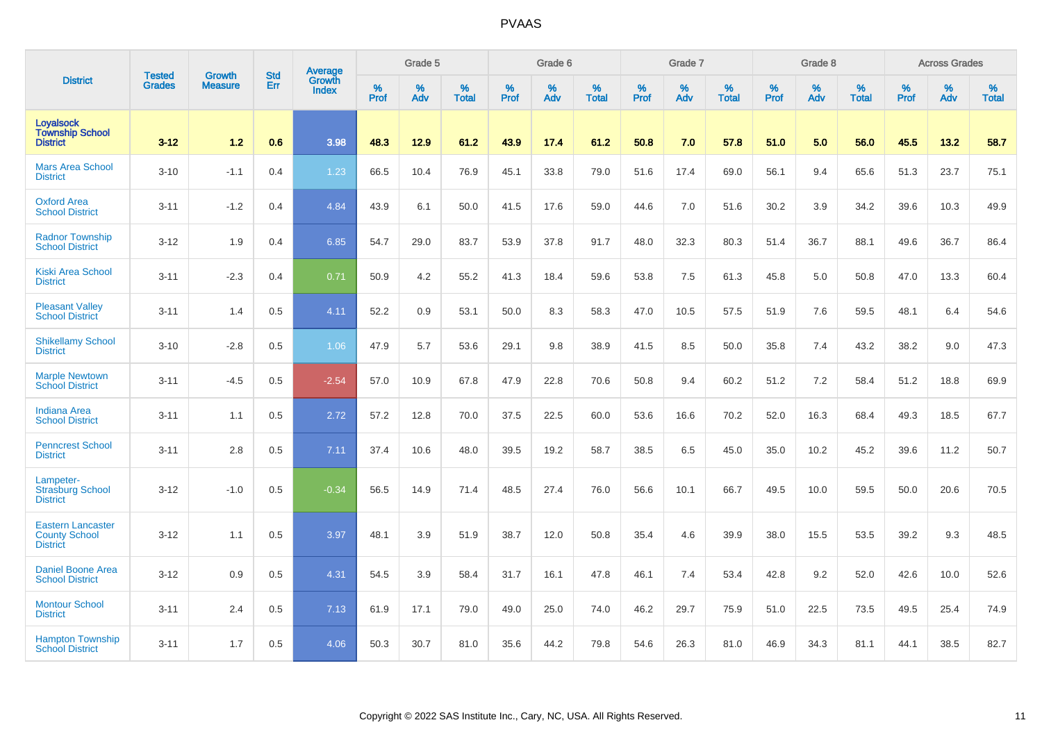# PVAAS

| District | Tested Grades | Growth Measure | Std Err | Average Growth Index | Grade 5 | | | Grade 6 | | | Grade 7 | | | Grade 8 | | | Across Grades | | |
|---|---|---|---|---|---|---|---|---|---|---|---|---|---|---|---|---|---|---|---|
| | | | | | % Prof | % Adv | % Total | % Prof | % Adv | % Total | % Prof | % Adv | % Total | % Prof | % Adv | % Total | % Prof | % Adv | % Total |
| **Loyalsock Township School District** | **3-12** | **1.2** | **0.6** | **3.98** | **48.3** | **12.9** | **61.2** | **43.9** | **17.4** | **61.2** | **50.8** | **7.0** | **57.8** | **51.0** | **5.0** | **56.0** | **45.5** | **13.2** | **58.7** |
| Mars Area School District | 3-10 | -1.1 | 0.4 | 1.23 | 66.5 | 10.4 | 76.9 | 45.1 | 33.8 | 79.0 | 51.6 | 17.4 | 69.0 | 56.1 | 9.4 | 65.6 | 51.3 | 23.7 | 75.1 |
| Oxford Area School District | 3-11 | -1.2 | 0.4 | 4.84 | 43.9 | 6.1 | 50.0 | 41.5 | 17.6 | 59.0 | 44.6 | 7.0 | 51.6 | 30.2 | 3.9 | 34.2 | 39.6 | 10.3 | 49.9 |
| Radnor Township School District | 3-12 | 1.9 | 0.4 | 6.85 | 54.7 | 29.0 | 83.7 | 53.9 | 37.8 | 91.7 | 48.0 | 32.3 | 80.3 | 51.4 | 36.7 | 88.1 | 49.6 | 36.7 | 86.4 |
| Kiski Area School District | 3-11 | -2.3 | 0.4 | 0.71 | 50.9 | 4.2 | 55.2 | 41.3 | 18.4 | 59.6 | 53.8 | 7.5 | 61.3 | 45.8 | 5.0 | 50.8 | 47.0 | 13.3 | 60.4 |
| Pleasant Valley School District | 3-11 | 1.4 | 0.5 | 4.11 | 52.2 | 0.9 | 53.1 | 50.0 | 8.3 | 58.3 | 47.0 | 10.5 | 57.5 | 51.9 | 7.6 | 59.5 | 48.1 | 6.4 | 54.6 |
| Shikellamy School District | 3-10 | -2.8 | 0.5 | 1.06 | 47.9 | 5.7 | 53.6 | 29.1 | 9.8 | 38.9 | 41.5 | 8.5 | 50.0 | 35.8 | 7.4 | 43.2 | 38.2 | 9.0 | 47.3 |
| Marple Newtown School District | 3-11 | -4.5 | 0.5 | -2.54 | 57.0 | 10.9 | 67.8 | 47.9 | 22.8 | 70.6 | 50.8 | 9.4 | 60.2 | 51.2 | 7.2 | 58.4 | 51.2 | 18.8 | 69.9 |
| Indiana Area School District | 3-11 | 1.1 | 0.5 | 2.72 | 57.2 | 12.8 | 70.0 | 37.5 | 22.5 | 60.0 | 53.6 | 16.6 | 70.2 | 52.0 | 16.3 | 68.4 | 49.3 | 18.5 | 67.7 |
| Penncrest School District | 3-11 | 2.8 | 0.5 | 7.11 | 37.4 | 10.6 | 48.0 | 39.5 | 19.2 | 58.7 | 38.5 | 6.5 | 45.0 | 35.0 | 10.2 | 45.2 | 39.6 | 11.2 | 50.7 |
| Lampeter-Strasburg School District | 3-12 | -1.0 | 0.5 | -0.34 | 56.5 | 14.9 | 71.4 | 48.5 | 27.4 | 76.0 | 56.6 | 10.1 | 66.7 | 49.5 | 10.0 | 59.5 | 50.0 | 20.6 | 70.5 |
| Eastern Lancaster County School District | 3-12 | 1.1 | 0.5 | 3.97 | 48.1 | 3.9 | 51.9 | 38.7 | 12.0 | 50.8 | 35.4 | 4.6 | 39.9 | 38.0 | 15.5 | 53.5 | 39.2 | 9.3 | 48.5 |
| Daniel Boone Area School District | 3-12 | 0.9 | 0.5 | 4.31 | 54.5 | 3.9 | 58.4 | 31.7 | 16.1 | 47.8 | 46.1 | 7.4 | 53.4 | 42.8 | 9.2 | 52.0 | 42.6 | 10.0 | 52.6 |
| Montour School District | 3-11 | 2.4 | 0.5 | 7.13 | 61.9 | 17.1 | 79.0 | 49.0 | 25.0 | 74.0 | 46.2 | 29.7 | 75.9 | 51.0 | 22.5 | 73.5 | 49.5 | 25.4 | 74.9 |
| Hampton Township School District | 3-11 | 1.7 | 0.5 | 4.06 | 50.3 | 30.7 | 81.0 | 35.6 | 44.2 | 79.8 | 54.6 | 26.3 | 81.0 | 46.9 | 34.3 | 81.1 | 44.1 | 38.5 | 82.7 |

Copyright © 2022 SAS Institute Inc., Cary, NC, USA. All Rights Reserved.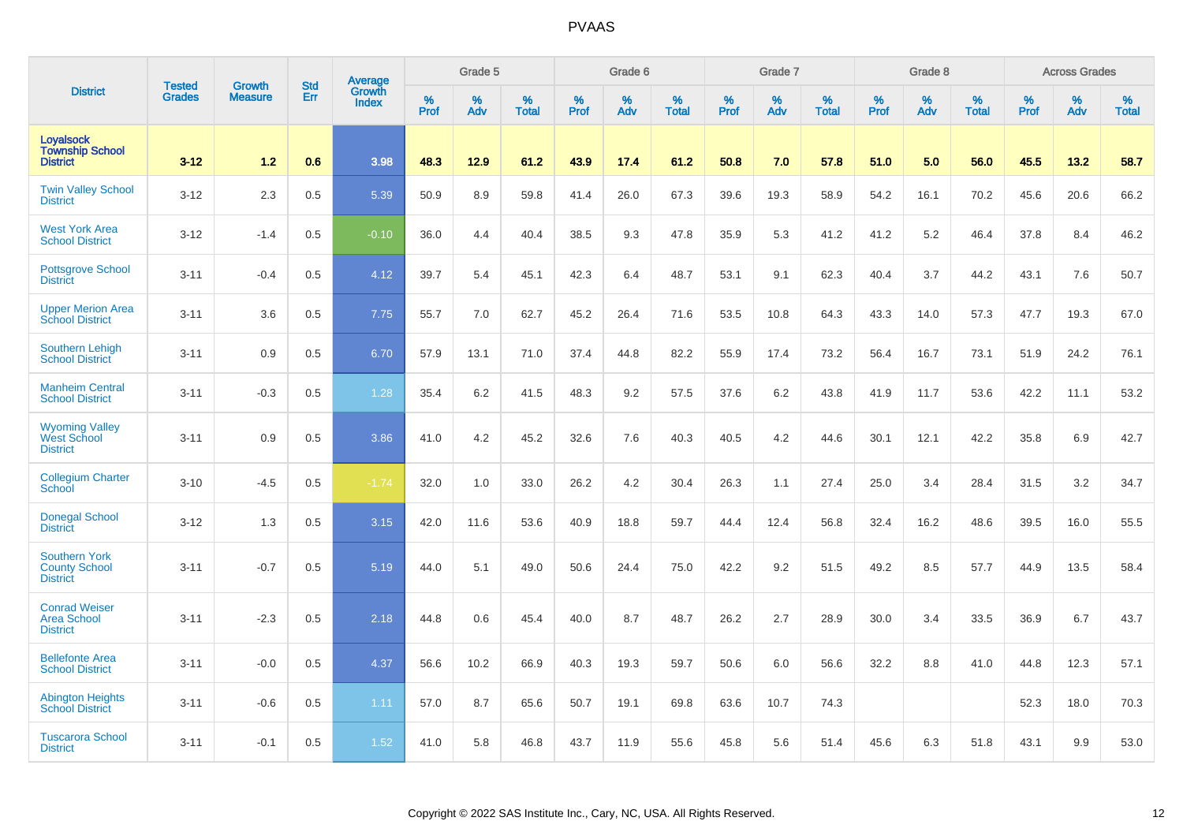# PVAAS

| District | Tested Grades | Growth Measure | Std Err | Average Growth Index | Grade 5 | | | Grade 6 | | | Grade 7 | | | Grade 8 | | | Across Grades | | |
|---|---|---|---|---|---|---|---|---|---|---|---|---|---|---|---|---|---|---|---|
| | | | | | % Prof | % Adv | % Total | % Prof | % Adv | % Total | % Prof | % Adv | % Total | % Prof | % Adv | % Total | % Prof | % Adv | % Total |
| **Loyalsock Township School District** | **3-12** | **1.2** | **0.6** | **3.98** | **48.3** | **12.9** | **61.2** | **43.9** | **17.4** | **61.2** | **50.8** | **7.0** | **57.8** | **51.0** | **5.0** | **56.0** | **45.5** | **13.2** | **58.7** |
| Twin Valley School District | 3-12 | 2.3 | 0.5 | 5.39 | 50.9 | 8.9 | 59.8 | 41.4 | 26.0 | 67.3 | 39.6 | 19.3 | 58.9 | 54.2 | 16.1 | 70.2 | 45.6 | 20.6 | 66.2 |
| West York Area School District | 3-12 | -1.4 | 0.5 | -0.10 | 36.0 | 4.4 | 40.4 | 38.5 | 9.3 | 47.8 | 35.9 | 5.3 | 41.2 | 41.2 | 5.2 | 46.4 | 37.8 | 8.4 | 46.2 |
| Pottsgrove School District | 3-11 | -0.4 | 0.5 | 4.12 | 39.7 | 5.4 | 45.1 | 42.3 | 6.4 | 48.7 | 53.1 | 9.1 | 62.3 | 40.4 | 3.7 | 44.2 | 43.1 | 7.6 | 50.7 |
| Upper Merion Area School District | 3-11 | 3.6 | 0.5 | 7.75 | 55.7 | 7.0 | 62.7 | 45.2 | 26.4 | 71.6 | 53.5 | 10.8 | 64.3 | 43.3 | 14.0 | 57.3 | 47.7 | 19.3 | 67.0 |
| Southern Lehigh School District | 3-11 | 0.9 | 0.5 | 6.70 | 57.9 | 13.1 | 71.0 | 37.4 | 44.8 | 82.2 | 55.9 | 17.4 | 73.2 | 56.4 | 16.7 | 73.1 | 51.9 | 24.2 | 76.1 |
| Manheim Central School District | 3-11 | -0.3 | 0.5 | 1.28 | 35.4 | 6.2 | 41.5 | 48.3 | 9.2 | 57.5 | 37.6 | 6.2 | 43.8 | 41.9 | 11.7 | 53.6 | 42.2 | 11.1 | 53.2 |
| Wyoming Valley West School District | 3-11 | 0.9 | 0.5 | 3.86 | 41.0 | 4.2 | 45.2 | 32.6 | 7.6 | 40.3 | 40.5 | 4.2 | 44.6 | 30.1 | 12.1 | 42.2 | 35.8 | 6.9 | 42.7 |
| Collegium Charter School | 3-10 | -4.5 | 0.5 | -1.74 | 32.0 | 1.0 | 33.0 | 26.2 | 4.2 | 30.4 | 26.3 | 1.1 | 27.4 | 25.0 | 3.4 | 28.4 | 31.5 | 3.2 | 34.7 |
| Donegal School District | 3-12 | 1.3 | 0.5 | 3.15 | 42.0 | 11.6 | 53.6 | 40.9 | 18.8 | 59.7 | 44.4 | 12.4 | 56.8 | 32.4 | 16.2 | 48.6 | 39.5 | 16.0 | 55.5 |
| Southern York County School District | 3-11 | -0.7 | 0.5 | 5.19 | 44.0 | 5.1 | 49.0 | 50.6 | 24.4 | 75.0 | 42.2 | 9.2 | 51.5 | 49.2 | 8.5 | 57.7 | 44.9 | 13.5 | 58.4 |
| Conrad Weiser Area School District | 3-11 | -2.3 | 0.5 | 2.18 | 44.8 | 0.6 | 45.4 | 40.0 | 8.7 | 48.7 | 26.2 | 2.7 | 28.9 | 30.0 | 3.4 | 33.5 | 36.9 | 6.7 | 43.7 |
| Bellefonte Area School District | 3-11 | -0.0 | 0.5 | 4.37 | 56.6 | 10.2 | 66.9 | 40.3 | 19.3 | 59.7 | 50.6 | 6.0 | 56.6 | 32.2 | 8.8 | 41.0 | 44.8 | 12.3 | 57.1 |
| Abington Heights School District | 3-11 | -0.6 | 0.5 | 1.11 | 57.0 | 8.7 | 65.6 | 50.7 | 19.1 | 69.8 | 63.6 | 10.7 | 74.3 | | | | 52.3 | 18.0 | 70.3 |
| Tuscarora School District | 3-11 | -0.1 | 0.5 | 1.52 | 41.0 | 5.8 | 46.8 | 43.7 | 11.9 | 55.6 | 45.8 | 5.6 | 51.4 | 45.6 | 6.3 | 51.8 | 43.1 | 9.9 | 53.0 |

Copyright © 2022 SAS Institute Inc., Cary, NC, USA. All Rights Reserved.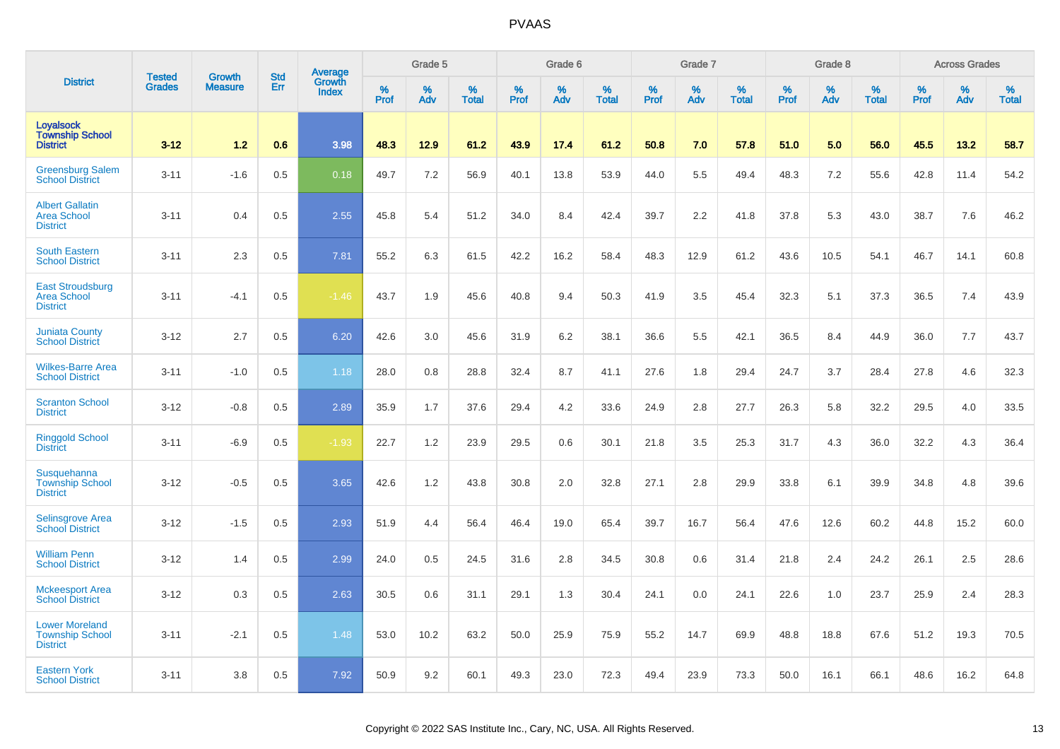# PVAAS

| District | Tested Grades | Growth Measure | Std Err | Average Growth Index | Grade 5 | | | Grade 6 | | | Grade 7 | | | Grade 8 | | | Across Grades | | |
|---|---|---|---|---|---|---|---|---|---|---|---|---|---|---|---|---|---|---|---|
| | | | | | % Prof | % Adv | % Total | % Prof | % Adv | % Total | % Prof | % Adv | % Total | % Prof | % Adv | % Total | % Prof | % Adv | % Total |
| **Loyalsock Township School District** | **3-12** | **1.2** | **0.6** | **3.98** | **48.3** | **12.9** | **61.2** | **43.9** | **17.4** | **61.2** | **50.8** | **7.0** | **57.8** | **51.0** | **5.0** | **56.0** | **45.5** | **13.2** | **58.7** |
| Greensburg Salem School District | 3-11 | -1.6 | 0.5 | 0.18 | 49.7 | 7.2 | 56.9 | 40.1 | 13.8 | 53.9 | 44.0 | 5.5 | 49.4 | 48.3 | 7.2 | 55.6 | 42.8 | 11.4 | 54.2 |
| Albert Gallatin Area School District | 3-11 | 0.4 | 0.5 | 2.55 | 45.8 | 5.4 | 51.2 | 34.0 | 8.4 | 42.4 | 39.7 | 2.2 | 41.8 | 37.8 | 5.3 | 43.0 | 38.7 | 7.6 | 46.2 |
| South Eastern School District | 3-11 | 2.3 | 0.5 | 7.81 | 55.2 | 6.3 | 61.5 | 42.2 | 16.2 | 58.4 | 48.3 | 12.9 | 61.2 | 43.6 | 10.5 | 54.1 | 46.7 | 14.1 | 60.8 |
| East Stroudsburg Area School District | 3-11 | -4.1 | 0.5 | -1.46 | 43.7 | 1.9 | 45.6 | 40.8 | 9.4 | 50.3 | 41.9 | 3.5 | 45.4 | 32.3 | 5.1 | 37.3 | 36.5 | 7.4 | 43.9 |
| Juniata County School District | 3-12 | 2.7 | 0.5 | 6.20 | 42.6 | 3.0 | 45.6 | 31.9 | 6.2 | 38.1 | 36.6 | 5.5 | 42.1 | 36.5 | 8.4 | 44.9 | 36.0 | 7.7 | 43.7 |
| Wilkes-Barre Area School District | 3-11 | -1.0 | 0.5 | 1.18 | 28.0 | 0.8 | 28.8 | 32.4 | 8.7 | 41.1 | 27.6 | 1.8 | 29.4 | 24.7 | 3.7 | 28.4 | 27.8 | 4.6 | 32.3 |
| Scranton School District | 3-12 | -0.8 | 0.5 | 2.89 | 35.9 | 1.7 | 37.6 | 29.4 | 4.2 | 33.6 | 24.9 | 2.8 | 27.7 | 26.3 | 5.8 | 32.2 | 29.5 | 4.0 | 33.5 |
| Ringgold School District | 3-11 | -6.9 | 0.5 | -1.93 | 22.7 | 1.2 | 23.9 | 29.5 | 0.6 | 30.1 | 21.8 | 3.5 | 25.3 | 31.7 | 4.3 | 36.0 | 32.2 | 4.3 | 36.4 |
| Susquehanna Township School District | 3-12 | -0.5 | 0.5 | 3.65 | 42.6 | 1.2 | 43.8 | 30.8 | 2.0 | 32.8 | 27.1 | 2.8 | 29.9 | 33.8 | 6.1 | 39.9 | 34.8 | 4.8 | 39.6 |
| Selinsgrove Area School District | 3-12 | -1.5 | 0.5 | 2.93 | 51.9 | 4.4 | 56.4 | 46.4 | 19.0 | 65.4 | 39.7 | 16.7 | 56.4 | 47.6 | 12.6 | 60.2 | 44.8 | 15.2 | 60.0 |
| William Penn School District | 3-12 | 1.4 | 0.5 | 2.99 | 24.0 | 0.5 | 24.5 | 31.6 | 2.8 | 34.5 | 30.8 | 0.6 | 31.4 | 21.8 | 2.4 | 24.2 | 26.1 | 2.5 | 28.6 |
| Mckeesport Area School District | 3-12 | 0.3 | 0.5 | 2.63 | 30.5 | 0.6 | 31.1 | 29.1 | 1.3 | 30.4 | 24.1 | 0.0 | 24.1 | 22.6 | 1.0 | 23.7 | 25.9 | 2.4 | 28.3 |
| Lower Moreland Township School District | 3-11 | -2.1 | 0.5 | 1.48 | 53.0 | 10.2 | 63.2 | 50.0 | 25.9 | 75.9 | 55.2 | 14.7 | 69.9 | 48.8 | 18.8 | 67.6 | 51.2 | 19.3 | 70.5 |
| Eastern York School District | 3-11 | 3.8 | 0.5 | 7.92 | 50.9 | 9.2 | 60.1 | 49.3 | 23.0 | 72.3 | 49.4 | 23.9 | 73.3 | 50.0 | 16.1 | 66.1 | 48.6 | 16.2 | 64.8 |

Copyright © 2022 SAS Institute Inc., Cary, NC, USA. All Rights Reserved.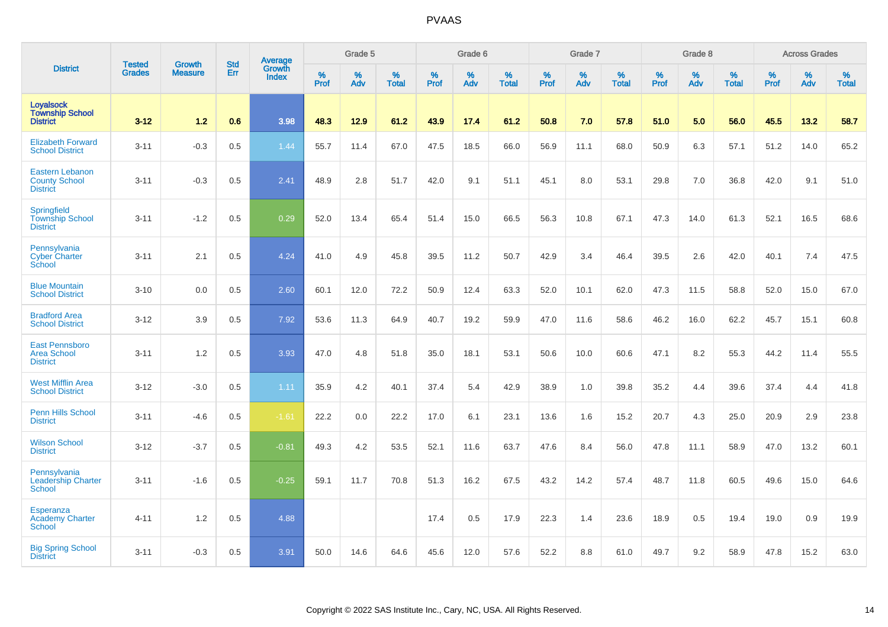# PVAAS

| District | Tested Grades | Growth Measure | Std Err | Average Growth Index | Grade 5 | | | Grade 6 | | | Grade 7 | | | Grade 8 | | | Across Grades | | |
|---|---|---|---|---|---|---|---|---|---|---|---|---|---|---|---|---|---|---|---|
| | | | | | % Prof | % Adv | % Total | % Prof | % Adv | % Total | % Prof | % Adv | % Total | % Prof | % Adv | % Total | % Prof | % Adv | % Total |
| **Loyalsock Township School District** | **3-12** | **1.2** | **0.6** | **3.98** | **48.3** | **12.9** | **61.2** | **43.9** | **17.4** | **61.2** | **50.8** | **7.0** | **57.8** | **51.0** | **5.0** | **56.0** | **45.5** | **13.2** | **58.7** |
| Elizabeth Forward School District | 3-11 | -0.3 | 0.5 | 1.44 | 55.7 | 11.4 | 67.0 | 47.5 | 18.5 | 66.0 | 56.9 | 11.1 | 68.0 | 50.9 | 6.3 | 57.1 | 51.2 | 14.0 | 65.2 |
| Eastern Lebanon County School District | 3-11 | -0.3 | 0.5 | 2.41 | 48.9 | 2.8 | 51.7 | 42.0 | 9.1 | 51.1 | 45.1 | 8.0 | 53.1 | 29.8 | 7.0 | 36.8 | 42.0 | 9.1 | 51.0 |
| Springfield Township School District | 3-11 | -1.2 | 0.5 | 0.29 | 52.0 | 13.4 | 65.4 | 51.4 | 15.0 | 66.5 | 56.3 | 10.8 | 67.1 | 47.3 | 14.0 | 61.3 | 52.1 | 16.5 | 68.6 |
| Pennsylvania Cyber Charter School | 3-11 | 2.1 | 0.5 | 4.24 | 41.0 | 4.9 | 45.8 | 39.5 | 11.2 | 50.7 | 42.9 | 3.4 | 46.4 | 39.5 | 2.6 | 42.0 | 40.1 | 7.4 | 47.5 |
| Blue Mountain School District | 3-10 | 0.0 | 0.5 | 2.60 | 60.1 | 12.0 | 72.2 | 50.9 | 12.4 | 63.3 | 52.0 | 10.1 | 62.0 | 47.3 | 11.5 | 58.8 | 52.0 | 15.0 | 67.0 |
| Bradford Area School District | 3-12 | 3.9 | 0.5 | 7.92 | 53.6 | 11.3 | 64.9 | 40.7 | 19.2 | 59.9 | 47.0 | 11.6 | 58.6 | 46.2 | 16.0 | 62.2 | 45.7 | 15.1 | 60.8 |
| East Pennsboro Area School District | 3-11 | 1.2 | 0.5 | 3.93 | 47.0 | 4.8 | 51.8 | 35.0 | 18.1 | 53.1 | 50.6 | 10.0 | 60.6 | 47.1 | 8.2 | 55.3 | 44.2 | 11.4 | 55.5 |
| West Mifflin Area School District | 3-12 | -3.0 | 0.5 | 1.11 | 35.9 | 4.2 | 40.1 | 37.4 | 5.4 | 42.9 | 38.9 | 1.0 | 39.8 | 35.2 | 4.4 | 39.6 | 37.4 | 4.4 | 41.8 |
| Penn Hills School District | 3-11 | -4.6 | 0.5 | -1.61 | 22.2 | 0.0 | 22.2 | 17.0 | 6.1 | 23.1 | 13.6 | 1.6 | 15.2 | 20.7 | 4.3 | 25.0 | 20.9 | 2.9 | 23.8 |
| Wilson School District | 3-12 | -3.7 | 0.5 | -0.81 | 49.3 | 4.2 | 53.5 | 52.1 | 11.6 | 63.7 | 47.6 | 8.4 | 56.0 | 47.8 | 11.1 | 58.9 | 47.0 | 13.2 | 60.1 |
| Pennsylvania Leadership Charter School | 3-11 | -1.6 | 0.5 | -0.25 | 59.1 | 11.7 | 70.8 | 51.3 | 16.2 | 67.5 | 43.2 | 14.2 | 57.4 | 48.7 | 11.8 | 60.5 | 49.6 | 15.0 | 64.6 |
| Esperanza Academy Charter School | 4-11 | 1.2 | 0.5 | 4.88 | | | | 17.4 | 0.5 | 17.9 | 22.3 | 1.4 | 23.6 | 18.9 | 0.5 | 19.4 | 19.0 | 0.9 | 19.9 |
| Big Spring School District | 3-11 | -0.3 | 0.5 | 3.91 | 50.0 | 14.6 | 64.6 | 45.6 | 12.0 | 57.6 | 52.2 | 8.8 | 61.0 | 49.7 | 9.2 | 58.9 | 47.8 | 15.2 | 63.0 |

Copyright © 2022 SAS Institute Inc., Cary, NC, USA. All Rights Reserved.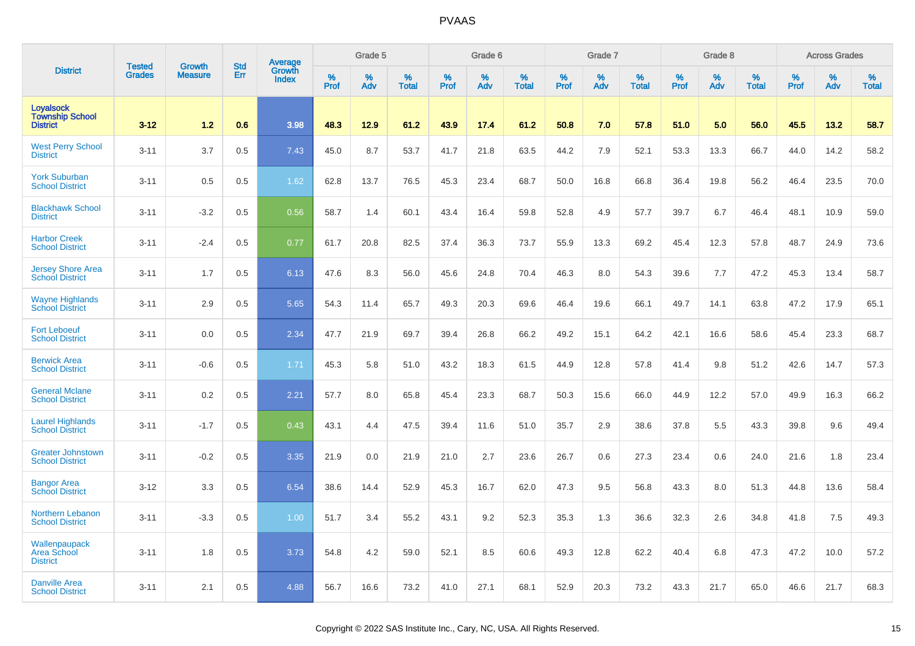| District | Tested Grades | Growth Measure | Std Err | Average Growth Index | Grade 5 | | | Grade 6 | | | Grade 7 | | | Grade 8 | | | Across Grades | | |
|---|---|---|---|---|---|---|---|---|---|---|---|---|---|---|---|---|---|---|---|
| | | | | | % Prof | % Adv | % Total | % Prof | % Adv | % Total | % Prof | % Adv | % Total | % Prof | % Adv | % Total | % Prof | % Adv | % Total |
| **Loyalsock Township School District** | **3-12** | **1.2** | **0.6** | **3.98** | **48.3** | **12.9** | **61.2** | **43.9** | **17.4** | **61.2** | **50.8** | **7.0** | **57.8** | **51.0** | **5.0** | **56.0** | **45.5** | **13.2** | **58.7** |
| West Perry School District | 3-11 | 3.7 | 0.5 | 7.43 | 45.0 | 8.7 | 53.7 | 41.7 | 21.8 | 63.5 | 44.2 | 7.9 | 52.1 | 53.3 | 13.3 | 66.7 | 44.0 | 14.2 | 58.2 |
| York Suburban School District | 3-11 | 0.5 | 0.5 | 1.62 | 62.8 | 13.7 | 76.5 | 45.3 | 23.4 | 68.7 | 50.0 | 16.8 | 66.8 | 36.4 | 19.8 | 56.2 | 46.4 | 23.5 | 70.0 |
| Blackhawk School District | 3-11 | -3.2 | 0.5 | 0.56 | 58.7 | 1.4 | 60.1 | 43.4 | 16.4 | 59.8 | 52.8 | 4.9 | 57.7 | 39.7 | 6.7 | 46.4 | 48.1 | 10.9 | 59.0 |
| Harbor Creek School District | 3-11 | -2.4 | 0.5 | 0.77 | 61.7 | 20.8 | 82.5 | 37.4 | 36.3 | 73.7 | 55.9 | 13.3 | 69.2 | 45.4 | 12.3 | 57.8 | 48.7 | 24.9 | 73.6 |
| Jersey Shore Area School District | 3-11 | 1.7 | 0.5 | 6.13 | 47.6 | 8.3 | 56.0 | 45.6 | 24.8 | 70.4 | 46.3 | 8.0 | 54.3 | 39.6 | 7.7 | 47.2 | 45.3 | 13.4 | 58.7 |
| Wayne Highlands School District | 3-11 | 2.9 | 0.5 | 5.65 | 54.3 | 11.4 | 65.7 | 49.3 | 20.3 | 69.6 | 46.4 | 19.6 | 66.1 | 49.7 | 14.1 | 63.8 | 47.2 | 17.9 | 65.1 |
| Fort Leboeuf School District | 3-11 | 0.0 | 0.5 | 2.34 | 47.7 | 21.9 | 69.7 | 39.4 | 26.8 | 66.2 | 49.2 | 15.1 | 64.2 | 42.1 | 16.6 | 58.6 | 45.4 | 23.3 | 68.7 |
| Berwick Area School District | 3-11 | -0.6 | 0.5 | 1.71 | 45.3 | 5.8 | 51.0 | 43.2 | 18.3 | 61.5 | 44.9 | 12.8 | 57.8 | 41.4 | 9.8 | 51.2 | 42.6 | 14.7 | 57.3 |
| General Mclane School District | 3-11 | 0.2 | 0.5 | 2.21 | 57.7 | 8.0 | 65.8 | 45.4 | 23.3 | 68.7 | 50.3 | 15.6 | 66.0 | 44.9 | 12.2 | 57.0 | 49.9 | 16.3 | 66.2 |
| Laurel Highlands School District | 3-11 | -1.7 | 0.5 | 0.43 | 43.1 | 4.4 | 47.5 | 39.4 | 11.6 | 51.0 | 35.7 | 2.9 | 38.6 | 37.8 | 5.5 | 43.3 | 39.8 | 9.6 | 49.4 |
| Greater Johnstown School District | 3-11 | -0.2 | 0.5 | 3.35 | 21.9 | 0.0 | 21.9 | 21.0 | 2.7 | 23.6 | 26.7 | 0.6 | 27.3 | 23.4 | 0.6 | 24.0 | 21.6 | 1.8 | 23.4 |
| Bangor Area School District | 3-12 | 3.3 | 0.5 | 6.54 | 38.6 | 14.4 | 52.9 | 45.3 | 16.7 | 62.0 | 47.3 | 9.5 | 56.8 | 43.3 | 8.0 | 51.3 | 44.8 | 13.6 | 58.4 |
| Northern Lebanon School District | 3-11 | -3.3 | 0.5 | 1.00 | 51.7 | 3.4 | 55.2 | 43.1 | 9.2 | 52.3 | 35.3 | 1.3 | 36.6 | 32.3 | 2.6 | 34.8 | 41.8 | 7.5 | 49.3 |
| Wallenpaupack Area School District | 3-11 | 1.8 | 0.5 | 3.73 | 54.8 | 4.2 | 59.0 | 52.1 | 8.5 | 60.6 | 49.3 | 12.8 | 62.2 | 40.4 | 6.8 | 47.3 | 47.2 | 10.0 | 57.2 |
| Danville Area School District | 3-11 | 2.1 | 0.5 | 4.88 | 56.7 | 16.6 | 73.2 | 41.0 | 27.1 | 68.1 | 52.9 | 20.3 | 73.2 | 43.3 | 21.7 | 65.0 | 46.6 | 21.7 | 68.3 |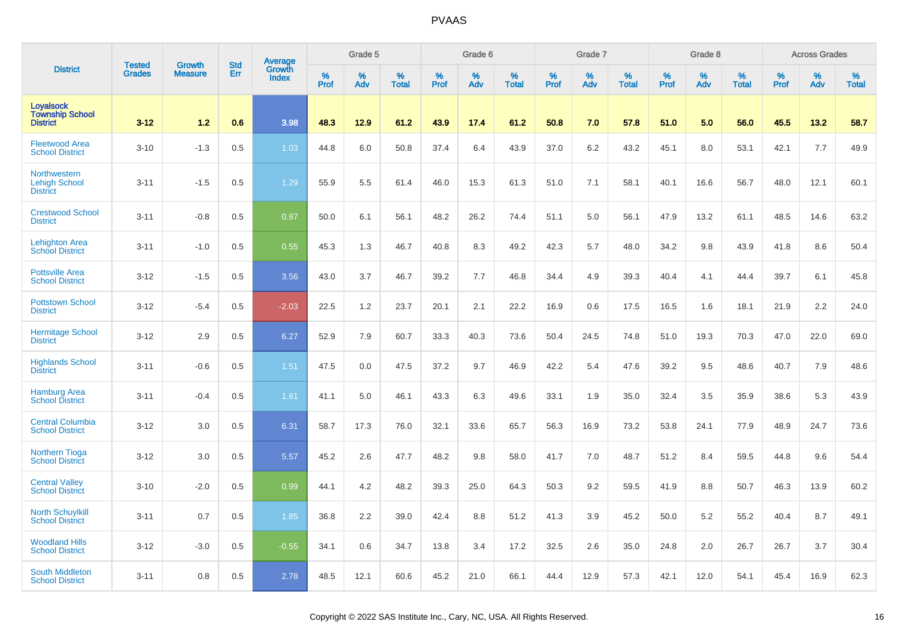# PVAAS

| District | Tested Grades | Growth Measure | Std Err | Average Growth Index | Grade 5 | | | Grade 6 | | | Grade 7 | | | Grade 8 | | | Across Grades | | |
|---|---|---|---|---|---|---|---|---|---|---|---|---|---|---|---|---|---|---|---|
| | | | | | % Prof | % Adv | % Total | % Prof | % Adv | % Total | % Prof | % Adv | % Total | % Prof | % Adv | % Total | % Prof | % Adv | % Total |
| **Loyalsock Township School District** | **3-12** | **1.2** | **0.6** | **3.98** | **48.3** | **12.9** | **61.2** | **43.9** | **17.4** | **61.2** | **50.8** | **7.0** | **57.8** | **51.0** | **5.0** | **56.0** | **45.5** | **13.2** | **58.7** |
| Fleetwood Area School District | 3-10 | -1.3 | 0.5 | 1.03 | 44.8 | 6.0 | 50.8 | 37.4 | 6.4 | 43.9 | 37.0 | 6.2 | 43.2 | 45.1 | 8.0 | 53.1 | 42.1 | 7.7 | 49.9 |
| Northwestern Lehigh School District | 3-11 | -1.5 | 0.5 | 1.29 | 55.9 | 5.5 | 61.4 | 46.0 | 15.3 | 61.3 | 51.0 | 7.1 | 58.1 | 40.1 | 16.6 | 56.7 | 48.0 | 12.1 | 60.1 |
| Crestwood School District | 3-11 | -0.8 | 0.5 | 0.87 | 50.0 | 6.1 | 56.1 | 48.2 | 26.2 | 74.4 | 51.1 | 5.0 | 56.1 | 47.9 | 13.2 | 61.1 | 48.5 | 14.6 | 63.2 |
| Lehighton Area School District | 3-11 | -1.0 | 0.5 | 0.55 | 45.3 | 1.3 | 46.7 | 40.8 | 8.3 | 49.2 | 42.3 | 5.7 | 48.0 | 34.2 | 9.8 | 43.9 | 41.8 | 8.6 | 50.4 |
| Pottsville Area School District | 3-12 | -1.5 | 0.5 | 3.56 | 43.0 | 3.7 | 46.7 | 39.2 | 7.7 | 46.8 | 34.4 | 4.9 | 39.3 | 40.4 | 4.1 | 44.4 | 39.7 | 6.1 | 45.8 |
| Pottstown School District | 3-12 | -5.4 | 0.5 | -2.03 | 22.5 | 1.2 | 23.7 | 20.1 | 2.1 | 22.2 | 16.9 | 0.6 | 17.5 | 16.5 | 1.6 | 18.1 | 21.9 | 2.2 | 24.0 |
| Hermitage School District | 3-12 | 2.9 | 0.5 | 6.27 | 52.9 | 7.9 | 60.7 | 33.3 | 40.3 | 73.6 | 50.4 | 24.5 | 74.8 | 51.0 | 19.3 | 70.3 | 47.0 | 22.0 | 69.0 |
| Highlands School District | 3-11 | -0.6 | 0.5 | 1.51 | 47.5 | 0.0 | 47.5 | 37.2 | 9.7 | 46.9 | 42.2 | 5.4 | 47.6 | 39.2 | 9.5 | 48.6 | 40.7 | 7.9 | 48.6 |
| Hamburg Area School District | 3-11 | -0.4 | 0.5 | 1.81 | 41.1 | 5.0 | 46.1 | 43.3 | 6.3 | 49.6 | 33.1 | 1.9 | 35.0 | 32.4 | 3.5 | 35.9 | 38.6 | 5.3 | 43.9 |
| Central Columbia School District | 3-12 | 3.0 | 0.5 | 6.31 | 58.7 | 17.3 | 76.0 | 32.1 | 33.6 | 65.7 | 56.3 | 16.9 | 73.2 | 53.8 | 24.1 | 77.9 | 48.9 | 24.7 | 73.6 |
| Northern Tioga School District | 3-12 | 3.0 | 0.5 | 5.57 | 45.2 | 2.6 | 47.7 | 48.2 | 9.8 | 58.0 | 41.7 | 7.0 | 48.7 | 51.2 | 8.4 | 59.5 | 44.8 | 9.6 | 54.4 |
| Central Valley School District | 3-10 | -2.0 | 0.5 | 0.99 | 44.1 | 4.2 | 48.2 | 39.3 | 25.0 | 64.3 | 50.3 | 9.2 | 59.5 | 41.9 | 8.8 | 50.7 | 46.3 | 13.9 | 60.2 |
| North Schuylkill School District | 3-11 | 0.7 | 0.5 | 1.85 | 36.8 | 2.2 | 39.0 | 42.4 | 8.8 | 51.2 | 41.3 | 3.9 | 45.2 | 50.0 | 5.2 | 55.2 | 40.4 | 8.7 | 49.1 |
| Woodland Hills School District | 3-12 | -3.0 | 0.5 | -0.55 | 34.1 | 0.6 | 34.7 | 13.8 | 3.4 | 17.2 | 32.5 | 2.6 | 35.0 | 24.8 | 2.0 | 26.7 | 26.7 | 3.7 | 30.4 |
| South Middleton School District | 3-11 | 0.8 | 0.5 | 2.78 | 48.5 | 12.1 | 60.6 | 45.2 | 21.0 | 66.1 | 44.4 | 12.9 | 57.3 | 42.1 | 12.0 | 54.1 | 45.4 | 16.9 | 62.3 |

Copyright © 2022 SAS Institute Inc., Cary, NC, USA. All Rights Reserved.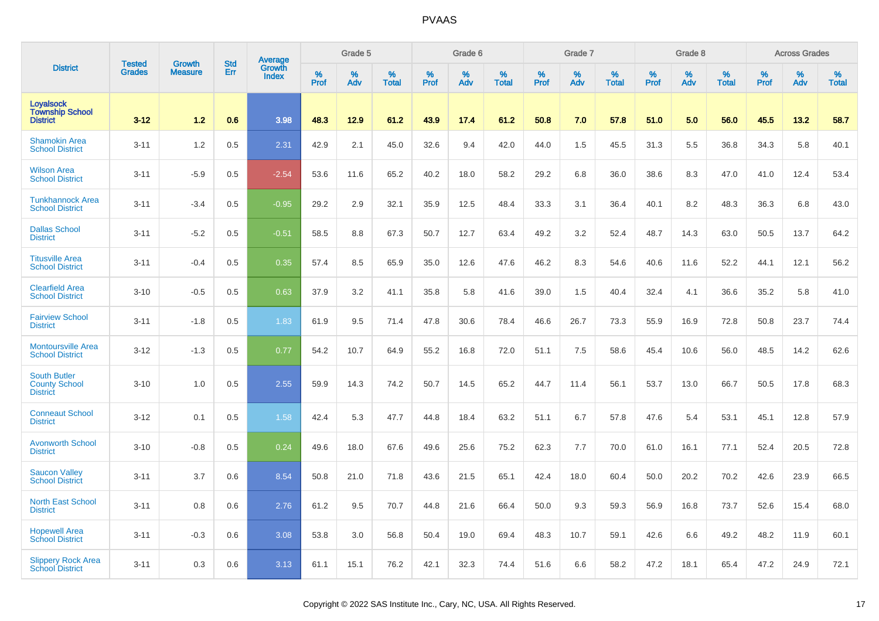| District | Tested Grades | Growth Measure | Std Err | Average Growth Index | Grade 5 | | | Grade 6 | | | Grade 7 | | | Grade 8 | | | Across Grades | | |
|---|---|---|---|---|---|---|---|---|---|---|---|---|---|---|---|---|---|---|---|
| | | | | | % Prof | % Adv | % Total | % Prof | % Adv | % Total | % Prof | % Adv | % Total | % Prof | % Adv | % Total | % Prof | % Adv | % Total |
| **Loyalsock Township School District** | **3-12** | **1.2** | **0.6** | **3.98** | **48.3** | **12.9** | **61.2** | **43.9** | **17.4** | **61.2** | **50.8** | **7.0** | **57.8** | **51.0** | **5.0** | **56.0** | **45.5** | **13.2** | **58.7** |
| Shamokin Area School District | 3-11 | 1.2 | 0.5 | 2.31 | 42.9 | 2.1 | 45.0 | 32.6 | 9.4 | 42.0 | 44.0 | 1.5 | 45.5 | 31.3 | 5.5 | 36.8 | 34.3 | 5.8 | 40.1 |
| Wilson Area School District | 3-11 | -5.9 | 0.5 | -2.54 | 53.6 | 11.6 | 65.2 | 40.2 | 18.0 | 58.2 | 29.2 | 6.8 | 36.0 | 38.6 | 8.3 | 47.0 | 41.0 | 12.4 | 53.4 |
| Tunkhannock Area School District | 3-11 | -3.4 | 0.5 | -0.95 | 29.2 | 2.9 | 32.1 | 35.9 | 12.5 | 48.4 | 33.3 | 3.1 | 36.4 | 40.1 | 8.2 | 48.3 | 36.3 | 6.8 | 43.0 |
| Dallas School District | 3-11 | -5.2 | 0.5 | -0.51 | 58.5 | 8.8 | 67.3 | 50.7 | 12.7 | 63.4 | 49.2 | 3.2 | 52.4 | 48.7 | 14.3 | 63.0 | 50.5 | 13.7 | 64.2 |
| Titusville Area School District | 3-11 | -0.4 | 0.5 | 0.35 | 57.4 | 8.5 | 65.9 | 35.0 | 12.6 | 47.6 | 46.2 | 8.3 | 54.6 | 40.6 | 11.6 | 52.2 | 44.1 | 12.1 | 56.2 |
| Clearfield Area School District | 3-10 | -0.5 | 0.5 | 0.63 | 37.9 | 3.2 | 41.1 | 35.8 | 5.8 | 41.6 | 39.0 | 1.5 | 40.4 | 32.4 | 4.1 | 36.6 | 35.2 | 5.8 | 41.0 |
| Fairview School District | 3-11 | -1.8 | 0.5 | 1.83 | 61.9 | 9.5 | 71.4 | 47.8 | 30.6 | 78.4 | 46.6 | 26.7 | 73.3 | 55.9 | 16.9 | 72.8 | 50.8 | 23.7 | 74.4 |
| Montoursville Area School District | 3-12 | -1.3 | 0.5 | 0.77 | 54.2 | 10.7 | 64.9 | 55.2 | 16.8 | 72.0 | 51.1 | 7.5 | 58.6 | 45.4 | 10.6 | 56.0 | 48.5 | 14.2 | 62.6 |
| South Butler County School District | 3-10 | 1.0 | 0.5 | 2.55 | 59.9 | 14.3 | 74.2 | 50.7 | 14.5 | 65.2 | 44.7 | 11.4 | 56.1 | 53.7 | 13.0 | 66.7 | 50.5 | 17.8 | 68.3 |
| Conneaut School District | 3-12 | 0.1 | 0.5 | 1.58 | 42.4 | 5.3 | 47.7 | 44.8 | 18.4 | 63.2 | 51.1 | 6.7 | 57.8 | 47.6 | 5.4 | 53.1 | 45.1 | 12.8 | 57.9 |
| Avonworth School District | 3-10 | -0.8 | 0.5 | 0.24 | 49.6 | 18.0 | 67.6 | 49.6 | 25.6 | 75.2 | 62.3 | 7.7 | 70.0 | 61.0 | 16.1 | 77.1 | 52.4 | 20.5 | 72.8 |
| Saucon Valley School District | 3-11 | 3.7 | 0.6 | 8.54 | 50.8 | 21.0 | 71.8 | 43.6 | 21.5 | 65.1 | 42.4 | 18.0 | 60.4 | 50.0 | 20.2 | 70.2 | 42.6 | 23.9 | 66.5 |
| North East School District | 3-11 | 0.8 | 0.6 | 2.76 | 61.2 | 9.5 | 70.7 | 44.8 | 21.6 | 66.4 | 50.0 | 9.3 | 59.3 | 56.9 | 16.8 | 73.7 | 52.6 | 15.4 | 68.0 |
| Hopewell Area School District | 3-11 | -0.3 | 0.6 | 3.08 | 53.8 | 3.0 | 56.8 | 50.4 | 19.0 | 69.4 | 48.3 | 10.7 | 59.1 | 42.6 | 6.6 | 49.2 | 48.2 | 11.9 | 60.1 |
| Slippery Rock Area School District | 3-11 | 0.3 | 0.6 | 3.13 | 61.1 | 15.1 | 76.2 | 42.1 | 32.3 | 74.4 | 51.6 | 6.6 | 58.2 | 47.2 | 18.1 | 65.4 | 47.2 | 24.9 | 72.1 |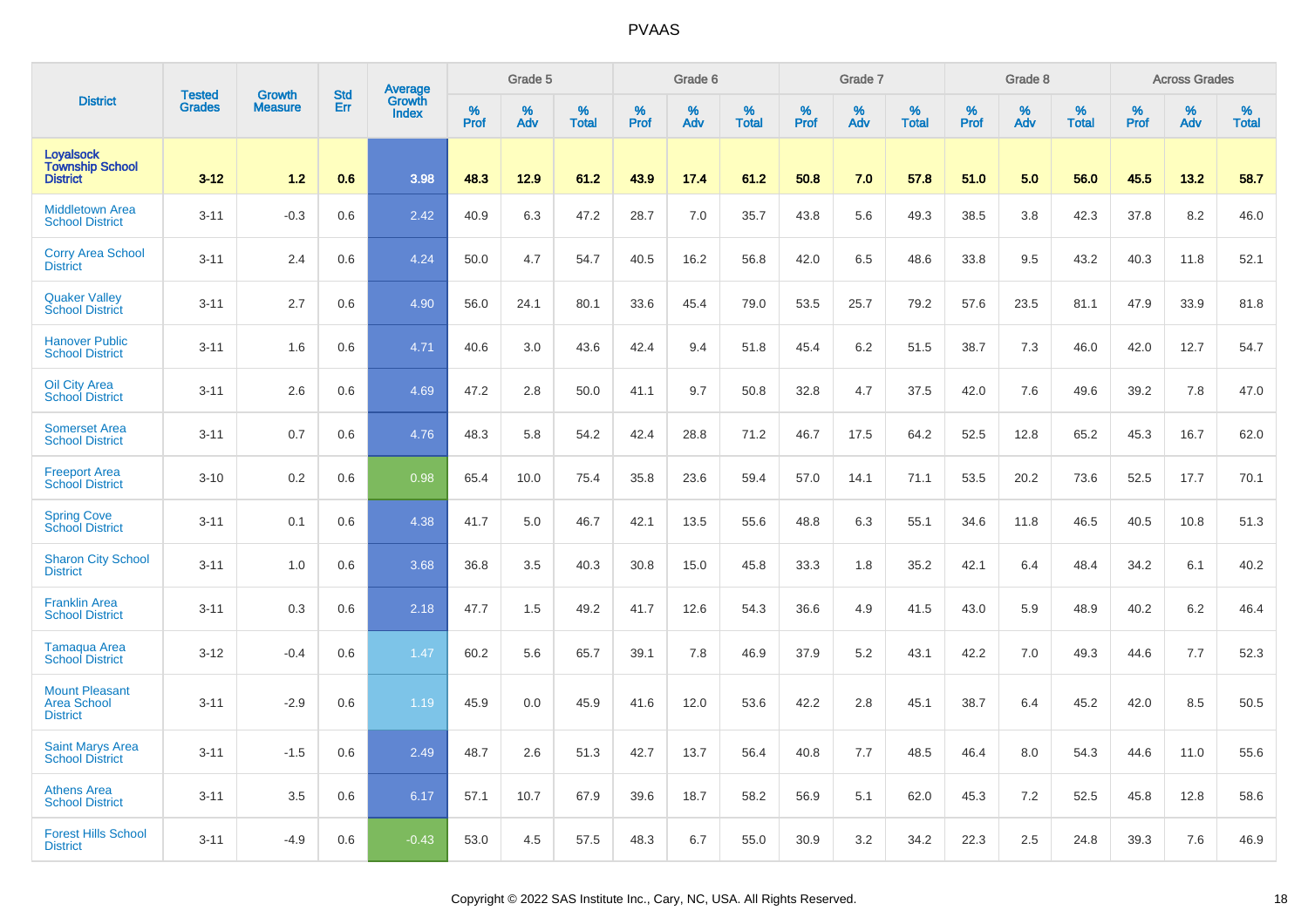| District | Tested Grades | Growth Measure | Std Err | Average Growth Index | Grade 5 | | | Grade 6 | | | Grade 7 | | | Grade 8 | | | Across Grades | | |
|---|---|---|---|---|---|---|---|---|---|---|---|---|---|---|---|---|---|---|---|
| | | | | | % Prof | % Adv | % Total | % Prof | % Adv | % Total | % Prof | % Adv | % Total | % Prof | % Adv | % Total | % Prof | % Adv | % Total |
| **Loyalsock Township School District** | **3-12** | **1.2** | **0.6** | **3.98** | **48.3** | **12.9** | **61.2** | **43.9** | **17.4** | **61.2** | **50.8** | **7.0** | **57.8** | **51.0** | **5.0** | **56.0** | **45.5** | **13.2** | **58.7** |
| Middletown Area School District | 3-11 | -0.3 | 0.6 | 2.42 | 40.9 | 6.3 | 47.2 | 28.7 | 7.0 | 35.7 | 43.8 | 5.6 | 49.3 | 38.5 | 3.8 | 42.3 | 37.8 | 8.2 | 46.0 |
| Corry Area School District | 3-11 | 2.4 | 0.6 | 4.24 | 50.0 | 4.7 | 54.7 | 40.5 | 16.2 | 56.8 | 42.0 | 6.5 | 48.6 | 33.8 | 9.5 | 43.2 | 40.3 | 11.8 | 52.1 |
| Quaker Valley School District | 3-11 | 2.7 | 0.6 | 4.90 | 56.0 | 24.1 | 80.1 | 33.6 | 45.4 | 79.0 | 53.5 | 25.7 | 79.2 | 57.6 | 23.5 | 81.1 | 47.9 | 33.9 | 81.8 |
| Hanover Public School District | 3-11 | 1.6 | 0.6 | 4.71 | 40.6 | 3.0 | 43.6 | 42.4 | 9.4 | 51.8 | 45.4 | 6.2 | 51.5 | 38.7 | 7.3 | 46.0 | 42.0 | 12.7 | 54.7 |
| Oil City Area School District | 3-11 | 2.6 | 0.6 | 4.69 | 47.2 | 2.8 | 50.0 | 41.1 | 9.7 | 50.8 | 32.8 | 4.7 | 37.5 | 42.0 | 7.6 | 49.6 | 39.2 | 7.8 | 47.0 |
| Somerset Area School District | 3-11 | 0.7 | 0.6 | 4.76 | 48.3 | 5.8 | 54.2 | 42.4 | 28.8 | 71.2 | 46.7 | 17.5 | 64.2 | 52.5 | 12.8 | 65.2 | 45.3 | 16.7 | 62.0 |
| Freeport Area School District | 3-10 | 0.2 | 0.6 | 0.98 | 65.4 | 10.0 | 75.4 | 35.8 | 23.6 | 59.4 | 57.0 | 14.1 | 71.1 | 53.5 | 20.2 | 73.6 | 52.5 | 17.7 | 70.1 |
| Spring Cove School District | 3-11 | 0.1 | 0.6 | 4.38 | 41.7 | 5.0 | 46.7 | 42.1 | 13.5 | 55.6 | 48.8 | 6.3 | 55.1 | 34.6 | 11.8 | 46.5 | 40.5 | 10.8 | 51.3 |
| Sharon City School District | 3-11 | 1.0 | 0.6 | 3.68 | 36.8 | 3.5 | 40.3 | 30.8 | 15.0 | 45.8 | 33.3 | 1.8 | 35.2 | 42.1 | 6.4 | 48.4 | 34.2 | 6.1 | 40.2 |
| Franklin Area School District | 3-11 | 0.3 | 0.6 | 2.18 | 47.7 | 1.5 | 49.2 | 41.7 | 12.6 | 54.3 | 36.6 | 4.9 | 41.5 | 43.0 | 5.9 | 48.9 | 40.2 | 6.2 | 46.4 |
| Tamaqua Area School District | 3-12 | -0.4 | 0.6 | 1.47 | 60.2 | 5.6 | 65.7 | 39.1 | 7.8 | 46.9 | 37.9 | 5.2 | 43.1 | 42.2 | 7.0 | 49.3 | 44.6 | 7.7 | 52.3 |
| Mount Pleasant Area School District | 3-11 | -2.9 | 0.6 | 1.19 | 45.9 | 0.0 | 45.9 | 41.6 | 12.0 | 53.6 | 42.2 | 2.8 | 45.1 | 38.7 | 6.4 | 45.2 | 42.0 | 8.5 | 50.5 |
| Saint Marys Area School District | 3-11 | -1.5 | 0.6 | 2.49 | 48.7 | 2.6 | 51.3 | 42.7 | 13.7 | 56.4 | 40.8 | 7.7 | 48.5 | 46.4 | 8.0 | 54.3 | 44.6 | 11.0 | 55.6 |
| Athens Area School District | 3-11 | 3.5 | 0.6 | 6.17 | 57.1 | 10.7 | 67.9 | 39.6 | 18.7 | 58.2 | 56.9 | 5.1 | 62.0 | 45.3 | 7.2 | 52.5 | 45.8 | 12.8 | 58.6 |
| Forest Hills School District | 3-11 | -4.9 | 0.6 | -0.43 | 53.0 | 4.5 | 57.5 | 48.3 | 6.7 | 55.0 | 30.9 | 3.2 | 34.2 | 22.3 | 2.5 | 24.8 | 39.3 | 7.6 | 46.9 |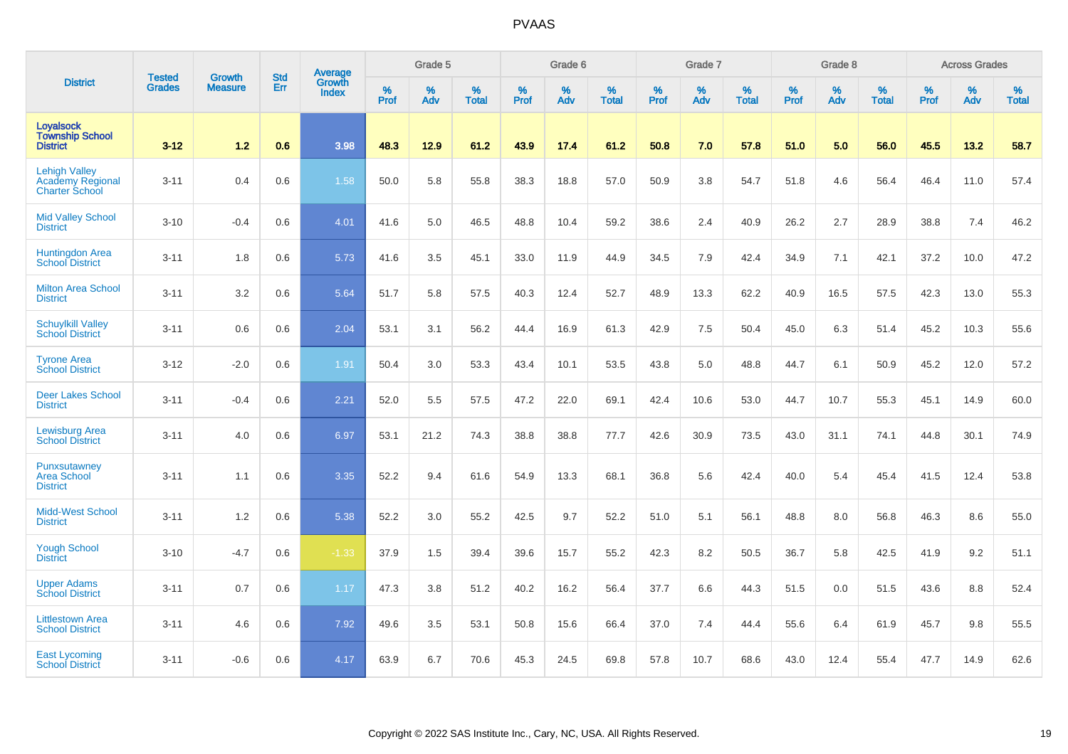# PVAAS

| District | Tested Grades | Growth Measure | Std Err | Average Growth Index | Grade 5 | | | Grade 6 | | | Grade 7 | | | Grade 8 | | | Across Grades | | |
|---|---|---|---|---|---|---|---|---|---|---|---|---|---|---|---|---|---|---|---|
| | | | | | % Prof | % Adv | % Total | % Prof | % Adv | % Total | % Prof | % Adv | % Total | % Prof | % Adv | % Total | % Prof | % Adv | % Total |
| **Loyalsock Township School District** | **3-12** | **1.2** | **0.6** | **3.98** | **48.3** | **12.9** | **61.2** | **43.9** | **17.4** | **61.2** | **50.8** | **7.0** | **57.8** | **51.0** | **5.0** | **56.0** | **45.5** | **13.2** | **58.7** |
| Lehigh Valley Academy Regional Charter School | 3-11 | 0.4 | 0.6 | 1.58 | 50.0 | 5.8 | 55.8 | 38.3 | 18.8 | 57.0 | 50.9 | 3.8 | 54.7 | 51.8 | 4.6 | 56.4 | 46.4 | 11.0 | 57.4 |
| Mid Valley School District | 3-10 | -0.4 | 0.6 | 4.01 | 41.6 | 5.0 | 46.5 | 48.8 | 10.4 | 59.2 | 38.6 | 2.4 | 40.9 | 26.2 | 2.7 | 28.9 | 38.8 | 7.4 | 46.2 |
| Huntingdon Area School District | 3-11 | 1.8 | 0.6 | 5.73 | 41.6 | 3.5 | 45.1 | 33.0 | 11.9 | 44.9 | 34.5 | 7.9 | 42.4 | 34.9 | 7.1 | 42.1 | 37.2 | 10.0 | 47.2 |
| Milton Area School District | 3-11 | 3.2 | 0.6 | 5.64 | 51.7 | 5.8 | 57.5 | 40.3 | 12.4 | 52.7 | 48.9 | 13.3 | 62.2 | 40.9 | 16.5 | 57.5 | 42.3 | 13.0 | 55.3 |
| Schuylkill Valley School District | 3-11 | 0.6 | 0.6 | 2.04 | 53.1 | 3.1 | 56.2 | 44.4 | 16.9 | 61.3 | 42.9 | 7.5 | 50.4 | 45.0 | 6.3 | 51.4 | 45.2 | 10.3 | 55.6 |
| Tyrone Area School District | 3-12 | -2.0 | 0.6 | 1.91 | 50.4 | 3.0 | 53.3 | 43.4 | 10.1 | 53.5 | 43.8 | 5.0 | 48.8 | 44.7 | 6.1 | 50.9 | 45.2 | 12.0 | 57.2 |
| Deer Lakes School District | 3-11 | -0.4 | 0.6 | 2.21 | 52.0 | 5.5 | 57.5 | 47.2 | 22.0 | 69.1 | 42.4 | 10.6 | 53.0 | 44.7 | 10.7 | 55.3 | 45.1 | 14.9 | 60.0 |
| Lewisburg Area School District | 3-11 | 4.0 | 0.6 | 6.97 | 53.1 | 21.2 | 74.3 | 38.8 | 38.8 | 77.7 | 42.6 | 30.9 | 73.5 | 43.0 | 31.1 | 74.1 | 44.8 | 30.1 | 74.9 |
| Punxsutawney Area School District | 3-11 | 1.1 | 0.6 | 3.35 | 52.2 | 9.4 | 61.6 | 54.9 | 13.3 | 68.1 | 36.8 | 5.6 | 42.4 | 40.0 | 5.4 | 45.4 | 41.5 | 12.4 | 53.8 |
| Midd-West School District | 3-11 | 1.2 | 0.6 | 5.38 | 52.2 | 3.0 | 55.2 | 42.5 | 9.7 | 52.2 | 51.0 | 5.1 | 56.1 | 48.8 | 8.0 | 56.8 | 46.3 | 8.6 | 55.0 |
| Yough School District | 3-10 | -4.7 | 0.6 | -1.33 | 37.9 | 1.5 | 39.4 | 39.6 | 15.7 | 55.2 | 42.3 | 8.2 | 50.5 | 36.7 | 5.8 | 42.5 | 41.9 | 9.2 | 51.1 |
| Upper Adams School District | 3-11 | 0.7 | 0.6 | 1.17 | 47.3 | 3.8 | 51.2 | 40.2 | 16.2 | 56.4 | 37.7 | 6.6 | 44.3 | 51.5 | 0.0 | 51.5 | 43.6 | 8.8 | 52.4 |
| Littlestown Area School District | 3-11 | 4.6 | 0.6 | 7.92 | 49.6 | 3.5 | 53.1 | 50.8 | 15.6 | 66.4 | 37.0 | 7.4 | 44.4 | 55.6 | 6.4 | 61.9 | 45.7 | 9.8 | 55.5 |
| East Lycoming School District | 3-11 | -0.6 | 0.6 | 4.17 | 63.9 | 6.7 | 70.6 | 45.3 | 24.5 | 69.8 | 57.8 | 10.7 | 68.6 | 43.0 | 12.4 | 55.4 | 47.7 | 14.9 | 62.6 |

Copyright © 2022 SAS Institute Inc., Cary, NC, USA. All Rights Reserved.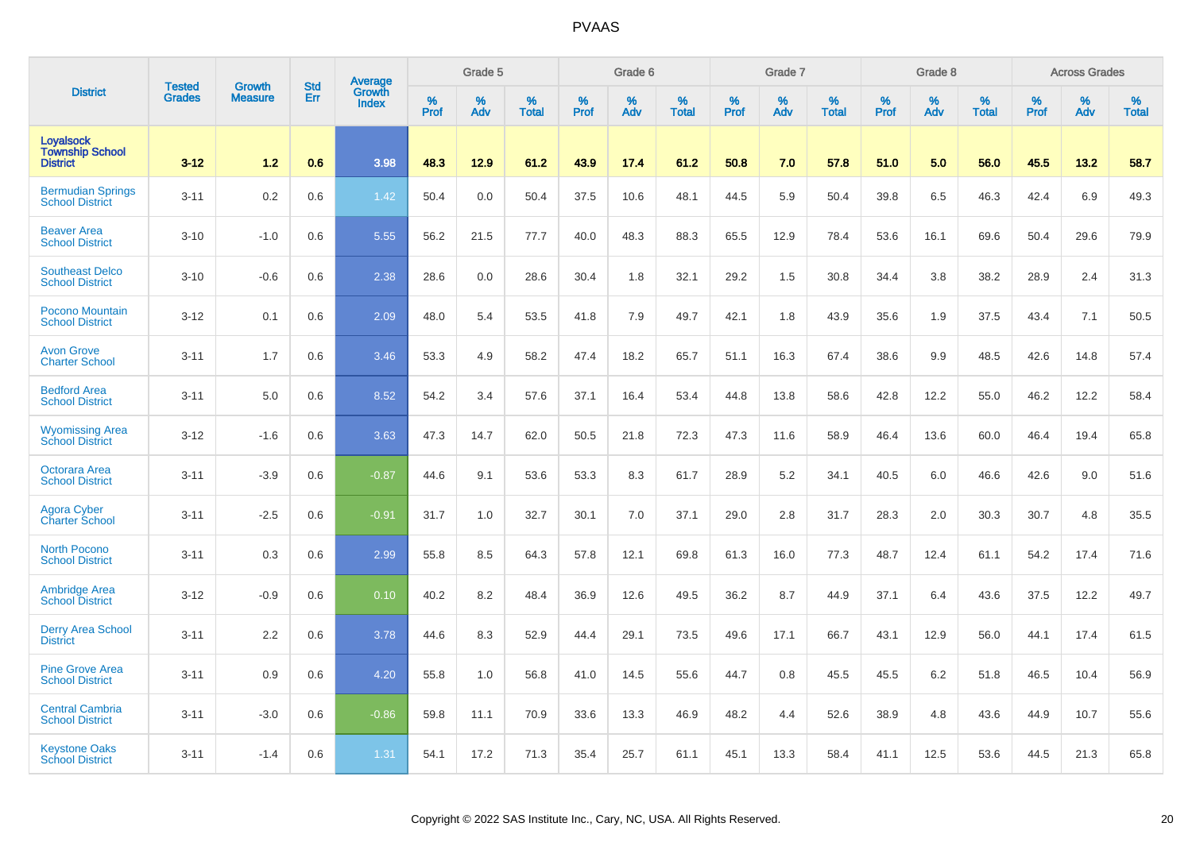# PVAAS

| District | Tested Grades | Growth Measure | Std Err | Average Growth Index | Grade 5 | | | Grade 6 | | | Grade 7 | | | Grade 8 | | | Across Grades | | |
|---|---|---|---|---|---|---|---|---|---|---|---|---|---|---|---|---|---|---|---|
| | | | | | % Prof | % Adv | % Total | % Prof | % Adv | % Total | % Prof | % Adv | % Total | % Prof | % Adv | % Total | % Prof | % Adv | % Total |
| **Loyalsock Township School District** | **3-12** | **1.2** | **0.6** | **3.98** | **48.3** | **12.9** | **61.2** | **43.9** | **17.4** | **61.2** | **50.8** | **7.0** | **57.8** | **51.0** | **5.0** | **56.0** | **45.5** | **13.2** | **58.7** |
| Bermudian Springs School District | 3-11 | 0.2 | 0.6 | 1.42 | 50.4 | 0.0 | 50.4 | 37.5 | 10.6 | 48.1 | 44.5 | 5.9 | 50.4 | 39.8 | 6.5 | 46.3 | 42.4 | 6.9 | 49.3 |
| Beaver Area School District | 3-10 | -1.0 | 0.6 | 5.55 | 56.2 | 21.5 | 77.7 | 40.0 | 48.3 | 88.3 | 65.5 | 12.9 | 78.4 | 53.6 | 16.1 | 69.6 | 50.4 | 29.6 | 79.9 |
| Southeast Delco School District | 3-10 | -0.6 | 0.6 | 2.38 | 28.6 | 0.0 | 28.6 | 30.4 | 1.8 | 32.1 | 29.2 | 1.5 | 30.8 | 34.4 | 3.8 | 38.2 | 28.9 | 2.4 | 31.3 |
| Pocono Mountain School District | 3-12 | 0.1 | 0.6 | 2.09 | 48.0 | 5.4 | 53.5 | 41.8 | 7.9 | 49.7 | 42.1 | 1.8 | 43.9 | 35.6 | 1.9 | 37.5 | 43.4 | 7.1 | 50.5 |
| Avon Grove Charter School | 3-11 | 1.7 | 0.6 | 3.46 | 53.3 | 4.9 | 58.2 | 47.4 | 18.2 | 65.7 | 51.1 | 16.3 | 67.4 | 38.6 | 9.9 | 48.5 | 42.6 | 14.8 | 57.4 |
| Bedford Area School District | 3-11 | 5.0 | 0.6 | 8.52 | 54.2 | 3.4 | 57.6 | 37.1 | 16.4 | 53.4 | 44.8 | 13.8 | 58.6 | 42.8 | 12.2 | 55.0 | 46.2 | 12.2 | 58.4 |
| Wyomissing Area School District | 3-12 | -1.6 | 0.6 | 3.63 | 47.3 | 14.7 | 62.0 | 50.5 | 21.8 | 72.3 | 47.3 | 11.6 | 58.9 | 46.4 | 13.6 | 60.0 | 46.4 | 19.4 | 65.8 |
| Octorara Area School District | 3-11 | -3.9 | 0.6 | -0.87 | 44.6 | 9.1 | 53.6 | 53.3 | 8.3 | 61.7 | 28.9 | 5.2 | 34.1 | 40.5 | 6.0 | 46.6 | 42.6 | 9.0 | 51.6 |
| Agora Cyber Charter School | 3-11 | -2.5 | 0.6 | -0.91 | 31.7 | 1.0 | 32.7 | 30.1 | 7.0 | 37.1 | 29.0 | 2.8 | 31.7 | 28.3 | 2.0 | 30.3 | 30.7 | 4.8 | 35.5 |
| North Pocono School District | 3-11 | 0.3 | 0.6 | 2.99 | 55.8 | 8.5 | 64.3 | 57.8 | 12.1 | 69.8 | 61.3 | 16.0 | 77.3 | 48.7 | 12.4 | 61.1 | 54.2 | 17.4 | 71.6 |
| Ambridge Area School District | 3-12 | -0.9 | 0.6 | 0.10 | 40.2 | 8.2 | 48.4 | 36.9 | 12.6 | 49.5 | 36.2 | 8.7 | 44.9 | 37.1 | 6.4 | 43.6 | 37.5 | 12.2 | 49.7 |
| Derry Area School District | 3-11 | 2.2 | 0.6 | 3.78 | 44.6 | 8.3 | 52.9 | 44.4 | 29.1 | 73.5 | 49.6 | 17.1 | 66.7 | 43.1 | 12.9 | 56.0 | 44.1 | 17.4 | 61.5 |
| Pine Grove Area School District | 3-11 | 0.9 | 0.6 | 4.20 | 55.8 | 1.0 | 56.8 | 41.0 | 14.5 | 55.6 | 44.7 | 0.8 | 45.5 | 45.5 | 6.2 | 51.8 | 46.5 | 10.4 | 56.9 |
| Central Cambria School District | 3-11 | -3.0 | 0.6 | -0.86 | 59.8 | 11.1 | 70.9 | 33.6 | 13.3 | 46.9 | 48.2 | 4.4 | 52.6 | 38.9 | 4.8 | 43.6 | 44.9 | 10.7 | 55.6 |
| Keystone Oaks School District | 3-11 | -1.4 | 0.6 | 1.31 | 54.1 | 17.2 | 71.3 | 35.4 | 25.7 | 61.1 | 45.1 | 13.3 | 58.4 | 41.1 | 12.5 | 53.6 | 44.5 | 21.3 | 65.8 |

Copyright © 2022 SAS Institute Inc., Cary, NC, USA. All Rights Reserved.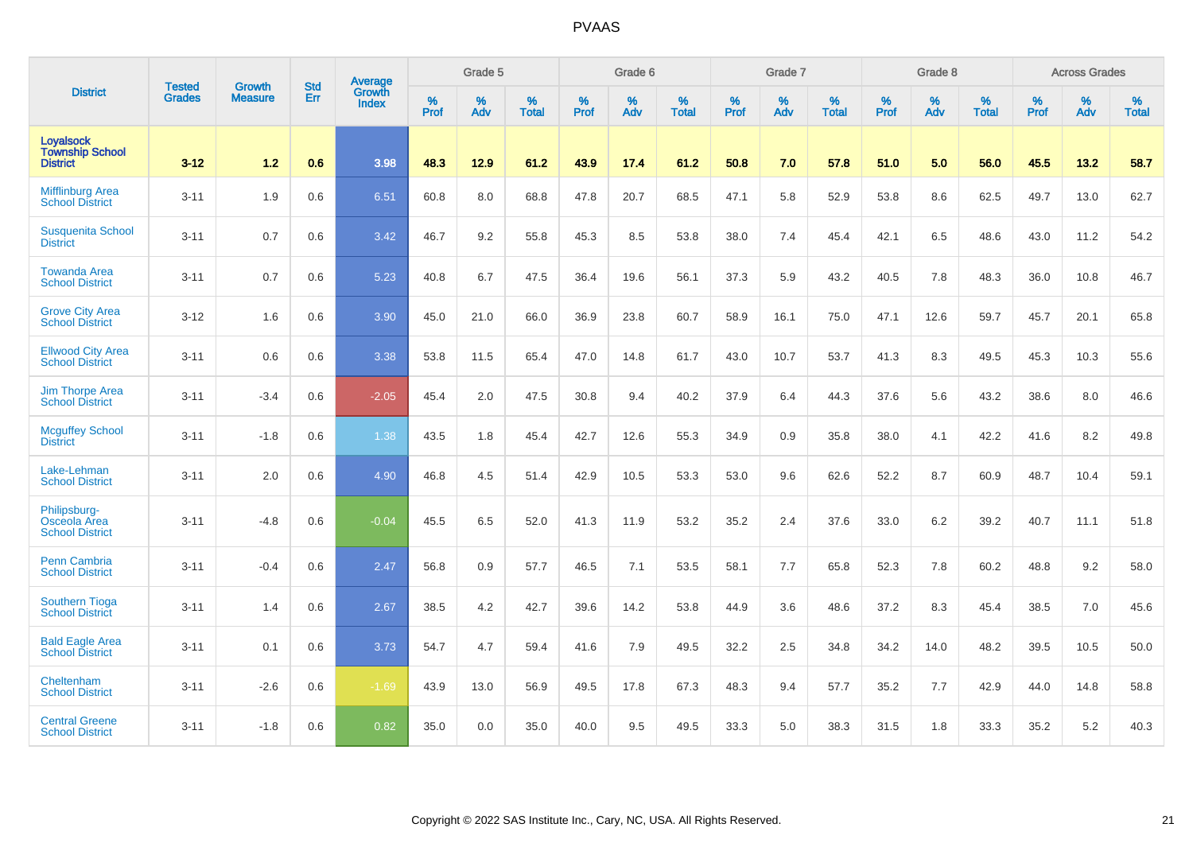| District | Tested Grades | Growth Measure | Std Err | Average Growth Index | Grade 5 | | | Grade 6 | | | Grade 7 | | | Grade 8 | | | Across Grades | | |
|---|---|---|---|---|---|---|---|---|---|---|---|---|---|---|---|---|---|---|---|
| | | | | | % Prof | % Adv | % Total | % Prof | % Adv | % Total | % Prof | % Adv | % Total | % Prof | % Adv | % Total | % Prof | % Adv | % Total |
| **Loyalsock Township School District** | **3-12** | **1.2** | **0.6** | **3.98** | **48.3** | **12.9** | **61.2** | **43.9** | **17.4** | **61.2** | **50.8** | **7.0** | **57.8** | **51.0** | **5.0** | **56.0** | **45.5** | **13.2** | **58.7** |
| Mifflinburg Area School District | 3-11 | 1.9 | 0.6 | 6.51 | 60.8 | 8.0 | 68.8 | 47.8 | 20.7 | 68.5 | 47.1 | 5.8 | 52.9 | 53.8 | 8.6 | 62.5 | 49.7 | 13.0 | 62.7 |
| Susquenita School District | 3-11 | 0.7 | 0.6 | 3.42 | 46.7 | 9.2 | 55.8 | 45.3 | 8.5 | 53.8 | 38.0 | 7.4 | 45.4 | 42.1 | 6.5 | 48.6 | 43.0 | 11.2 | 54.2 |
| Towanda Area School District | 3-11 | 0.7 | 0.6 | 5.23 | 40.8 | 6.7 | 47.5 | 36.4 | 19.6 | 56.1 | 37.3 | 5.9 | 43.2 | 40.5 | 7.8 | 48.3 | 36.0 | 10.8 | 46.7 |
| Grove City Area School District | 3-12 | 1.6 | 0.6 | 3.90 | 45.0 | 21.0 | 66.0 | 36.9 | 23.8 | 60.7 | 58.9 | 16.1 | 75.0 | 47.1 | 12.6 | 59.7 | 45.7 | 20.1 | 65.8 |
| Ellwood City Area School District | 3-11 | 0.6 | 0.6 | 3.38 | 53.8 | 11.5 | 65.4 | 47.0 | 14.8 | 61.7 | 43.0 | 10.7 | 53.7 | 41.3 | 8.3 | 49.5 | 45.3 | 10.3 | 55.6 |
| Jim Thorpe Area School District | 3-11 | -3.4 | 0.6 | -2.05 | 45.4 | 2.0 | 47.5 | 30.8 | 9.4 | 40.2 | 37.9 | 6.4 | 44.3 | 37.6 | 5.6 | 43.2 | 38.6 | 8.0 | 46.6 |
| Mcguffey School District | 3-11 | -1.8 | 0.6 | 1.38 | 43.5 | 1.8 | 45.4 | 42.7 | 12.6 | 55.3 | 34.9 | 0.9 | 35.8 | 38.0 | 4.1 | 42.2 | 41.6 | 8.2 | 49.8 |
| Lake-Lehman School District | 3-11 | 2.0 | 0.6 | 4.90 | 46.8 | 4.5 | 51.4 | 42.9 | 10.5 | 53.3 | 53.0 | 9.6 | 62.6 | 52.2 | 8.7 | 60.9 | 48.7 | 10.4 | 59.1 |
| Philipsburg-Osceola Area School District | 3-11 | -4.8 | 0.6 | -0.04 | 45.5 | 6.5 | 52.0 | 41.3 | 11.9 | 53.2 | 35.2 | 2.4 | 37.6 | 33.0 | 6.2 | 39.2 | 40.7 | 11.1 | 51.8 |
| Penn Cambria School District | 3-11 | -0.4 | 0.6 | 2.47 | 56.8 | 0.9 | 57.7 | 46.5 | 7.1 | 53.5 | 58.1 | 7.7 | 65.8 | 52.3 | 7.8 | 60.2 | 48.8 | 9.2 | 58.0 |
| Southern Tioga School District | 3-11 | 1.4 | 0.6 | 2.67 | 38.5 | 4.2 | 42.7 | 39.6 | 14.2 | 53.8 | 44.9 | 3.6 | 48.6 | 37.2 | 8.3 | 45.4 | 38.5 | 7.0 | 45.6 |
| Bald Eagle Area School District | 3-11 | 0.1 | 0.6 | 3.73 | 54.7 | 4.7 | 59.4 | 41.6 | 7.9 | 49.5 | 32.2 | 2.5 | 34.8 | 34.2 | 14.0 | 48.2 | 39.5 | 10.5 | 50.0 |
| Cheltenham School District | 3-11 | -2.6 | 0.6 | -1.69 | 43.9 | 13.0 | 56.9 | 49.5 | 17.8 | 67.3 | 48.3 | 9.4 | 57.7 | 35.2 | 7.7 | 42.9 | 44.0 | 14.8 | 58.8 |
| Central Greene School District | 3-11 | -1.8 | 0.6 | 0.82 | 35.0 | 0.0 | 35.0 | 40.0 | 9.5 | 49.5 | 33.3 | 5.0 | 38.3 | 31.5 | 1.8 | 33.3 | 35.2 | 5.2 | 40.3 |

Copyright © 2022 SAS Institute Inc., Cary, NC, USA. All Rights Reserved.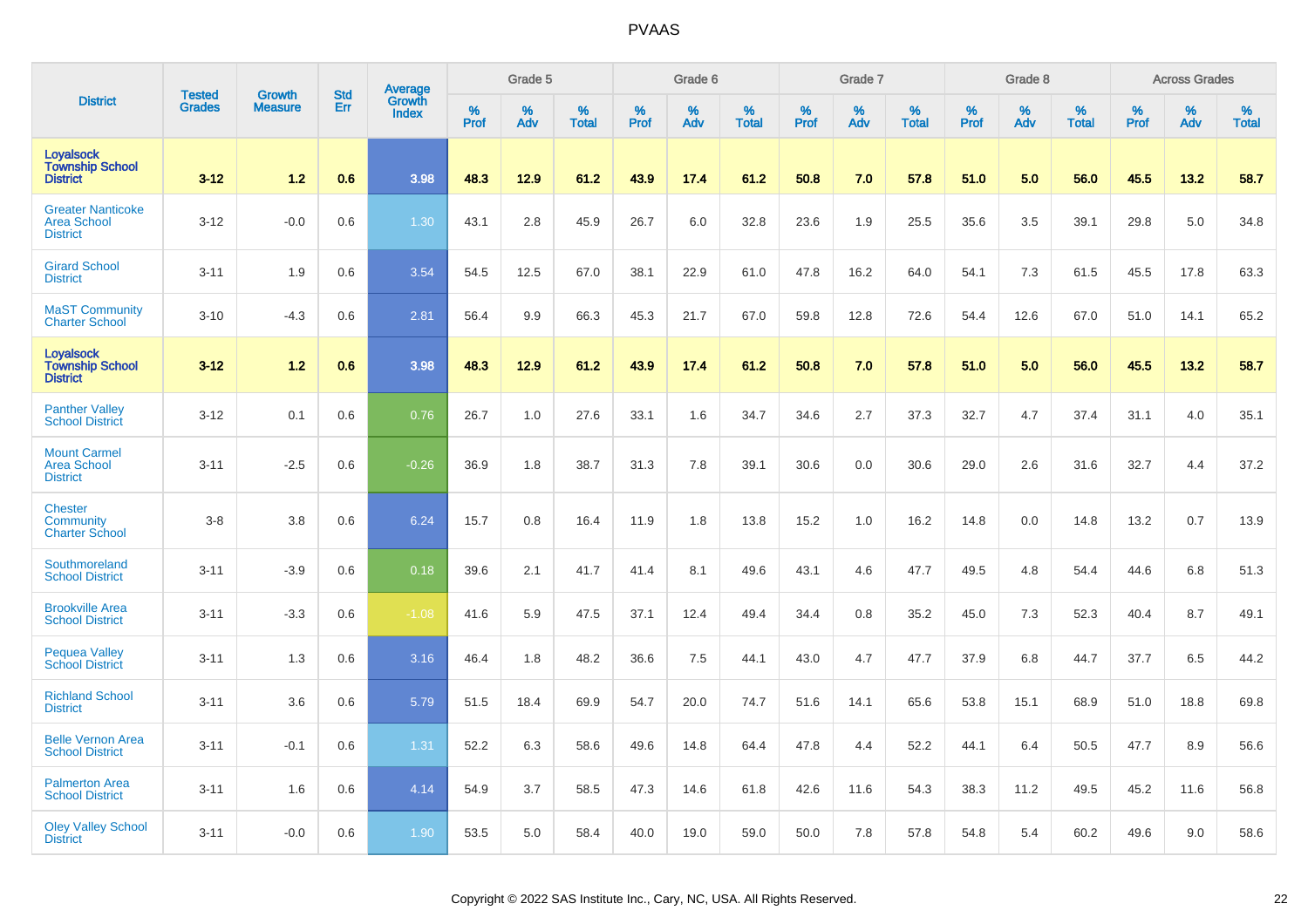# PVAAS

| District | Tested Grades | Growth Measure | Std Err | Average Growth Index | Grade 5 | | | Grade 6 | | | Grade 7 | | | Grade 8 | | | Across Grades | | |
|---|---|---|---|---|---|---|---|---|---|---|---|---|---|---|---|---|---|---|---|
| | | | | | % Prof | % Adv | % Total | % Prof | % Adv | % Total | % Prof | % Adv | % Total | % Prof | % Adv | % Total | % Prof | % Adv | % Total |
| **Loyalsock Township School District** | **3-12** | **1.2** | **0.6** | **3.98** | **48.3** | **12.9** | **61.2** | **43.9** | **17.4** | **61.2** | **50.8** | **7.0** | **57.8** | **51.0** | **5.0** | **56.0** | **45.5** | **13.2** | **58.7** |
| Greater Nanticoke Area School District | 3-12 | -0.0 | 0.6 | 1.30 | 43.1 | 2.8 | 45.9 | 26.7 | 6.0 | 32.8 | 23.6 | 1.9 | 25.5 | 35.6 | 3.5 | 39.1 | 29.8 | 5.0 | 34.8 |
| Girard School District | 3-11 | 1.9 | 0.6 | 3.54 | 54.5 | 12.5 | 67.0 | 38.1 | 22.9 | 61.0 | 47.8 | 16.2 | 64.0 | 54.1 | 7.3 | 61.5 | 45.5 | 17.8 | 63.3 |
| MaST Community Charter School | 3-10 | -4.3 | 0.6 | 2.81 | 56.4 | 9.9 | 66.3 | 45.3 | 21.7 | 67.0 | 59.8 | 12.8 | 72.6 | 54.4 | 12.6 | 67.0 | 51.0 | 14.1 | 65.2 |
| **Loyalsock Township School District** | **3-12** | **1.2** | **0.6** | **3.98** | **48.3** | **12.9** | **61.2** | **43.9** | **17.4** | **61.2** | **50.8** | **7.0** | **57.8** | **51.0** | **5.0** | **56.0** | **45.5** | **13.2** | **58.7** |
| Panther Valley School District | 3-12 | 0.1 | 0.6 | 0.76 | 26.7 | 1.0 | 27.6 | 33.1 | 1.6 | 34.7 | 34.6 | 2.7 | 37.3 | 32.7 | 4.7 | 37.4 | 31.1 | 4.0 | 35.1 |
| Mount Carmel Area School District | 3-11 | -2.5 | 0.6 | -0.26 | 36.9 | 1.8 | 38.7 | 31.3 | 7.8 | 39.1 | 30.6 | 0.0 | 30.6 | 29.0 | 2.6 | 31.6 | 32.7 | 4.4 | 37.2 |
| Chester Community Charter School | 3-8 | 3.8 | 0.6 | 6.24 | 15.7 | 0.8 | 16.4 | 11.9 | 1.8 | 13.8 | 15.2 | 1.0 | 16.2 | 14.8 | 0.0 | 14.8 | 13.2 | 0.7 | 13.9 |
| Southmoreland School District | 3-11 | -3.9 | 0.6 | 0.18 | 39.6 | 2.1 | 41.7 | 41.4 | 8.1 | 49.6 | 43.1 | 4.6 | 47.7 | 49.5 | 4.8 | 54.4 | 44.6 | 6.8 | 51.3 |
| Brookville Area School District | 3-11 | -3.3 | 0.6 | -1.08 | 41.6 | 5.9 | 47.5 | 37.1 | 12.4 | 49.4 | 34.4 | 0.8 | 35.2 | 45.0 | 7.3 | 52.3 | 40.4 | 8.7 | 49.1 |
| Pequea Valley School District | 3-11 | 1.3 | 0.6 | 3.16 | 46.4 | 1.8 | 48.2 | 36.6 | 7.5 | 44.1 | 43.0 | 4.7 | 47.7 | 37.9 | 6.8 | 44.7 | 37.7 | 6.5 | 44.2 |
| Richland School District | 3-11 | 3.6 | 0.6 | 5.79 | 51.5 | 18.4 | 69.9 | 54.7 | 20.0 | 74.7 | 51.6 | 14.1 | 65.6 | 53.8 | 15.1 | 68.9 | 51.0 | 18.8 | 69.8 |
| Belle Vernon Area School District | 3-11 | -0.1 | 0.6 | 1.31 | 52.2 | 6.3 | 58.6 | 49.6 | 14.8 | 64.4 | 47.8 | 4.4 | 52.2 | 44.1 | 6.4 | 50.5 | 47.7 | 8.9 | 56.6 |
| Palmerton Area School District | 3-11 | 1.6 | 0.6 | 4.14 | 54.9 | 3.7 | 58.5 | 47.3 | 14.6 | 61.8 | 42.6 | 11.6 | 54.3 | 38.3 | 11.2 | 49.5 | 45.2 | 11.6 | 56.8 |
| Oley Valley School District | 3-11 | -0.0 | 0.6 | 1.90 | 53.5 | 5.0 | 58.4 | 40.0 | 19.0 | 59.0 | 50.0 | 7.8 | 57.8 | 54.8 | 5.4 | 60.2 | 49.6 | 9.0 | 58.6 |

Copyright © 2022 SAS Institute Inc., Cary, NC, USA. All Rights Reserved.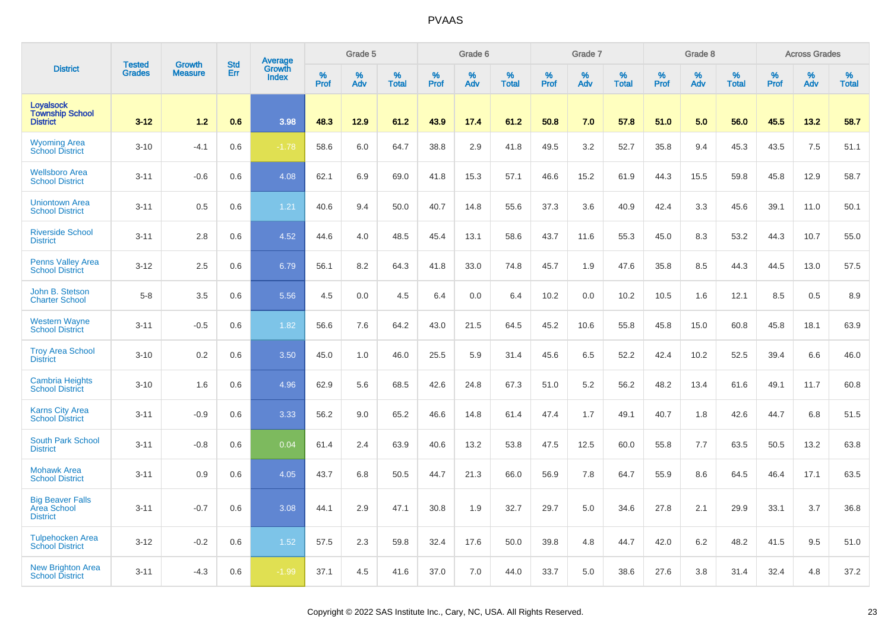| District | Tested Grades | Growth Measure | Std Err | Average Growth Index | Grade 5 | | | Grade 6 | | | Grade 7 | | | Grade 8 | | | Across Grades | | |
|---|---|---|---|---|---|---|---|---|---|---|---|---|---|---|---|---|---|---|---|
| | | | | | % Prof | % Adv | % Total | % Prof | % Adv | % Total | % Prof | % Adv | % Total | % Prof | % Adv | % Total | % Prof | % Adv | % Total |
| **Loyalsock Township School District** | **3-12** | **1.2** | **0.6** | **3.98** | **48.3** | **12.9** | **61.2** | **43.9** | **17.4** | **61.2** | **50.8** | **7.0** | **57.8** | **51.0** | **5.0** | **56.0** | **45.5** | **13.2** | **58.7** |
| Wyoming Area School District | 3-10 | -4.1 | 0.6 | -1.78 | 58.6 | 6.0 | 64.7 | 38.8 | 2.9 | 41.8 | 49.5 | 3.2 | 52.7 | 35.8 | 9.4 | 45.3 | 43.5 | 7.5 | 51.1 |
| Wellsboro Area School District | 3-11 | -0.6 | 0.6 | 4.08 | 62.1 | 6.9 | 69.0 | 41.8 | 15.3 | 57.1 | 46.6 | 15.2 | 61.9 | 44.3 | 15.5 | 59.8 | 45.8 | 12.9 | 58.7 |
| Uniontown Area School District | 3-11 | 0.5 | 0.6 | 1.21 | 40.6 | 9.4 | 50.0 | 40.7 | 14.8 | 55.6 | 37.3 | 3.6 | 40.9 | 42.4 | 3.3 | 45.6 | 39.1 | 11.0 | 50.1 |
| Riverside School District | 3-11 | 2.8 | 0.6 | 4.52 | 44.6 | 4.0 | 48.5 | 45.4 | 13.1 | 58.6 | 43.7 | 11.6 | 55.3 | 45.0 | 8.3 | 53.2 | 44.3 | 10.7 | 55.0 |
| Penns Valley Area School District | 3-12 | 2.5 | 0.6 | 6.79 | 56.1 | 8.2 | 64.3 | 41.8 | 33.0 | 74.8 | 45.7 | 1.9 | 47.6 | 35.8 | 8.5 | 44.3 | 44.5 | 13.0 | 57.5 |
| John B. Stetson Charter School | 5-8 | 3.5 | 0.6 | 5.56 | 4.5 | 0.0 | 4.5 | 6.4 | 0.0 | 6.4 | 10.2 | 0.0 | 10.2 | 10.5 | 1.6 | 12.1 | 8.5 | 0.5 | 8.9 |
| Western Wayne School District | 3-11 | -0.5 | 0.6 | 1.82 | 56.6 | 7.6 | 64.2 | 43.0 | 21.5 | 64.5 | 45.2 | 10.6 | 55.8 | 45.8 | 15.0 | 60.8 | 45.8 | 18.1 | 63.9 |
| Troy Area School District | 3-10 | 0.2 | 0.6 | 3.50 | 45.0 | 1.0 | 46.0 | 25.5 | 5.9 | 31.4 | 45.6 | 6.5 | 52.2 | 42.4 | 10.2 | 52.5 | 39.4 | 6.6 | 46.0 |
| Cambria Heights School District | 3-10 | 1.6 | 0.6 | 4.96 | 62.9 | 5.6 | 68.5 | 42.6 | 24.8 | 67.3 | 51.0 | 5.2 | 56.2 | 48.2 | 13.4 | 61.6 | 49.1 | 11.7 | 60.8 |
| Karns City Area School District | 3-11 | -0.9 | 0.6 | 3.33 | 56.2 | 9.0 | 65.2 | 46.6 | 14.8 | 61.4 | 47.4 | 1.7 | 49.1 | 40.7 | 1.8 | 42.6 | 44.7 | 6.8 | 51.5 |
| South Park School District | 3-11 | -0.8 | 0.6 | 0.04 | 61.4 | 2.4 | 63.9 | 40.6 | 13.2 | 53.8 | 47.5 | 12.5 | 60.0 | 55.8 | 7.7 | 63.5 | 50.5 | 13.2 | 63.8 |
| Mohawk Area School District | 3-11 | 0.9 | 0.6 | 4.05 | 43.7 | 6.8 | 50.5 | 44.7 | 21.3 | 66.0 | 56.9 | 7.8 | 64.7 | 55.9 | 8.6 | 64.5 | 46.4 | 17.1 | 63.5 |
| Big Beaver Falls Area School District | 3-11 | -0.7 | 0.6 | 3.08 | 44.1 | 2.9 | 47.1 | 30.8 | 1.9 | 32.7 | 29.7 | 5.0 | 34.6 | 27.8 | 2.1 | 29.9 | 33.1 | 3.7 | 36.8 |
| Tulpehocken Area School District | 3-12 | -0.2 | 0.6 | 1.52 | 57.5 | 2.3 | 59.8 | 32.4 | 17.6 | 50.0 | 39.8 | 4.8 | 44.7 | 42.0 | 6.2 | 48.2 | 41.5 | 9.5 | 51.0 |
| New Brighton Area School District | 3-11 | -4.3 | 0.6 | -1.99 | 37.1 | 4.5 | 41.6 | 37.0 | 7.0 | 44.0 | 33.7 | 5.0 | 38.6 | 27.6 | 3.8 | 31.4 | 32.4 | 4.8 | 37.2 |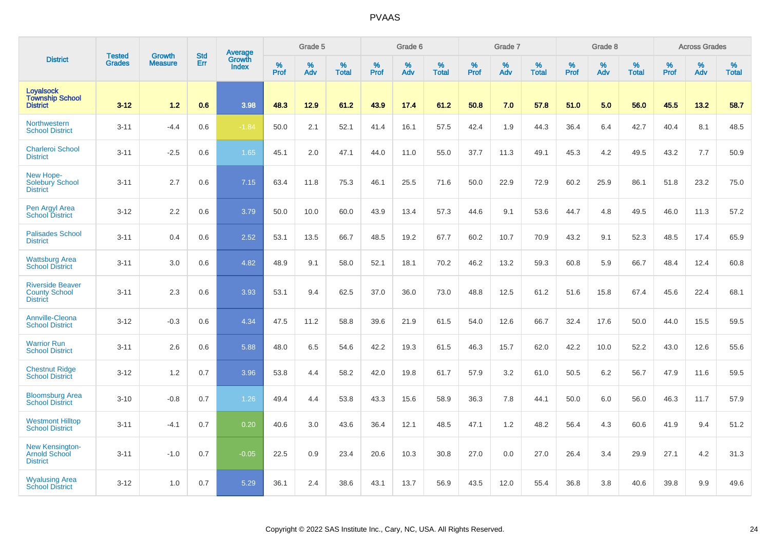# PVAAS

| District | Tested Grades | Growth Measure | Std Err | Average Growth Index | Grade 5 | | | Grade 6 | | | Grade 7 | | | Grade 8 | | | Across Grades | | |
|---|---|---|---|---|---|---|---|---|---|---|---|---|---|---|---|---|---|---|---|
| | | | | | % Prof | % Adv | % Total | % Prof | % Adv | % Total | % Prof | % Adv | % Total | % Prof | % Adv | % Total | % Prof | % Adv | % Total |
| **Loyalsock Township School District** | **3-12** | **1.2** | **0.6** | **3.98** | **48.3** | **12.9** | **61.2** | **43.9** | **17.4** | **61.2** | **50.8** | **7.0** | **57.8** | **51.0** | **5.0** | **56.0** | **45.5** | **13.2** | **58.7** |
| Northwestern School District | 3-11 | -4.4 | 0.6 | -1.84 | 50.0 | 2.1 | 52.1 | 41.4 | 16.1 | 57.5 | 42.4 | 1.9 | 44.3 | 36.4 | 6.4 | 42.7 | 40.4 | 8.1 | 48.5 |
| Charleroi School District | 3-11 | -2.5 | 0.6 | 1.65 | 45.1 | 2.0 | 47.1 | 44.0 | 11.0 | 55.0 | 37.7 | 11.3 | 49.1 | 45.3 | 4.2 | 49.5 | 43.2 | 7.7 | 50.9 |
| New Hope-Solebury School District | 3-11 | 2.7 | 0.6 | 7.15 | 63.4 | 11.8 | 75.3 | 46.1 | 25.5 | 71.6 | 50.0 | 22.9 | 72.9 | 60.2 | 25.9 | 86.1 | 51.8 | 23.2 | 75.0 |
| Pen Argyl Area School District | 3-12 | 2.2 | 0.6 | 3.79 | 50.0 | 10.0 | 60.0 | 43.9 | 13.4 | 57.3 | 44.6 | 9.1 | 53.6 | 44.7 | 4.8 | 49.5 | 46.0 | 11.3 | 57.2 |
| Palisades School District | 3-11 | 0.4 | 0.6 | 2.52 | 53.1 | 13.5 | 66.7 | 48.5 | 19.2 | 67.7 | 60.2 | 10.7 | 70.9 | 43.2 | 9.1 | 52.3 | 48.5 | 17.4 | 65.9 |
| Wattsburg Area School District | 3-11 | 3.0 | 0.6 | 4.82 | 48.9 | 9.1 | 58.0 | 52.1 | 18.1 | 70.2 | 46.2 | 13.2 | 59.3 | 60.8 | 5.9 | 66.7 | 48.4 | 12.4 | 60.8 |
| Riverside Beaver County School District | 3-11 | 2.3 | 0.6 | 3.93 | 53.1 | 9.4 | 62.5 | 37.0 | 36.0 | 73.0 | 48.8 | 12.5 | 61.2 | 51.6 | 15.8 | 67.4 | 45.6 | 22.4 | 68.1 |
| Annville-Cleona School District | 3-12 | -0.3 | 0.6 | 4.34 | 47.5 | 11.2 | 58.8 | 39.6 | 21.9 | 61.5 | 54.0 | 12.6 | 66.7 | 32.4 | 17.6 | 50.0 | 44.0 | 15.5 | 59.5 |
| Warrior Run School District | 3-11 | 2.6 | 0.6 | 5.88 | 48.0 | 6.5 | 54.6 | 42.2 | 19.3 | 61.5 | 46.3 | 15.7 | 62.0 | 42.2 | 10.0 | 52.2 | 43.0 | 12.6 | 55.6 |
| Chestnut Ridge School District | 3-12 | 1.2 | 0.7 | 3.96 | 53.8 | 4.4 | 58.2 | 42.0 | 19.8 | 61.7 | 57.9 | 3.2 | 61.0 | 50.5 | 6.2 | 56.7 | 47.9 | 11.6 | 59.5 |
| Bloomsburg Area School District | 3-10 | -0.8 | 0.7 | 1.26 | 49.4 | 4.4 | 53.8 | 43.3 | 15.6 | 58.9 | 36.3 | 7.8 | 44.1 | 50.0 | 6.0 | 56.0 | 46.3 | 11.7 | 57.9 |
| Westmont Hilltop School District | 3-11 | -4.1 | 0.7 | 0.20 | 40.6 | 3.0 | 43.6 | 36.4 | 12.1 | 48.5 | 47.1 | 1.2 | 48.2 | 56.4 | 4.3 | 60.6 | 41.9 | 9.4 | 51.2 |
| New Kensington-Arnold School District | 3-11 | -1.0 | 0.7 | -0.05 | 22.5 | 0.9 | 23.4 | 20.6 | 10.3 | 30.8 | 27.0 | 0.0 | 27.0 | 26.4 | 3.4 | 29.9 | 27.1 | 4.2 | 31.3 |
| Wyalusing Area School District | 3-12 | 1.0 | 0.7 | 5.29 | 36.1 | 2.4 | 38.6 | 43.1 | 13.7 | 56.9 | 43.5 | 12.0 | 55.4 | 36.8 | 3.8 | 40.6 | 39.8 | 9.9 | 49.6 |

Copyright © 2022 SAS Institute Inc., Cary, NC, USA. All Rights Reserved.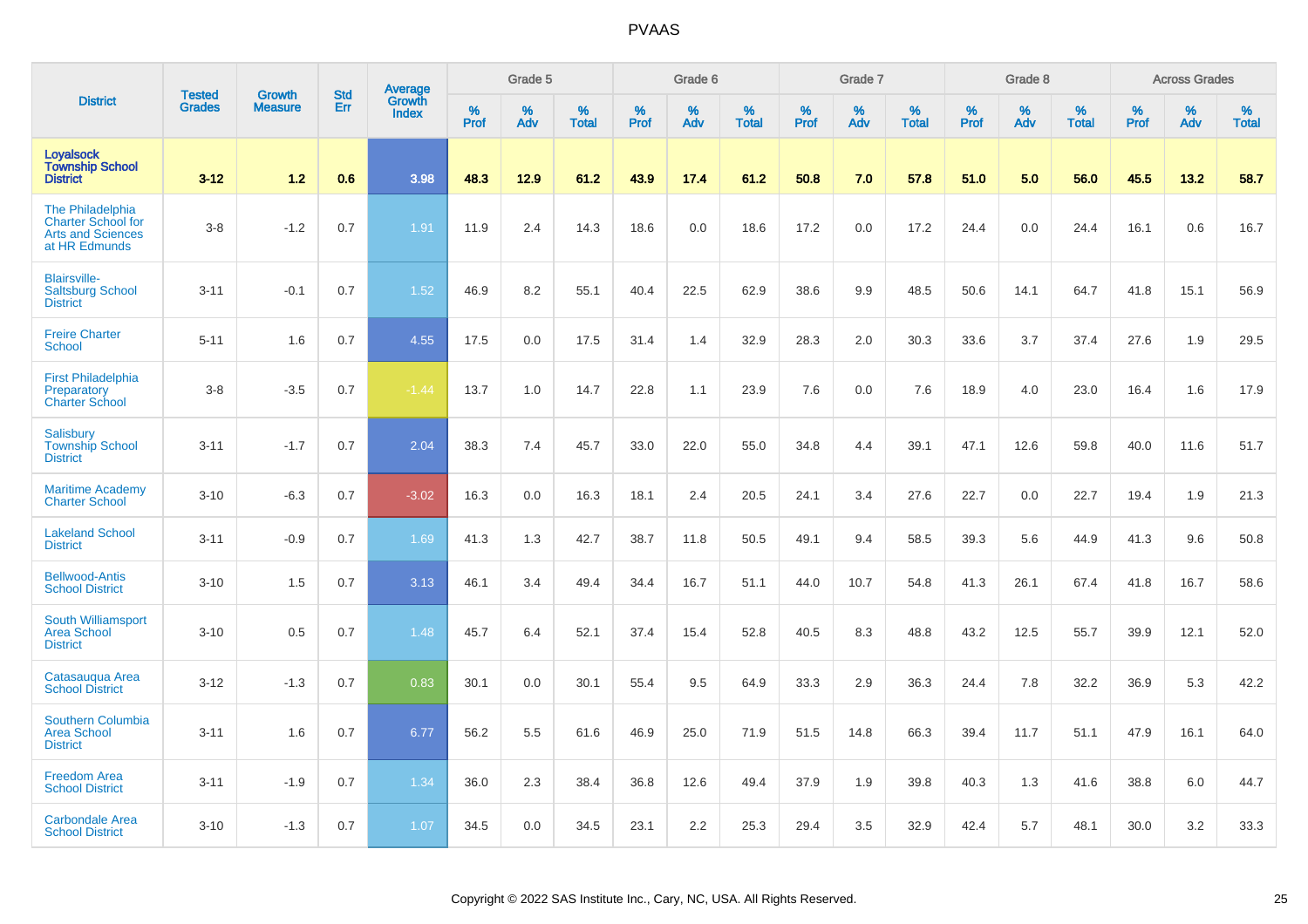PVAAS

| District | Tested Grades | Growth Measure | Std Err | Average Growth Index | Grade 5 | | | Grade 6 | | | Grade 7 | | | Grade 8 | | | Across Grades | | |
|---|---|---|---|---|---|---|---|---|---|---|---|---|---|---|---|---|---|---|---|
| | | | | | % Prof | % Adv | % Total | % Prof | % Adv | % Total | % Prof | % Adv | % Total | % Prof | % Adv | % Total | % Prof | % Adv | % Total |
| **Loyalsock Township School District** | **3-12** | **1.2** | **0.6** | **3.98** | **48.3** | **12.9** | **61.2** | **43.9** | **17.4** | **61.2** | **50.8** | **7.0** | **57.8** | **51.0** | **5.0** | **56.0** | **45.5** | **13.2** | **58.7** |
| The Philadelphia Charter School for Arts and Sciences at HR Edmunds | 3-8 | -1.2 | 0.7 | 1.91 | 11.9 | 2.4 | 14.3 | 18.6 | 0.0 | 18.6 | 17.2 | 0.0 | 17.2 | 24.4 | 0.0 | 24.4 | 16.1 | 0.6 | 16.7 |
| Blairsville-Saltsburg School District | 3-11 | -0.1 | 0.7 | 1.52 | 46.9 | 8.2 | 55.1 | 40.4 | 22.5 | 62.9 | 38.6 | 9.9 | 48.5 | 50.6 | 14.1 | 64.7 | 41.8 | 15.1 | 56.9 |
| Freire Charter School | 5-11 | 1.6 | 0.7 | 4.55 | 17.5 | 0.0 | 17.5 | 31.4 | 1.4 | 32.9 | 28.3 | 2.0 | 30.3 | 33.6 | 3.7 | 37.4 | 27.6 | 1.9 | 29.5 |
| First Philadelphia Preparatory Charter School | 3-8 | -3.5 | 0.7 | -1.44 | 13.7 | 1.0 | 14.7 | 22.8 | 1.1 | 23.9 | 7.6 | 0.0 | 7.6 | 18.9 | 4.0 | 23.0 | 16.4 | 1.6 | 17.9 |
| Salisbury Township School District | 3-11 | -1.7 | 0.7 | 2.04 | 38.3 | 7.4 | 45.7 | 33.0 | 22.0 | 55.0 | 34.8 | 4.4 | 39.1 | 47.1 | 12.6 | 59.8 | 40.0 | 11.6 | 51.7 |
| Maritime Academy Charter School | 3-10 | -6.3 | 0.7 | -3.02 | 16.3 | 0.0 | 16.3 | 18.1 | 2.4 | 20.5 | 24.1 | 3.4 | 27.6 | 22.7 | 0.0 | 22.7 | 19.4 | 1.9 | 21.3 |
| Lakeland School District | 3-11 | -0.9 | 0.7 | 1.69 | 41.3 | 1.3 | 42.7 | 38.7 | 11.8 | 50.5 | 49.1 | 9.4 | 58.5 | 39.3 | 5.6 | 44.9 | 41.3 | 9.6 | 50.8 |
| Bellwood-Antis School District | 3-10 | 1.5 | 0.7 | 3.13 | 46.1 | 3.4 | 49.4 | 34.4 | 16.7 | 51.1 | 44.0 | 10.7 | 54.8 | 41.3 | 26.1 | 67.4 | 41.8 | 16.7 | 58.6 |
| South Williamsport Area School District | 3-10 | 0.5 | 0.7 | 1.48 | 45.7 | 6.4 | 52.1 | 37.4 | 15.4 | 52.8 | 40.5 | 8.3 | 48.8 | 43.2 | 12.5 | 55.7 | 39.9 | 12.1 | 52.0 |
| Catasauqua Area School District | 3-12 | -1.3 | 0.7 | 0.83 | 30.1 | 0.0 | 30.1 | 55.4 | 9.5 | 64.9 | 33.3 | 2.9 | 36.3 | 24.4 | 7.8 | 32.2 | 36.9 | 5.3 | 42.2 |
| Southern Columbia Area School District | 3-11 | 1.6 | 0.7 | 6.77 | 56.2 | 5.5 | 61.6 | 46.9 | 25.0 | 71.9 | 51.5 | 14.8 | 66.3 | 39.4 | 11.7 | 51.1 | 47.9 | 16.1 | 64.0 |
| Freedom Area School District | 3-11 | -1.9 | 0.7 | 1.34 | 36.0 | 2.3 | 38.4 | 36.8 | 12.6 | 49.4 | 37.9 | 1.9 | 39.8 | 40.3 | 1.3 | 41.6 | 38.8 | 6.0 | 44.7 |
| Carbondale Area School District | 3-10 | -1.3 | 0.7 | 1.07 | 34.5 | 0.0 | 34.5 | 23.1 | 2.2 | 25.3 | 29.4 | 3.5 | 32.9 | 42.4 | 5.7 | 48.1 | 30.0 | 3.2 | 33.3 |

Copyright © 2022 SAS Institute Inc., Cary, NC, USA. All Rights Reserved.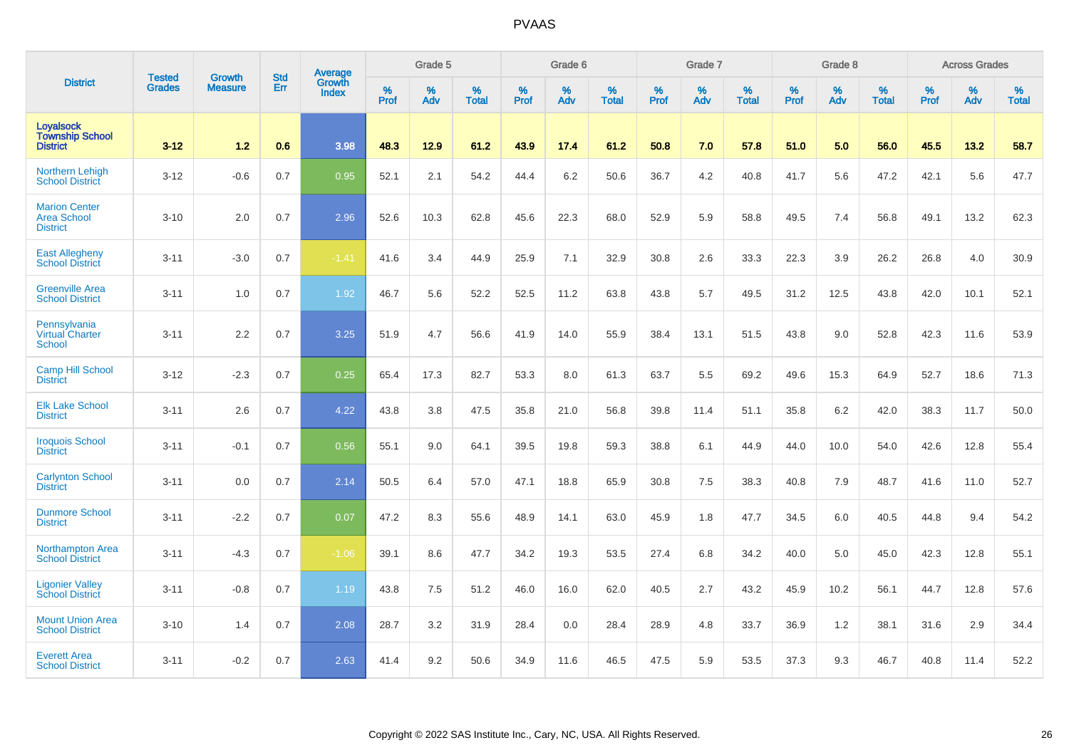| District | Tested Grades | Growth Measure | Std Err | Average Growth Index | Grade 5 | | | Grade 6 | | | Grade 7 | | | Grade 8 | | | Across Grades | | |
|---|---|---|---|---|---|---|---|---|---|---|---|---|---|---|---|---|---|---|---|
| | | | | | % Prof | % Adv | % Total | % Prof | % Adv | % Total | % Prof | % Adv | % Total | % Prof | % Adv | % Total | % Prof | % Adv | % Total |
| **Loyalsock Township School District** | **3-12** | **1.2** | **0.6** | **3.98** | **48.3** | **12.9** | **61.2** | **43.9** | **17.4** | **61.2** | **50.8** | **7.0** | **57.8** | **51.0** | **5.0** | **56.0** | **45.5** | **13.2** | **58.7** |
| Northern Lehigh School District | 3-12 | -0.6 | 0.7 | 0.95 | 52.1 | 2.1 | 54.2 | 44.4 | 6.2 | 50.6 | 36.7 | 4.2 | 40.8 | 41.7 | 5.6 | 47.2 | 42.1 | 5.6 | 47.7 |
| Marion Center Area School District | 3-10 | 2.0 | 0.7 | 2.96 | 52.6 | 10.3 | 62.8 | 45.6 | 22.3 | 68.0 | 52.9 | 5.9 | 58.8 | 49.5 | 7.4 | 56.8 | 49.1 | 13.2 | 62.3 |
| East Allegheny School District | 3-11 | -3.0 | 0.7 | -1.41 | 41.6 | 3.4 | 44.9 | 25.9 | 7.1 | 32.9 | 30.8 | 2.6 | 33.3 | 22.3 | 3.9 | 26.2 | 26.8 | 4.0 | 30.9 |
| Greenville Area School District | 3-11 | 1.0 | 0.7 | 1.92 | 46.7 | 5.6 | 52.2 | 52.5 | 11.2 | 63.8 | 43.8 | 5.7 | 49.5 | 31.2 | 12.5 | 43.8 | 42.0 | 10.1 | 52.1 |
| Pennsylvania Virtual Charter School | 3-11 | 2.2 | 0.7 | 3.25 | 51.9 | 4.7 | 56.6 | 41.9 | 14.0 | 55.9 | 38.4 | 13.1 | 51.5 | 43.8 | 9.0 | 52.8 | 42.3 | 11.6 | 53.9 |
| Camp Hill School District | 3-12 | -2.3 | 0.7 | 0.25 | 65.4 | 17.3 | 82.7 | 53.3 | 8.0 | 61.3 | 63.7 | 5.5 | 69.2 | 49.6 | 15.3 | 64.9 | 52.7 | 18.6 | 71.3 |
| Elk Lake School District | 3-11 | 2.6 | 0.7 | 4.22 | 43.8 | 3.8 | 47.5 | 35.8 | 21.0 | 56.8 | 39.8 | 11.4 | 51.1 | 35.8 | 6.2 | 42.0 | 38.3 | 11.7 | 50.0 |
| Iroquois School District | 3-11 | -0.1 | 0.7 | 0.56 | 55.1 | 9.0 | 64.1 | 39.5 | 19.8 | 59.3 | 38.8 | 6.1 | 44.9 | 44.0 | 10.0 | 54.0 | 42.6 | 12.8 | 55.4 |
| Carlynton School District | 3-11 | 0.0 | 0.7 | 2.14 | 50.5 | 6.4 | 57.0 | 47.1 | 18.8 | 65.9 | 30.8 | 7.5 | 38.3 | 40.8 | 7.9 | 48.7 | 41.6 | 11.0 | 52.7 |
| Dunmore School District | 3-11 | -2.2 | 0.7 | 0.07 | 47.2 | 8.3 | 55.6 | 48.9 | 14.1 | 63.0 | 45.9 | 1.8 | 47.7 | 34.5 | 6.0 | 40.5 | 44.8 | 9.4 | 54.2 |
| Northampton Area School District | 3-11 | -4.3 | 0.7 | -1.06 | 39.1 | 8.6 | 47.7 | 34.2 | 19.3 | 53.5 | 27.4 | 6.8 | 34.2 | 40.0 | 5.0 | 45.0 | 42.3 | 12.8 | 55.1 |
| Ligonier Valley School District | 3-11 | -0.8 | 0.7 | 1.19 | 43.8 | 7.5 | 51.2 | 46.0 | 16.0 | 62.0 | 40.5 | 2.7 | 43.2 | 45.9 | 10.2 | 56.1 | 44.7 | 12.8 | 57.6 |
| Mount Union Area School District | 3-10 | 1.4 | 0.7 | 2.08 | 28.7 | 3.2 | 31.9 | 28.4 | 0.0 | 28.4 | 28.9 | 4.8 | 33.7 | 36.9 | 1.2 | 38.1 | 31.6 | 2.9 | 34.4 |
| Everett Area School District | 3-11 | -0.2 | 0.7 | 2.63 | 41.4 | 9.2 | 50.6 | 34.9 | 11.6 | 46.5 | 47.5 | 5.9 | 53.5 | 37.3 | 9.3 | 46.7 | 40.8 | 11.4 | 52.2 |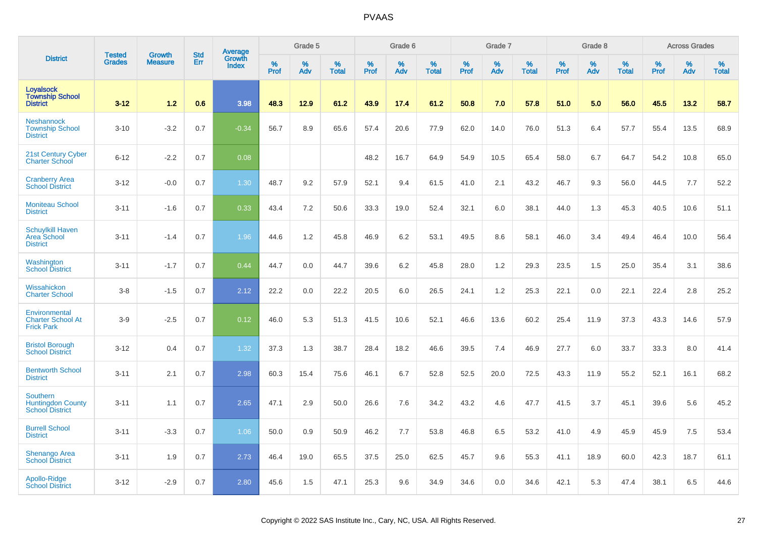# PVAAS

| District | Tested Grades | Growth Measure | Std Err | Average Growth Index | Grade 5 | | | Grade 6 | | | Grade 7 | | | Grade 8 | | | Across Grades | | |
|---|---|---|---|---|---|---|---|---|---|---|---|---|---|---|---|---|---|---|---|
| | | | | | % Prof | % Adv | % Total | % Prof | % Adv | % Total | % Prof | % Adv | % Total | % Prof | % Adv | % Total | % Prof | % Adv | % Total |
| **Loyalsock Township School District** | **3-12** | **1.2** | **0.6** | **3.98** | **48.3** | **12.9** | **61.2** | **43.9** | **17.4** | **61.2** | **50.8** | **7.0** | **57.8** | **51.0** | **5.0** | **56.0** | **45.5** | **13.2** | **58.7** |
| Neshannock Township School District | 3-10 | -3.2 | 0.7 | -0.34 | 56.7 | 8.9 | 65.6 | 57.4 | 20.6 | 77.9 | 62.0 | 14.0 | 76.0 | 51.3 | 6.4 | 57.7 | 55.4 | 13.5 | 68.9 |
| 21st Century Cyber Charter School | 6-12 | -2.2 | 0.7 | 0.08 | | | | 48.2 | 16.7 | 64.9 | 54.9 | 10.5 | 65.4 | 58.0 | 6.7 | 64.7 | 54.2 | 10.8 | 65.0 |
| Cranberry Area School District | 3-12 | -0.0 | 0.7 | 1.30 | 48.7 | 9.2 | 57.9 | 52.1 | 9.4 | 61.5 | 41.0 | 2.1 | 43.2 | 46.7 | 9.3 | 56.0 | 44.5 | 7.7 | 52.2 |
| Moniteau School District | 3-11 | -1.6 | 0.7 | 0.33 | 43.4 | 7.2 | 50.6 | 33.3 | 19.0 | 52.4 | 32.1 | 6.0 | 38.1 | 44.0 | 1.3 | 45.3 | 40.5 | 10.6 | 51.1 |
| Schuylkill Haven Area School District | 3-11 | -1.4 | 0.7 | 1.96 | 44.6 | 1.2 | 45.8 | 46.9 | 6.2 | 53.1 | 49.5 | 8.6 | 58.1 | 46.0 | 3.4 | 49.4 | 46.4 | 10.0 | 56.4 |
| Washington School District | 3-11 | -1.7 | 0.7 | 0.44 | 44.7 | 0.0 | 44.7 | 39.6 | 6.2 | 45.8 | 28.0 | 1.2 | 29.3 | 23.5 | 1.5 | 25.0 | 35.4 | 3.1 | 38.6 |
| Wissahickon Charter School | 3-8 | -1.5 | 0.7 | 2.12 | 22.2 | 0.0 | 22.2 | 20.5 | 6.0 | 26.5 | 24.1 | 1.2 | 25.3 | 22.1 | 0.0 | 22.1 | 22.4 | 2.8 | 25.2 |
| Environmental Charter School At Frick Park | 3-9 | -2.5 | 0.7 | 0.12 | 46.0 | 5.3 | 51.3 | 41.5 | 10.6 | 52.1 | 46.6 | 13.6 | 60.2 | 25.4 | 11.9 | 37.3 | 43.3 | 14.6 | 57.9 |
| Bristol Borough School District | 3-12 | 0.4 | 0.7 | 1.32 | 37.3 | 1.3 | 38.7 | 28.4 | 18.2 | 46.6 | 39.5 | 7.4 | 46.9 | 27.7 | 6.0 | 33.7 | 33.3 | 8.0 | 41.4 |
| Bentworth School District | 3-11 | 2.1 | 0.7 | 2.98 | 60.3 | 15.4 | 75.6 | 46.1 | 6.7 | 52.8 | 52.5 | 20.0 | 72.5 | 43.3 | 11.9 | 55.2 | 52.1 | 16.1 | 68.2 |
| Southern Huntingdon County School District | 3-11 | 1.1 | 0.7 | 2.65 | 47.1 | 2.9 | 50.0 | 26.6 | 7.6 | 34.2 | 43.2 | 4.6 | 47.7 | 41.5 | 3.7 | 45.1 | 39.6 | 5.6 | 45.2 |
| Burrell School District | 3-11 | -3.3 | 0.7 | 1.06 | 50.0 | 0.9 | 50.9 | 46.2 | 7.7 | 53.8 | 46.8 | 6.5 | 53.2 | 41.0 | 4.9 | 45.9 | 45.9 | 7.5 | 53.4 |
| Shenango Area School District | 3-11 | 1.9 | 0.7 | 2.73 | 46.4 | 19.0 | 65.5 | 37.5 | 25.0 | 62.5 | 45.7 | 9.6 | 55.3 | 41.1 | 18.9 | 60.0 | 42.3 | 18.7 | 61.1 |
| Apollo-Ridge School District | 3-12 | -2.9 | 0.7 | 2.80 | 45.6 | 1.5 | 47.1 | 25.3 | 9.6 | 34.9 | 34.6 | 0.0 | 34.6 | 42.1 | 5.3 | 47.4 | 38.1 | 6.5 | 44.6 |

Copyright © 2022 SAS Institute Inc., Cary, NC, USA. All Rights Reserved.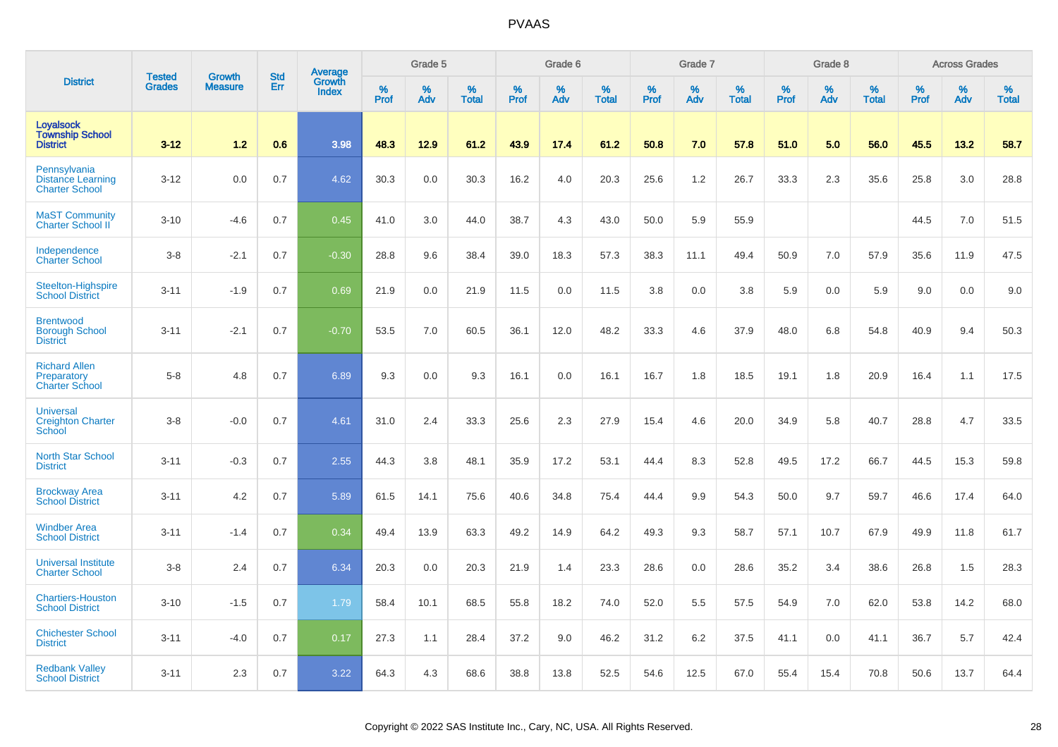# PVAAS

| District | Tested Grades | Growth Measure | Std Err | Average Growth Index | Grade 5 | | | Grade 6 | | | Grade 7 | | | Grade 8 | | | Across Grades | | |
|---|---|---|---|---|---|---|---|---|---|---|---|---|---|---|---|---|---|---|---|
| | | | | | % Prof | % Adv | % Total | % Prof | % Adv | % Total | % Prof | % Adv | % Total | % Prof | % Adv | % Total | % Prof | % Adv | % Total |
| **Loyalsock Township School District** | **3-12** | **1.2** | **0.6** | **3.98** | **48.3** | **12.9** | **61.2** | **43.9** | **17.4** | **61.2** | **50.8** | **7.0** | **57.8** | **51.0** | **5.0** | **56.0** | **45.5** | **13.2** | **58.7** |
| Pennsylvania Distance Learning Charter School | 3-12 | 0.0 | 0.7 | 4.62 | 30.3 | 0.0 | 30.3 | 16.2 | 4.0 | 20.3 | 25.6 | 1.2 | 26.7 | 33.3 | 2.3 | 35.6 | 25.8 | 3.0 | 28.8 |
| MaST Community Charter School II | 3-10 | -4.6 | 0.7 | 0.45 | 41.0 | 3.0 | 44.0 | 38.7 | 4.3 | 43.0 | 50.0 | 5.9 | 55.9 | | | | 44.5 | 7.0 | 51.5 |
| Independence Charter School | 3-8 | -2.1 | 0.7 | -0.30 | 28.8 | 9.6 | 38.4 | 39.0 | 18.3 | 57.3 | 38.3 | 11.1 | 49.4 | 50.9 | 7.0 | 57.9 | 35.6 | 11.9 | 47.5 |
| Steelton-Highspire School District | 3-11 | -1.9 | 0.7 | 0.69 | 21.9 | 0.0 | 21.9 | 11.5 | 0.0 | 11.5 | 3.8 | 0.0 | 3.8 | 5.9 | 0.0 | 5.9 | 9.0 | 0.0 | 9.0 |
| Brentwood Borough School District | 3-11 | -2.1 | 0.7 | -0.70 | 53.5 | 7.0 | 60.5 | 36.1 | 12.0 | 48.2 | 33.3 | 4.6 | 37.9 | 48.0 | 6.8 | 54.8 | 40.9 | 9.4 | 50.3 |
| Richard Allen Preparatory Charter School | 5-8 | 4.8 | 0.7 | 6.89 | 9.3 | 0.0 | 9.3 | 16.1 | 0.0 | 16.1 | 16.7 | 1.8 | 18.5 | 19.1 | 1.8 | 20.9 | 16.4 | 1.1 | 17.5 |
| Universal Creighton Charter School | 3-8 | -0.0 | 0.7 | 4.61 | 31.0 | 2.4 | 33.3 | 25.6 | 2.3 | 27.9 | 15.4 | 4.6 | 20.0 | 34.9 | 5.8 | 40.7 | 28.8 | 4.7 | 33.5 |
| North Star School District | 3-11 | -0.3 | 0.7 | 2.55 | 44.3 | 3.8 | 48.1 | 35.9 | 17.2 | 53.1 | 44.4 | 8.3 | 52.8 | 49.5 | 17.2 | 66.7 | 44.5 | 15.3 | 59.8 |
| Brockway Area School District | 3-11 | 4.2 | 0.7 | 5.89 | 61.5 | 14.1 | 75.6 | 40.6 | 34.8 | 75.4 | 44.4 | 9.9 | 54.3 | 50.0 | 9.7 | 59.7 | 46.6 | 17.4 | 64.0 |
| Windber Area School District | 3-11 | -1.4 | 0.7 | 0.34 | 49.4 | 13.9 | 63.3 | 49.2 | 14.9 | 64.2 | 49.3 | 9.3 | 58.7 | 57.1 | 10.7 | 67.9 | 49.9 | 11.8 | 61.7 |
| Universal Institute Charter School | 3-8 | 2.4 | 0.7 | 6.34 | 20.3 | 0.0 | 20.3 | 21.9 | 1.4 | 23.3 | 28.6 | 0.0 | 28.6 | 35.2 | 3.4 | 38.6 | 26.8 | 1.5 | 28.3 |
| Chartiers-Houston School District | 3-10 | -1.5 | 0.7 | 1.79 | 58.4 | 10.1 | 68.5 | 55.8 | 18.2 | 74.0 | 52.0 | 5.5 | 57.5 | 54.9 | 7.0 | 62.0 | 53.8 | 14.2 | 68.0 |
| Chichester School District | 3-11 | -4.0 | 0.7 | 0.17 | 27.3 | 1.1 | 28.4 | 37.2 | 9.0 | 46.2 | 31.2 | 6.2 | 37.5 | 41.1 | 0.0 | 41.1 | 36.7 | 5.7 | 42.4 |
| Redbank Valley School District | 3-11 | 2.3 | 0.7 | 3.22 | 64.3 | 4.3 | 68.6 | 38.8 | 13.8 | 52.5 | 54.6 | 12.5 | 67.0 | 55.4 | 15.4 | 70.8 | 50.6 | 13.7 | 64.4 |

Copyright © 2022 SAS Institute Inc., Cary, NC, USA. All Rights Reserved.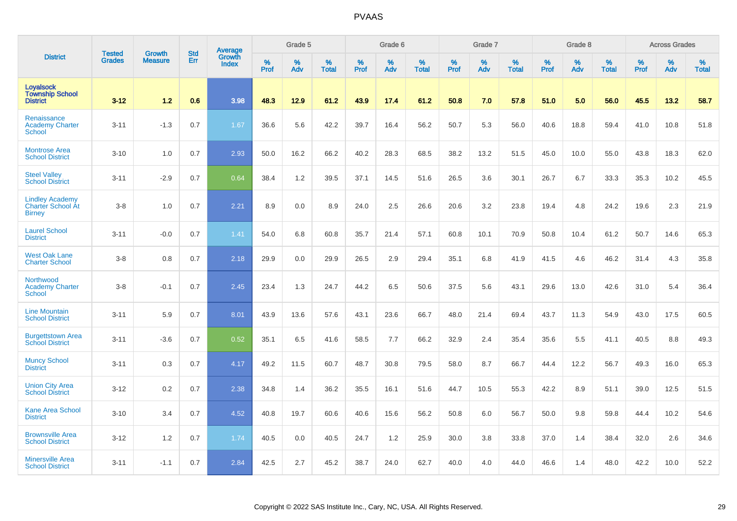| District | Tested Grades | Growth Measure | Std Err | Average Growth Index | Grade 5 | | | Grade 6 | | | Grade 7 | | | Grade 8 | | | Across Grades | | |
|---|---|---|---|---|---|---|---|---|---|---|---|---|---|---|---|---|---|---|---|
| | | | | | % Prof | % Adv | % Total | % Prof | % Adv | % Total | % Prof | % Adv | % Total | % Prof | % Adv | % Total | % Prof | % Adv | % Total |
| **Loyalsock Township School District** | **3-12** | **1.2** | **0.6** | **3.98** | **48.3** | **12.9** | **61.2** | **43.9** | **17.4** | **61.2** | **50.8** | **7.0** | **57.8** | **51.0** | **5.0** | **56.0** | **45.5** | **13.2** | **58.7** |
| Renaissance Academy Charter School | 3-11 | -1.3 | 0.7 | 1.67 | 36.6 | 5.6 | 42.2 | 39.7 | 16.4 | 56.2 | 50.7 | 5.3 | 56.0 | 40.6 | 18.8 | 59.4 | 41.0 | 10.8 | 51.8 |
| Montrose Area School District | 3-10 | 1.0 | 0.7 | 2.93 | 50.0 | 16.2 | 66.2 | 40.2 | 28.3 | 68.5 | 38.2 | 13.2 | 51.5 | 45.0 | 10.0 | 55.0 | 43.8 | 18.3 | 62.0 |
| Steel Valley School District | 3-11 | -2.9 | 0.7 | 0.64 | 38.4 | 1.2 | 39.5 | 37.1 | 14.5 | 51.6 | 26.5 | 3.6 | 30.1 | 26.7 | 6.7 | 33.3 | 35.3 | 10.2 | 45.5 |
| Lindley Academy Charter School At Birney | 3-8 | 1.0 | 0.7 | 2.21 | 8.9 | 0.0 | 8.9 | 24.0 | 2.5 | 26.6 | 20.6 | 3.2 | 23.8 | 19.4 | 4.8 | 24.2 | 19.6 | 2.3 | 21.9 |
| Laurel School District | 3-11 | -0.0 | 0.7 | 1.41 | 54.0 | 6.8 | 60.8 | 35.7 | 21.4 | 57.1 | 60.8 | 10.1 | 70.9 | 50.8 | 10.4 | 61.2 | 50.7 | 14.6 | 65.3 |
| West Oak Lane Charter School | 3-8 | 0.8 | 0.7 | 2.18 | 29.9 | 0.0 | 29.9 | 26.5 | 2.9 | 29.4 | 35.1 | 6.8 | 41.9 | 41.5 | 4.6 | 46.2 | 31.4 | 4.3 | 35.8 |
| Northwood Academy Charter School | 3-8 | -0.1 | 0.7 | 2.45 | 23.4 | 1.3 | 24.7 | 44.2 | 6.5 | 50.6 | 37.5 | 5.6 | 43.1 | 29.6 | 13.0 | 42.6 | 31.0 | 5.4 | 36.4 |
| Line Mountain School District | 3-11 | 5.9 | 0.7 | 8.01 | 43.9 | 13.6 | 57.6 | 43.1 | 23.6 | 66.7 | 48.0 | 21.4 | 69.4 | 43.7 | 11.3 | 54.9 | 43.0 | 17.5 | 60.5 |
| Burgettstown Area School District | 3-11 | -3.6 | 0.7 | 0.52 | 35.1 | 6.5 | 41.6 | 58.5 | 7.7 | 66.2 | 32.9 | 2.4 | 35.4 | 35.6 | 5.5 | 41.1 | 40.5 | 8.8 | 49.3 |
| Muncy School District | 3-11 | 0.3 | 0.7 | 4.17 | 49.2 | 11.5 | 60.7 | 48.7 | 30.8 | 79.5 | 58.0 | 8.7 | 66.7 | 44.4 | 12.2 | 56.7 | 49.3 | 16.0 | 65.3 |
| Union City Area School District | 3-12 | 0.2 | 0.7 | 2.38 | 34.8 | 1.4 | 36.2 | 35.5 | 16.1 | 51.6 | 44.7 | 10.5 | 55.3 | 42.2 | 8.9 | 51.1 | 39.0 | 12.5 | 51.5 |
| Kane Area School District | 3-10 | 3.4 | 0.7 | 4.52 | 40.8 | 19.7 | 60.6 | 40.6 | 15.6 | 56.2 | 50.8 | 6.0 | 56.7 | 50.0 | 9.8 | 59.8 | 44.4 | 10.2 | 54.6 |
| Brownsville Area School District | 3-12 | 1.2 | 0.7 | 1.74 | 40.5 | 0.0 | 40.5 | 24.7 | 1.2 | 25.9 | 30.0 | 3.8 | 33.8 | 37.0 | 1.4 | 38.4 | 32.0 | 2.6 | 34.6 |
| Minersville Area School District | 3-11 | -1.1 | 0.7 | 2.84 | 42.5 | 2.7 | 45.2 | 38.7 | 24.0 | 62.7 | 40.0 | 4.0 | 44.0 | 46.6 | 1.4 | 48.0 | 42.2 | 10.0 | 52.2 |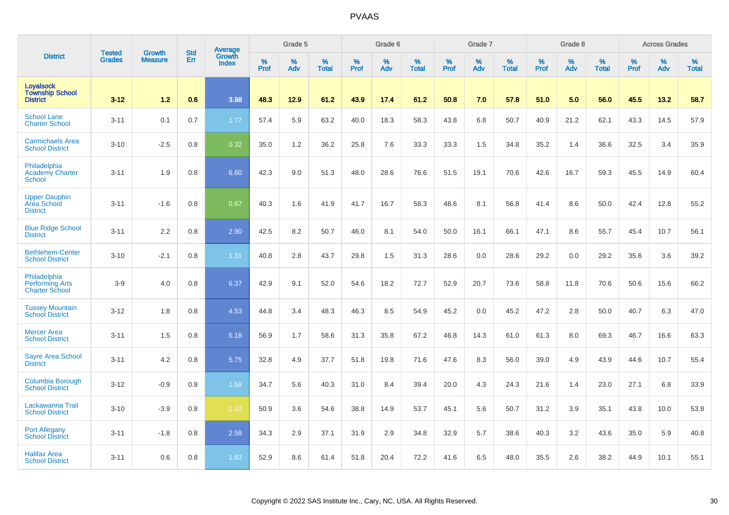# PVAAS

| District | Tested Grades | Growth Measure | Std Err | Average Growth Index | Grade 5 | | | Grade 6 | | | Grade 7 | | | Grade 8 | | | Across Grades | | |
|---|---|---|---|---|---|---|---|---|---|---|---|---|---|---|---|---|---|---|---|
| | | | | | % Prof | % Adv | % Total | % Prof | % Adv | % Total | % Prof | % Adv | % Total | % Prof | % Adv | % Total | % Prof | % Adv | % Total |
| **Loyalsock Township School District** | **3-12** | **1.2** | **0.6** | **3.98** | **48.3** | **12.9** | **61.2** | **43.9** | **17.4** | **61.2** | **50.8** | **7.0** | **57.8** | **51.0** | **5.0** | **56.0** | **45.5** | **13.2** | **58.7** |
| School Lane Charter School | 3-11 | 0.1 | 0.7 | 1.77 | 57.4 | 5.9 | 63.2 | 40.0 | 18.3 | 58.3 | 43.8 | 6.8 | 50.7 | 40.9 | 21.2 | 62.1 | 43.3 | 14.5 | 57.9 |
| Carmichaels Area School District | 3-10 | -2.5 | 0.8 | 0.32 | 35.0 | 1.2 | 36.2 | 25.8 | 7.6 | 33.3 | 33.3 | 1.5 | 34.8 | 35.2 | 1.4 | 36.6 | 32.5 | 3.4 | 35.9 |
| Philadelphia Academy Charter School | 3-11 | 1.9 | 0.8 | 6.60 | 42.3 | 9.0 | 51.3 | 48.0 | 28.6 | 76.6 | 51.5 | 19.1 | 70.6 | 42.6 | 16.7 | 59.3 | 45.5 | 14.9 | 60.4 |
| Upper Dauphin Area School District | 3-11 | -1.6 | 0.8 | 0.67 | 40.3 | 1.6 | 41.9 | 41.7 | 16.7 | 58.3 | 48.6 | 8.1 | 56.8 | 41.4 | 8.6 | 50.0 | 42.4 | 12.8 | 55.2 |
| Blue Ridge School District | 3-11 | 2.2 | 0.8 | 2.90 | 42.5 | 8.2 | 50.7 | 46.0 | 8.1 | 54.0 | 50.0 | 16.1 | 66.1 | 47.1 | 8.6 | 55.7 | 45.4 | 10.7 | 56.1 |
| Bethlehem-Center School District | 3-10 | -2.1 | 0.8 | 1.31 | 40.8 | 2.8 | 43.7 | 29.8 | 1.5 | 31.3 | 28.6 | 0.0 | 28.6 | 29.2 | 0.0 | 29.2 | 35.6 | 3.6 | 39.2 |
| Philadelphia Performing Arts Charter School | 3-9 | 4.0 | 0.8 | 6.37 | 42.9 | 9.1 | 52.0 | 54.6 | 18.2 | 72.7 | 52.9 | 20.7 | 73.6 | 58.8 | 11.8 | 70.6 | 50.6 | 15.6 | 66.2 |
| Tussey Mountain School District | 3-12 | 1.8 | 0.8 | 4.53 | 44.8 | 3.4 | 48.3 | 46.3 | 8.5 | 54.9 | 45.2 | 0.0 | 45.2 | 47.2 | 2.8 | 50.0 | 40.7 | 6.3 | 47.0 |
| Mercer Area School District | 3-11 | 1.5 | 0.8 | 5.18 | 56.9 | 1.7 | 58.6 | 31.3 | 35.8 | 67.2 | 46.8 | 14.3 | 61.0 | 61.3 | 8.0 | 69.3 | 46.7 | 16.6 | 63.3 |
| Sayre Area School District | 3-11 | 4.2 | 0.8 | 5.75 | 32.8 | 4.9 | 37.7 | 51.8 | 19.8 | 71.6 | 47.6 | 8.3 | 56.0 | 39.0 | 4.9 | 43.9 | 44.6 | 10.7 | 55.4 |
| Columbia Borough School District | 3-12 | -0.9 | 0.8 | 1.58 | 34.7 | 5.6 | 40.3 | 31.0 | 8.4 | 39.4 | 20.0 | 4.3 | 24.3 | 21.6 | 1.4 | 23.0 | 27.1 | 6.8 | 33.9 |
| Lackawanna Trail School District | 3-10 | -3.9 | 0.8 | -1.13 | 50.9 | 3.6 | 54.6 | 38.8 | 14.9 | 53.7 | 45.1 | 5.6 | 50.7 | 31.2 | 3.9 | 35.1 | 43.8 | 10.0 | 53.8 |
| Port Allegany School District | 3-11 | -1.8 | 0.8 | 2.58 | 34.3 | 2.9 | 37.1 | 31.9 | 2.9 | 34.8 | 32.9 | 5.7 | 38.6 | 40.3 | 3.2 | 43.6 | 35.0 | 5.9 | 40.8 |
| Halifax Area School District | 3-11 | 0.6 | 0.8 | 1.63 | 52.9 | 8.6 | 61.4 | 51.8 | 20.4 | 72.2 | 41.6 | 6.5 | 48.0 | 35.5 | 2.6 | 38.2 | 44.9 | 10.1 | 55.1 |

Copyright © 2022 SAS Institute Inc., Cary, NC, USA. All Rights Reserved.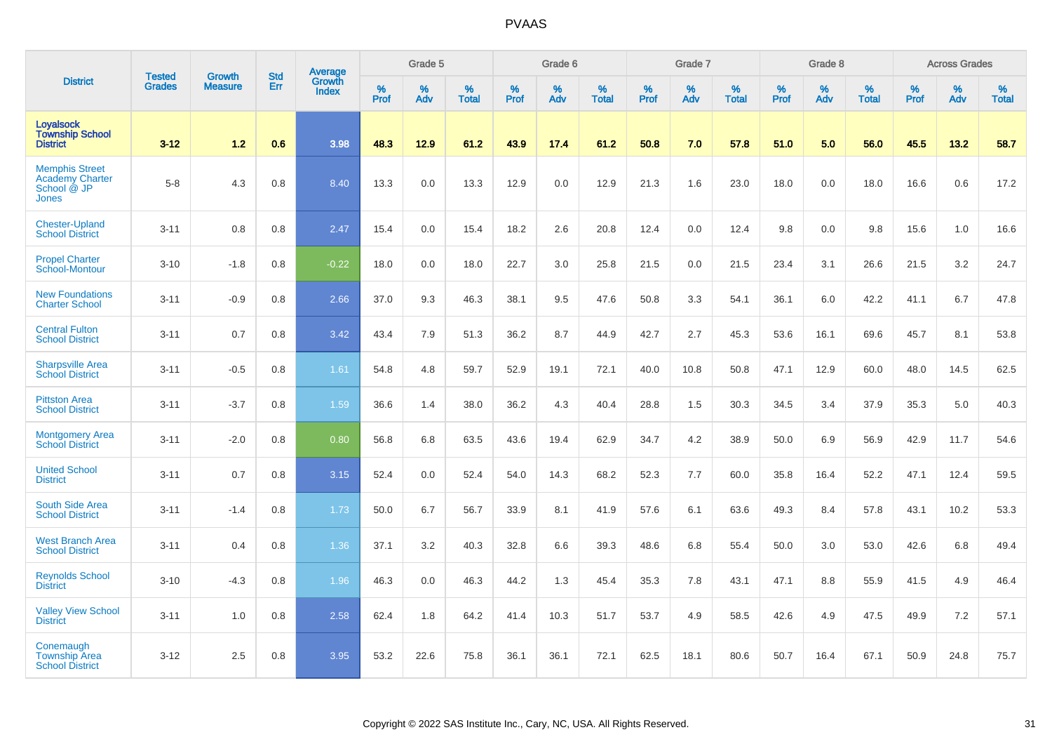# PVAAS

| District | Tested Grades | Growth Measure | Std Err | Average Growth Index | Grade 5 | | | Grade 6 | | | Grade 7 | | | Grade 8 | | | Across Grades | | |
|---|---|---|---|---|---|---|---|---|---|---|---|---|---|---|---|---|---|---|---|
| | | | | | % Prof | % Adv | % Total | % Prof | % Adv | % Total | % Prof | % Adv | % Total | % Prof | % Adv | % Total | % Prof | % Adv | % Total |
| **Loyalsock Township School District** | **3-12** | **1.2** | **0.6** | **3.98** | **48.3** | **12.9** | **61.2** | **43.9** | **17.4** | **61.2** | **50.8** | **7.0** | **57.8** | **51.0** | **5.0** | **56.0** | **45.5** | **13.2** | **58.7** |
| Memphis Street Academy Charter School @ JP Jones | 5-8 | 4.3 | 0.8 | 8.40 | 13.3 | 0.0 | 13.3 | 12.9 | 0.0 | 12.9 | 21.3 | 1.6 | 23.0 | 18.0 | 0.0 | 18.0 | 16.6 | 0.6 | 17.2 |
| Chester-Upland School District | 3-11 | 0.8 | 0.8 | 2.47 | 15.4 | 0.0 | 15.4 | 18.2 | 2.6 | 20.8 | 12.4 | 0.0 | 12.4 | 9.8 | 0.0 | 9.8 | 15.6 | 1.0 | 16.6 |
| Propel Charter School-Montour | 3-10 | -1.8 | 0.8 | -0.22 | 18.0 | 0.0 | 18.0 | 22.7 | 3.0 | 25.8 | 21.5 | 0.0 | 21.5 | 23.4 | 3.1 | 26.6 | 21.5 | 3.2 | 24.7 |
| New Foundations Charter School | 3-11 | -0.9 | 0.8 | 2.66 | 37.0 | 9.3 | 46.3 | 38.1 | 9.5 | 47.6 | 50.8 | 3.3 | 54.1 | 36.1 | 6.0 | 42.2 | 41.1 | 6.7 | 47.8 |
| Central Fulton School District | 3-11 | 0.7 | 0.8 | 3.42 | 43.4 | 7.9 | 51.3 | 36.2 | 8.7 | 44.9 | 42.7 | 2.7 | 45.3 | 53.6 | 16.1 | 69.6 | 45.7 | 8.1 | 53.8 |
| Sharpsville Area School District | 3-11 | -0.5 | 0.8 | 1.61 | 54.8 | 4.8 | 59.7 | 52.9 | 19.1 | 72.1 | 40.0 | 10.8 | 50.8 | 47.1 | 12.9 | 60.0 | 48.0 | 14.5 | 62.5 |
| Pittston Area School District | 3-11 | -3.7 | 0.8 | 1.59 | 36.6 | 1.4 | 38.0 | 36.2 | 4.3 | 40.4 | 28.8 | 1.5 | 30.3 | 34.5 | 3.4 | 37.9 | 35.3 | 5.0 | 40.3 |
| Montgomery Area School District | 3-11 | -2.0 | 0.8 | 0.80 | 56.8 | 6.8 | 63.5 | 43.6 | 19.4 | 62.9 | 34.7 | 4.2 | 38.9 | 50.0 | 6.9 | 56.9 | 42.9 | 11.7 | 54.6 |
| United School District | 3-11 | 0.7 | 0.8 | 3.15 | 52.4 | 0.0 | 52.4 | 54.0 | 14.3 | 68.2 | 52.3 | 7.7 | 60.0 | 35.8 | 16.4 | 52.2 | 47.1 | 12.4 | 59.5 |
| South Side Area School District | 3-11 | -1.4 | 0.8 | 1.73 | 50.0 | 6.7 | 56.7 | 33.9 | 8.1 | 41.9 | 57.6 | 6.1 | 63.6 | 49.3 | 8.4 | 57.8 | 43.1 | 10.2 | 53.3 |
| West Branch Area School District | 3-11 | 0.4 | 0.8 | 1.36 | 37.1 | 3.2 | 40.3 | 32.8 | 6.6 | 39.3 | 48.6 | 6.8 | 55.4 | 50.0 | 3.0 | 53.0 | 42.6 | 6.8 | 49.4 |
| Reynolds School District | 3-10 | -4.3 | 0.8 | 1.96 | 46.3 | 0.0 | 46.3 | 44.2 | 1.3 | 45.4 | 35.3 | 7.8 | 43.1 | 47.1 | 8.8 | 55.9 | 41.5 | 4.9 | 46.4 |
| Valley View School District | 3-11 | 1.0 | 0.8 | 2.58 | 62.4 | 1.8 | 64.2 | 41.4 | 10.3 | 51.7 | 53.7 | 4.9 | 58.5 | 42.6 | 4.9 | 47.5 | 49.9 | 7.2 | 57.1 |
| Conemaugh Township Area School District | 3-12 | 2.5 | 0.8 | 3.95 | 53.2 | 22.6 | 75.8 | 36.1 | 36.1 | 72.1 | 62.5 | 18.1 | 80.6 | 50.7 | 16.4 | 67.1 | 50.9 | 24.8 | 75.7 |

Copyright © 2022 SAS Institute Inc., Cary, NC, USA. All Rights Reserved.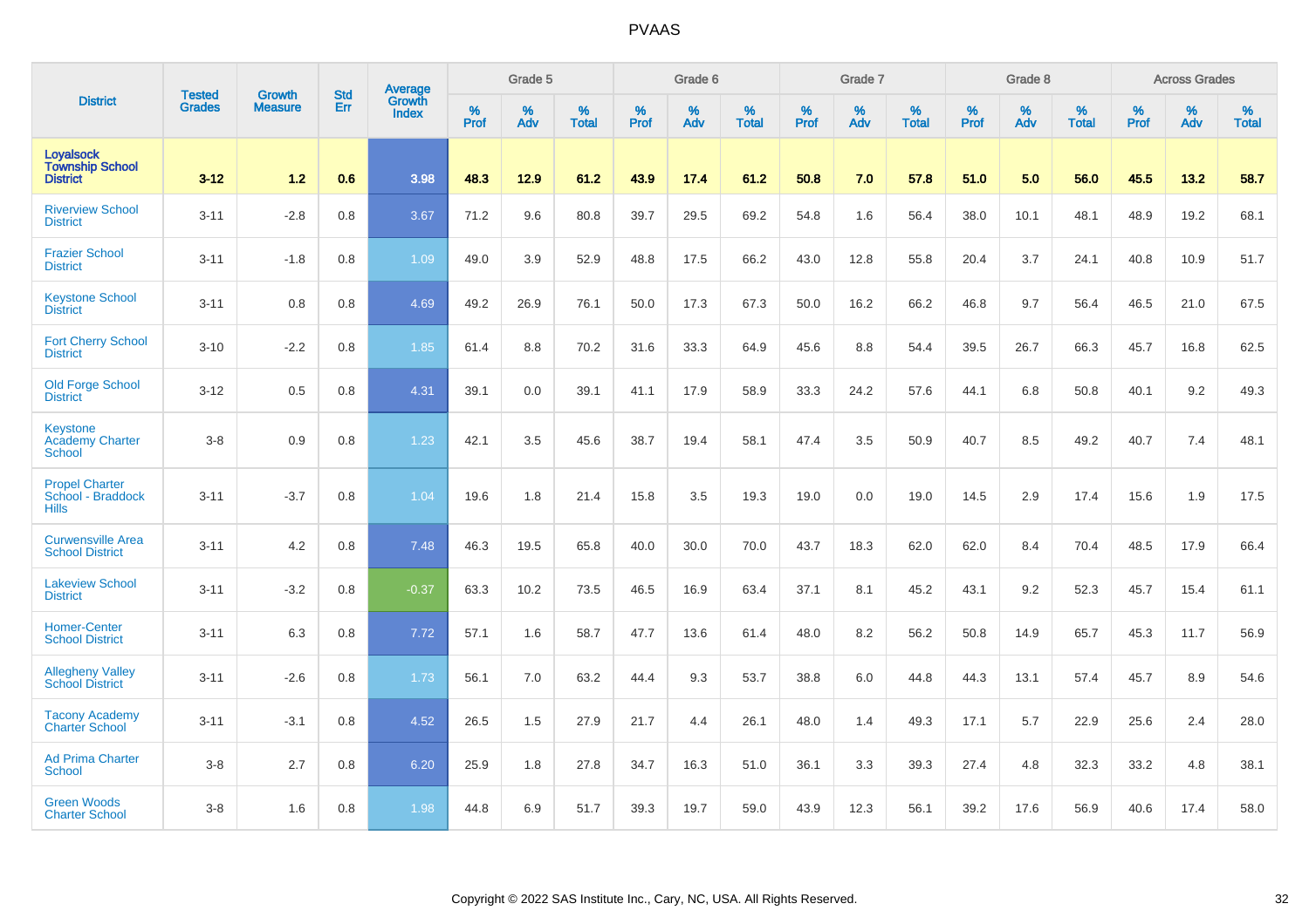| District | Tested Grades | Growth Measure | Std Err | Average Growth Index | Grade 5 | | | Grade 6 | | | Grade 7 | | | Grade 8 | | | Across Grades | | |
|---|---|---|---|---|---|---|---|---|---|---|---|---|---|---|---|---|---|---|---|
| | | | | | % Prof | % Adv | % Total | % Prof | % Adv | % Total | % Prof | % Adv | % Total | % Prof | % Adv | % Total | % Prof | % Adv | % Total |
| **Loyalsock Township School District** | **3-12** | **1.2** | **0.6** | **3.98** | **48.3** | **12.9** | **61.2** | **43.9** | **17.4** | **61.2** | **50.8** | **7.0** | **57.8** | **51.0** | **5.0** | **56.0** | **45.5** | **13.2** | **58.7** |
| Riverview School District | 3-11 | -2.8 | 0.8 | 3.67 | 71.2 | 9.6 | 80.8 | 39.7 | 29.5 | 69.2 | 54.8 | 1.6 | 56.4 | 38.0 | 10.1 | 48.1 | 48.9 | 19.2 | 68.1 |
| Frazier School District | 3-11 | -1.8 | 0.8 | 1.09 | 49.0 | 3.9 | 52.9 | 48.8 | 17.5 | 66.2 | 43.0 | 12.8 | 55.8 | 20.4 | 3.7 | 24.1 | 40.8 | 10.9 | 51.7 |
| Keystone School District | 3-11 | 0.8 | 0.8 | 4.69 | 49.2 | 26.9 | 76.1 | 50.0 | 17.3 | 67.3 | 50.0 | 16.2 | 66.2 | 46.8 | 9.7 | 56.4 | 46.5 | 21.0 | 67.5 |
| Fort Cherry School District | 3-10 | -2.2 | 0.8 | 1.85 | 61.4 | 8.8 | 70.2 | 31.6 | 33.3 | 64.9 | 45.6 | 8.8 | 54.4 | 39.5 | 26.7 | 66.3 | 45.7 | 16.8 | 62.5 |
| Old Forge School District | 3-12 | 0.5 | 0.8 | 4.31 | 39.1 | 0.0 | 39.1 | 41.1 | 17.9 | 58.9 | 33.3 | 24.2 | 57.6 | 44.1 | 6.8 | 50.8 | 40.1 | 9.2 | 49.3 |
| Keystone Academy Charter School | 3-8 | 0.9 | 0.8 | 1.23 | 42.1 | 3.5 | 45.6 | 38.7 | 19.4 | 58.1 | 47.4 | 3.5 | 50.9 | 40.7 | 8.5 | 49.2 | 40.7 | 7.4 | 48.1 |
| Propel Charter School - Braddock Hills | 3-11 | -3.7 | 0.8 | 1.04 | 19.6 | 1.8 | 21.4 | 15.8 | 3.5 | 19.3 | 19.0 | 0.0 | 19.0 | 14.5 | 2.9 | 17.4 | 15.6 | 1.9 | 17.5 |
| Curwensville Area School District | 3-11 | 4.2 | 0.8 | 7.48 | 46.3 | 19.5 | 65.8 | 40.0 | 30.0 | 70.0 | 43.7 | 18.3 | 62.0 | 62.0 | 8.4 | 70.4 | 48.5 | 17.9 | 66.4 |
| Lakeview School District | 3-11 | -3.2 | 0.8 | -0.37 | 63.3 | 10.2 | 73.5 | 46.5 | 16.9 | 63.4 | 37.1 | 8.1 | 45.2 | 43.1 | 9.2 | 52.3 | 45.7 | 15.4 | 61.1 |
| Homer-Center School District | 3-11 | 6.3 | 0.8 | 7.72 | 57.1 | 1.6 | 58.7 | 47.7 | 13.6 | 61.4 | 48.0 | 8.2 | 56.2 | 50.8 | 14.9 | 65.7 | 45.3 | 11.7 | 56.9 |
| Allegheny Valley School District | 3-11 | -2.6 | 0.8 | 1.73 | 56.1 | 7.0 | 63.2 | 44.4 | 9.3 | 53.7 | 38.8 | 6.0 | 44.8 | 44.3 | 13.1 | 57.4 | 45.7 | 8.9 | 54.6 |
| Tacony Academy Charter School | 3-11 | -3.1 | 0.8 | 4.52 | 26.5 | 1.5 | 27.9 | 21.7 | 4.4 | 26.1 | 48.0 | 1.4 | 49.3 | 17.1 | 5.7 | 22.9 | 25.6 | 2.4 | 28.0 |
| Ad Prima Charter School | 3-8 | 2.7 | 0.8 | 6.20 | 25.9 | 1.8 | 27.8 | 34.7 | 16.3 | 51.0 | 36.1 | 3.3 | 39.3 | 27.4 | 4.8 | 32.3 | 33.2 | 4.8 | 38.1 |
| Green Woods Charter School | 3-8 | 1.6 | 0.8 | 1.98 | 44.8 | 6.9 | 51.7 | 39.3 | 19.7 | 59.0 | 43.9 | 12.3 | 56.1 | 39.2 | 17.6 | 56.9 | 40.6 | 17.4 | 58.0 |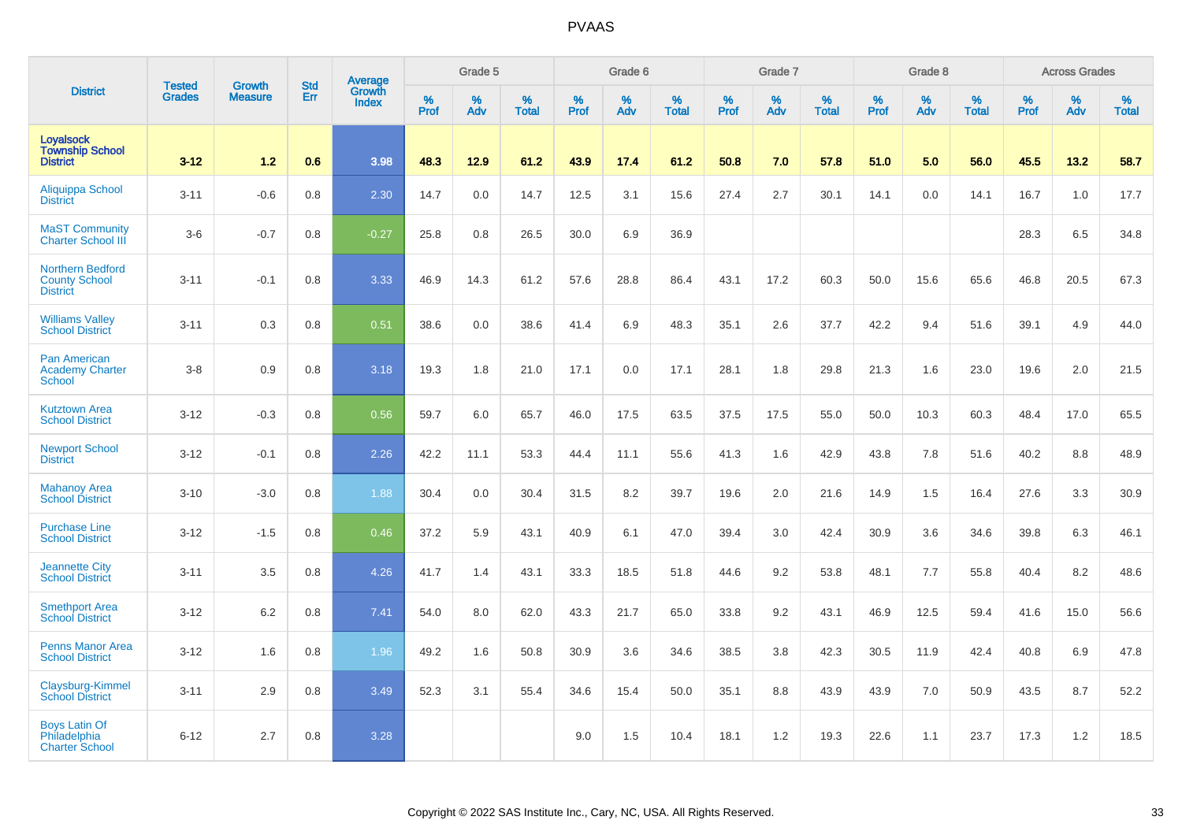# PVAAS

| District | Tested Grades | Growth Measure | Std Err | Average Growth Index | Grade 5 | | | Grade 6 | | | Grade 7 | | | Grade 8 | | | Across Grades | | |
|---|---|---|---|---|---|---|---|---|---|---|---|---|---|---|---|---|---|---|---|
| | | | | | % Prof | % Adv | % Total | % Prof | % Adv | % Total | % Prof | % Adv | % Total | % Prof | % Adv | % Total | % Prof | % Adv | % Total |
| **Loyalsock Township School District** | **3-12** | **1.2** | **0.6** | **3.98** | **48.3** | **12.9** | **61.2** | **43.9** | **17.4** | **61.2** | **50.8** | **7.0** | **57.8** | **51.0** | **5.0** | **56.0** | **45.5** | **13.2** | **58.7** |
| Aliquippa School District | 3-11 | -0.6 | 0.8 | 2.30 | 14.7 | 0.0 | 14.7 | 12.5 | 3.1 | 15.6 | 27.4 | 2.7 | 30.1 | 14.1 | 0.0 | 14.1 | 16.7 | 1.0 | 17.7 |
| MaST Community Charter School III | 3-6 | -0.7 | 0.8 | -0.27 | 25.8 | 0.8 | 26.5 | 30.0 | 6.9 | 36.9 | | | | | | | 28.3 | 6.5 | 34.8 |
| Northern Bedford County School District | 3-11 | -0.1 | 0.8 | 3.33 | 46.9 | 14.3 | 61.2 | 57.6 | 28.8 | 86.4 | 43.1 | 17.2 | 60.3 | 50.0 | 15.6 | 65.6 | 46.8 | 20.5 | 67.3 |
| Williams Valley School District | 3-11 | 0.3 | 0.8 | 0.51 | 38.6 | 0.0 | 38.6 | 41.4 | 6.9 | 48.3 | 35.1 | 2.6 | 37.7 | 42.2 | 9.4 | 51.6 | 39.1 | 4.9 | 44.0 |
| Pan American Academy Charter School | 3-8 | 0.9 | 0.8 | 3.18 | 19.3 | 1.8 | 21.0 | 17.1 | 0.0 | 17.1 | 28.1 | 1.8 | 29.8 | 21.3 | 1.6 | 23.0 | 19.6 | 2.0 | 21.5 |
| Kutztown Area School District | 3-12 | -0.3 | 0.8 | 0.56 | 59.7 | 6.0 | 65.7 | 46.0 | 17.5 | 63.5 | 37.5 | 17.5 | 55.0 | 50.0 | 10.3 | 60.3 | 48.4 | 17.0 | 65.5 |
| Newport School District | 3-12 | -0.1 | 0.8 | 2.26 | 42.2 | 11.1 | 53.3 | 44.4 | 11.1 | 55.6 | 41.3 | 1.6 | 42.9 | 43.8 | 7.8 | 51.6 | 40.2 | 8.8 | 48.9 |
| Mahanoy Area School District | 3-10 | -3.0 | 0.8 | 1.88 | 30.4 | 0.0 | 30.4 | 31.5 | 8.2 | 39.7 | 19.6 | 2.0 | 21.6 | 14.9 | 1.5 | 16.4 | 27.6 | 3.3 | 30.9 |
| Purchase Line School District | 3-12 | -1.5 | 0.8 | 0.46 | 37.2 | 5.9 | 43.1 | 40.9 | 6.1 | 47.0 | 39.4 | 3.0 | 42.4 | 30.9 | 3.6 | 34.6 | 39.8 | 6.3 | 46.1 |
| Jeannette City School District | 3-11 | 3.5 | 0.8 | 4.26 | 41.7 | 1.4 | 43.1 | 33.3 | 18.5 | 51.8 | 44.6 | 9.2 | 53.8 | 48.1 | 7.7 | 55.8 | 40.4 | 8.2 | 48.6 |
| Smethport Area School District | 3-12 | 6.2 | 0.8 | 7.41 | 54.0 | 8.0 | 62.0 | 43.3 | 21.7 | 65.0 | 33.8 | 9.2 | 43.1 | 46.9 | 12.5 | 59.4 | 41.6 | 15.0 | 56.6 |
| Penns Manor Area School District | 3-12 | 1.6 | 0.8 | 1.96 | 49.2 | 1.6 | 50.8 | 30.9 | 3.6 | 34.6 | 38.5 | 3.8 | 42.3 | 30.5 | 11.9 | 42.4 | 40.8 | 6.9 | 47.8 |
| Claysburg-Kimmel School District | 3-11 | 2.9 | 0.8 | 3.49 | 52.3 | 3.1 | 55.4 | 34.6 | 15.4 | 50.0 | 35.1 | 8.8 | 43.9 | 43.9 | 7.0 | 50.9 | 43.5 | 8.7 | 52.2 |
| Boys Latin Of Philadelphia Charter School | 6-12 | 2.7 | 0.8 | 3.28 | | | | 9.0 | 1.5 | 10.4 | 18.1 | 1.2 | 19.3 | 22.6 | 1.1 | 23.7 | 17.3 | 1.2 | 18.5 |

Copyright © 2022 SAS Institute Inc., Cary, NC, USA. All Rights Reserved.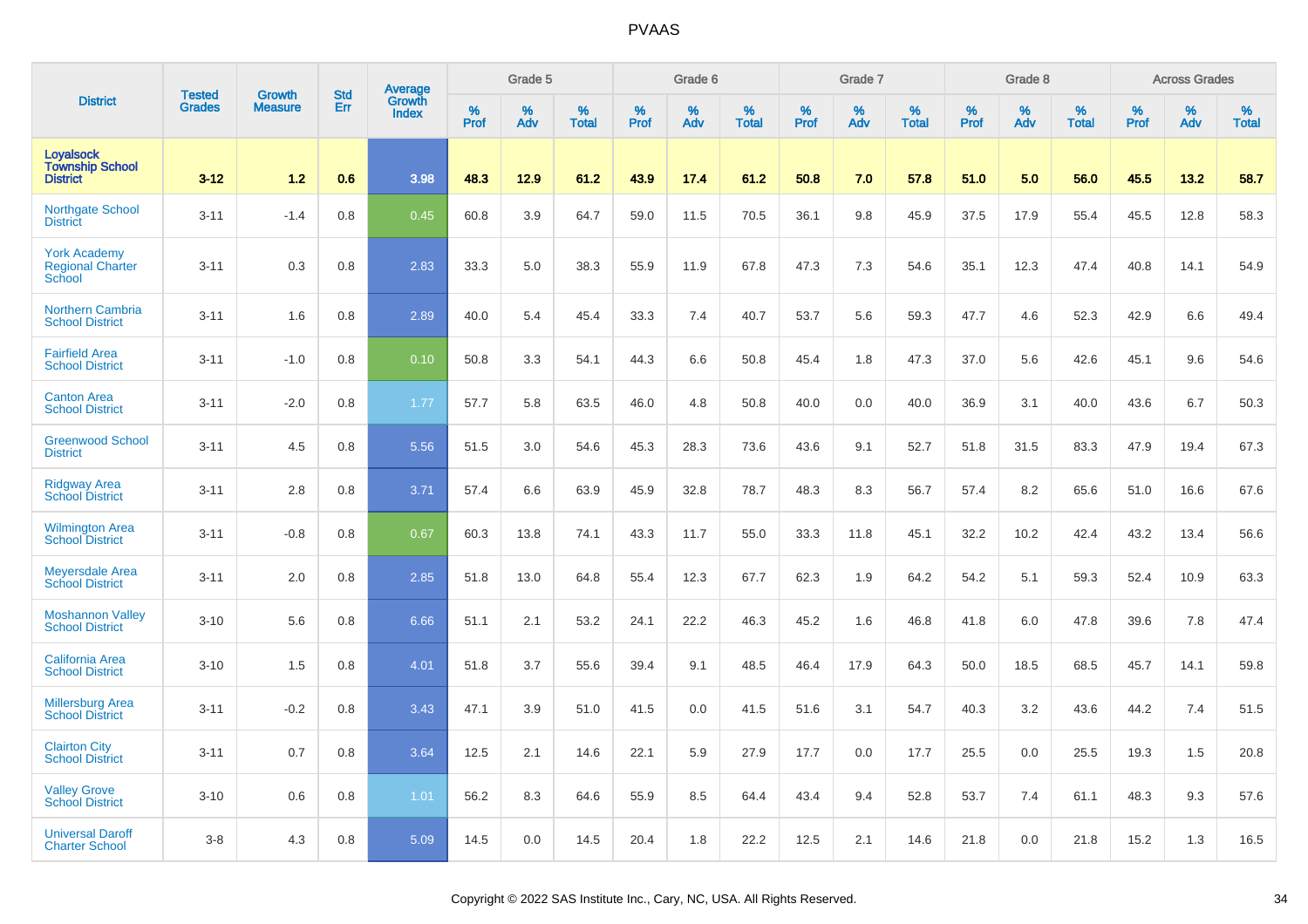# PVAAS

| District | Tested Grades | Growth Measure | Std Err | Average Growth Index | Grade 5 | | | Grade 6 | | | Grade 7 | | | Grade 8 | | | Across Grades | | |
|---|---|---|---|---|---|---|---|---|---|---|---|---|---|---|---|---|---|---|---|
| | | | | | % Prof | % Adv | % Total | % Prof | % Adv | % Total | % Prof | % Adv | % Total | % Prof | % Adv | % Total | % Prof | % Adv | % Total |
| **Loyalsock Township School District** | **3-12** | **1.2** | **0.6** | **3.98** | **48.3** | **12.9** | **61.2** | **43.9** | **17.4** | **61.2** | **50.8** | **7.0** | **57.8** | **51.0** | **5.0** | **56.0** | **45.5** | **13.2** | **58.7** |
| Northgate School District | 3-11 | -1.4 | 0.8 | 0.45 | 60.8 | 3.9 | 64.7 | 59.0 | 11.5 | 70.5 | 36.1 | 9.8 | 45.9 | 37.5 | 17.9 | 55.4 | 45.5 | 12.8 | 58.3 |
| York Academy Regional Charter School | 3-11 | 0.3 | 0.8 | 2.83 | 33.3 | 5.0 | 38.3 | 55.9 | 11.9 | 67.8 | 47.3 | 7.3 | 54.6 | 35.1 | 12.3 | 47.4 | 40.8 | 14.1 | 54.9 |
| Northern Cambria School District | 3-11 | 1.6 | 0.8 | 2.89 | 40.0 | 5.4 | 45.4 | 33.3 | 7.4 | 40.7 | 53.7 | 5.6 | 59.3 | 47.7 | 4.6 | 52.3 | 42.9 | 6.6 | 49.4 |
| Fairfield Area School District | 3-11 | -1.0 | 0.8 | 0.10 | 50.8 | 3.3 | 54.1 | 44.3 | 6.6 | 50.8 | 45.4 | 1.8 | 47.3 | 37.0 | 5.6 | 42.6 | 45.1 | 9.6 | 54.6 |
| Canton Area School District | 3-11 | -2.0 | 0.8 | 1.77 | 57.7 | 5.8 | 63.5 | 46.0 | 4.8 | 50.8 | 40.0 | 0.0 | 40.0 | 36.9 | 3.1 | 40.0 | 43.6 | 6.7 | 50.3 |
| Greenwood School District | 3-11 | 4.5 | 0.8 | 5.56 | 51.5 | 3.0 | 54.6 | 45.3 | 28.3 | 73.6 | 43.6 | 9.1 | 52.7 | 51.8 | 31.5 | 83.3 | 47.9 | 19.4 | 67.3 |
| Ridgway Area School District | 3-11 | 2.8 | 0.8 | 3.71 | 57.4 | 6.6 | 63.9 | 45.9 | 32.8 | 78.7 | 48.3 | 8.3 | 56.7 | 57.4 | 8.2 | 65.6 | 51.0 | 16.6 | 67.6 |
| Wilmington Area School District | 3-11 | -0.8 | 0.8 | 0.67 | 60.3 | 13.8 | 74.1 | 43.3 | 11.7 | 55.0 | 33.3 | 11.8 | 45.1 | 32.2 | 10.2 | 42.4 | 43.2 | 13.4 | 56.6 |
| Meyersdale Area School District | 3-11 | 2.0 | 0.8 | 2.85 | 51.8 | 13.0 | 64.8 | 55.4 | 12.3 | 67.7 | 62.3 | 1.9 | 64.2 | 54.2 | 5.1 | 59.3 | 52.4 | 10.9 | 63.3 |
| Moshannon Valley School District | 3-10 | 5.6 | 0.8 | 6.66 | 51.1 | 2.1 | 53.2 | 24.1 | 22.2 | 46.3 | 45.2 | 1.6 | 46.8 | 41.8 | 6.0 | 47.8 | 39.6 | 7.8 | 47.4 |
| California Area School District | 3-10 | 1.5 | 0.8 | 4.01 | 51.8 | 3.7 | 55.6 | 39.4 | 9.1 | 48.5 | 46.4 | 17.9 | 64.3 | 50.0 | 18.5 | 68.5 | 45.7 | 14.1 | 59.8 |
| Millersburg Area School District | 3-11 | -0.2 | 0.8 | 3.43 | 47.1 | 3.9 | 51.0 | 41.5 | 0.0 | 41.5 | 51.6 | 3.1 | 54.7 | 40.3 | 3.2 | 43.6 | 44.2 | 7.4 | 51.5 |
| Clairton City School District | 3-11 | 0.7 | 0.8 | 3.64 | 12.5 | 2.1 | 14.6 | 22.1 | 5.9 | 27.9 | 17.7 | 0.0 | 17.7 | 25.5 | 0.0 | 25.5 | 19.3 | 1.5 | 20.8 |
| Valley Grove School District | 3-10 | 0.6 | 0.8 | 1.01 | 56.2 | 8.3 | 64.6 | 55.9 | 8.5 | 64.4 | 43.4 | 9.4 | 52.8 | 53.7 | 7.4 | 61.1 | 48.3 | 9.3 | 57.6 |
| Universal Daroff Charter School | 3-8 | 4.3 | 0.8 | 5.09 | 14.5 | 0.0 | 14.5 | 20.4 | 1.8 | 22.2 | 12.5 | 2.1 | 14.6 | 21.8 | 0.0 | 21.8 | 15.2 | 1.3 | 16.5 |

Copyright © 2022 SAS Institute Inc., Cary, NC, USA. All Rights Reserved.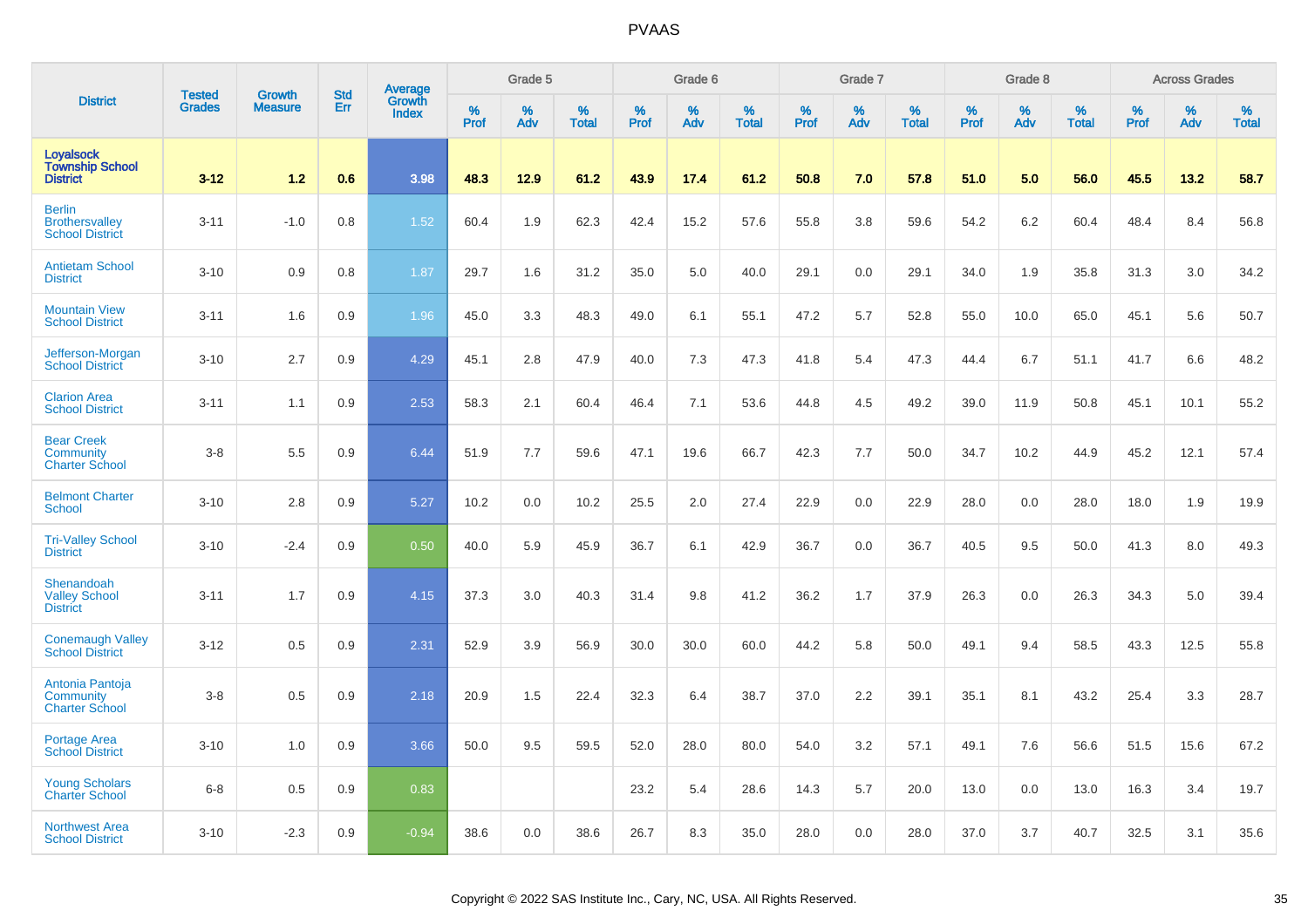| District | Tested Grades | Growth Measure | Std Err | Average Growth Index | Grade 5 | | | Grade 6 | | | Grade 7 | | | Grade 8 | | | Across Grades | | |
|---|---|---|---|---|---|---|---|---|---|---|---|---|---|---|---|---|---|---|---|
| | | | | | % Prof | % Adv | % Total | % Prof | % Adv | % Total | % Prof | % Adv | % Total | % Prof | % Adv | % Total | % Prof | % Adv | % Total |
| **Loyalsock Township School District** | **3-12** | **1.2** | **0.6** | **3.98** | **48.3** | **12.9** | **61.2** | **43.9** | **17.4** | **61.2** | **50.8** | **7.0** | **57.8** | **51.0** | **5.0** | **56.0** | **45.5** | **13.2** | **58.7** |
| Berlin Brothersvalley School District | 3-11 | -1.0 | 0.8 | 1.52 | 60.4 | 1.9 | 62.3 | 42.4 | 15.2 | 57.6 | 55.8 | 3.8 | 59.6 | 54.2 | 6.2 | 60.4 | 48.4 | 8.4 | 56.8 |
| Antietam School District | 3-10 | 0.9 | 0.8 | 1.87 | 29.7 | 1.6 | 31.2 | 35.0 | 5.0 | 40.0 | 29.1 | 0.0 | 29.1 | 34.0 | 1.9 | 35.8 | 31.3 | 3.0 | 34.2 |
| Mountain View School District | 3-11 | 1.6 | 0.9 | 1.96 | 45.0 | 3.3 | 48.3 | 49.0 | 6.1 | 55.1 | 47.2 | 5.7 | 52.8 | 55.0 | 10.0 | 65.0 | 45.1 | 5.6 | 50.7 |
| Jefferson-Morgan School District | 3-10 | 2.7 | 0.9 | 4.29 | 45.1 | 2.8 | 47.9 | 40.0 | 7.3 | 47.3 | 41.8 | 5.4 | 47.3 | 44.4 | 6.7 | 51.1 | 41.7 | 6.6 | 48.2 |
| Clarion Area School District | 3-11 | 1.1 | 0.9 | 2.53 | 58.3 | 2.1 | 60.4 | 46.4 | 7.1 | 53.6 | 44.8 | 4.5 | 49.2 | 39.0 | 11.9 | 50.8 | 45.1 | 10.1 | 55.2 |
| Bear Creek Community Charter School | 3-8 | 5.5 | 0.9 | 6.44 | 51.9 | 7.7 | 59.6 | 47.1 | 19.6 | 66.7 | 42.3 | 7.7 | 50.0 | 34.7 | 10.2 | 44.9 | 45.2 | 12.1 | 57.4 |
| Belmont Charter School | 3-10 | 2.8 | 0.9 | 5.27 | 10.2 | 0.0 | 10.2 | 25.5 | 2.0 | 27.4 | 22.9 | 0.0 | 22.9 | 28.0 | 0.0 | 28.0 | 18.0 | 1.9 | 19.9 |
| Tri-Valley School District | 3-10 | -2.4 | 0.9 | 0.50 | 40.0 | 5.9 | 45.9 | 36.7 | 6.1 | 42.9 | 36.7 | 0.0 | 36.7 | 40.5 | 9.5 | 50.0 | 41.3 | 8.0 | 49.3 |
| Shenandoah Valley School District | 3-11 | 1.7 | 0.9 | 4.15 | 37.3 | 3.0 | 40.3 | 31.4 | 9.8 | 41.2 | 36.2 | 1.7 | 37.9 | 26.3 | 0.0 | 26.3 | 34.3 | 5.0 | 39.4 |
| Conemaugh Valley School District | 3-12 | 0.5 | 0.9 | 2.31 | 52.9 | 3.9 | 56.9 | 30.0 | 30.0 | 60.0 | 44.2 | 5.8 | 50.0 | 49.1 | 9.4 | 58.5 | 43.3 | 12.5 | 55.8 |
| Antonia Pantoja Community Charter School | 3-8 | 0.5 | 0.9 | 2.18 | 20.9 | 1.5 | 22.4 | 32.3 | 6.4 | 38.7 | 37.0 | 2.2 | 39.1 | 35.1 | 8.1 | 43.2 | 25.4 | 3.3 | 28.7 |
| Portage Area School District | 3-10 | 1.0 | 0.9 | 3.66 | 50.0 | 9.5 | 59.5 | 52.0 | 28.0 | 80.0 | 54.0 | 3.2 | 57.1 | 49.1 | 7.6 | 56.6 | 51.5 | 15.6 | 67.2 |
| Young Scholars Charter School | 6-8 | 0.5 | 0.9 | 0.83 | | | | 23.2 | 5.4 | 28.6 | 14.3 | 5.7 | 20.0 | 13.0 | 0.0 | 13.0 | 16.3 | 3.4 | 19.7 |
| Northwest Area School District | 3-10 | -2.3 | 0.9 | -0.94 | 38.6 | 0.0 | 38.6 | 26.7 | 8.3 | 35.0 | 28.0 | 0.0 | 28.0 | 37.0 | 3.7 | 40.7 | 32.5 | 3.1 | 35.6 |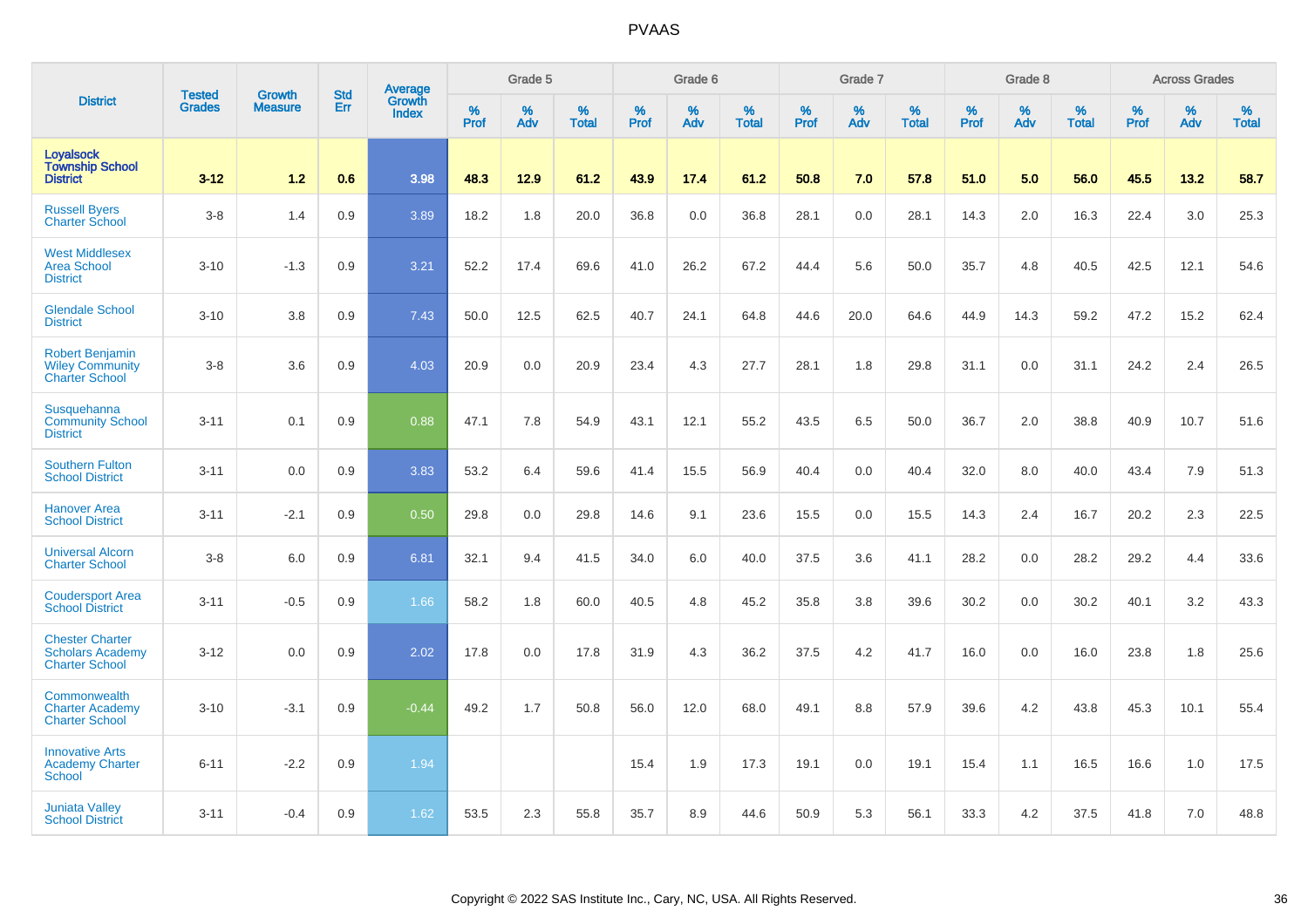| District | Tested Grades | Growth Measure | Std Err | Average Growth Index | Grade 5 | | | Grade 6 | | | Grade 7 | | | Grade 8 | | | Across Grades | | |
|---|---|---|---|---|---|---|---|---|---|---|---|---|---|---|---|---|---|---|---|
| | | | | | % Prof | % Adv | % Total | % Prof | % Adv | % Total | % Prof | % Adv | % Total | % Prof | % Adv | % Total | % Prof | % Adv | % Total |
| **Loyalsock Township School District** | **3-12** | **1.2** | **0.6** | **3.98** | **48.3** | **12.9** | **61.2** | **43.9** | **17.4** | **61.2** | **50.8** | **7.0** | **57.8** | **51.0** | **5.0** | **56.0** | **45.5** | **13.2** | **58.7** |
| Russell Byers Charter School | 3-8 | 1.4 | 0.9 | 3.89 | 18.2 | 1.8 | 20.0 | 36.8 | 0.0 | 36.8 | 28.1 | 0.0 | 28.1 | 14.3 | 2.0 | 16.3 | 22.4 | 3.0 | 25.3 |
| West Middlesex Area School District | 3-10 | -1.3 | 0.9 | 3.21 | 52.2 | 17.4 | 69.6 | 41.0 | 26.2 | 67.2 | 44.4 | 5.6 | 50.0 | 35.7 | 4.8 | 40.5 | 42.5 | 12.1 | 54.6 |
| Glendale School District | 3-10 | 3.8 | 0.9 | 7.43 | 50.0 | 12.5 | 62.5 | 40.7 | 24.1 | 64.8 | 44.6 | 20.0 | 64.6 | 44.9 | 14.3 | 59.2 | 47.2 | 15.2 | 62.4 |
| Robert Benjamin Wiley Community Charter School | 3-8 | 3.6 | 0.9 | 4.03 | 20.9 | 0.0 | 20.9 | 23.4 | 4.3 | 27.7 | 28.1 | 1.8 | 29.8 | 31.1 | 0.0 | 31.1 | 24.2 | 2.4 | 26.5 |
| Susquehanna Community School District | 3-11 | 0.1 | 0.9 | 0.88 | 47.1 | 7.8 | 54.9 | 43.1 | 12.1 | 55.2 | 43.5 | 6.5 | 50.0 | 36.7 | 2.0 | 38.8 | 40.9 | 10.7 | 51.6 |
| Southern Fulton School District | 3-11 | 0.0 | 0.9 | 3.83 | 53.2 | 6.4 | 59.6 | 41.4 | 15.5 | 56.9 | 40.4 | 0.0 | 40.4 | 32.0 | 8.0 | 40.0 | 43.4 | 7.9 | 51.3 |
| Hanover Area School District | 3-11 | -2.1 | 0.9 | 0.50 | 29.8 | 0.0 | 29.8 | 14.6 | 9.1 | 23.6 | 15.5 | 0.0 | 15.5 | 14.3 | 2.4 | 16.7 | 20.2 | 2.3 | 22.5 |
| Universal Alcorn Charter School | 3-8 | 6.0 | 0.9 | 6.81 | 32.1 | 9.4 | 41.5 | 34.0 | 6.0 | 40.0 | 37.5 | 3.6 | 41.1 | 28.2 | 0.0 | 28.2 | 29.2 | 4.4 | 33.6 |
| Coudersport Area School District | 3-11 | -0.5 | 0.9 | 1.66 | 58.2 | 1.8 | 60.0 | 40.5 | 4.8 | 45.2 | 35.8 | 3.8 | 39.6 | 30.2 | 0.0 | 30.2 | 40.1 | 3.2 | 43.3 |
| Chester Charter Scholars Academy Charter School | 3-12 | 0.0 | 0.9 | 2.02 | 17.8 | 0.0 | 17.8 | 31.9 | 4.3 | 36.2 | 37.5 | 4.2 | 41.7 | 16.0 | 0.0 | 16.0 | 23.8 | 1.8 | 25.6 |
| Commonwealth Charter Academy Charter School | 3-10 | -3.1 | 0.9 | -0.44 | 49.2 | 1.7 | 50.8 | 56.0 | 12.0 | 68.0 | 49.1 | 8.8 | 57.9 | 39.6 | 4.2 | 43.8 | 45.3 | 10.1 | 55.4 |
| Innovative Arts Academy Charter School | 6-11 | -2.2 | 0.9 | 1.94 | | | | 15.4 | 1.9 | 17.3 | 19.1 | 0.0 | 19.1 | 15.4 | 1.1 | 16.5 | 16.6 | 1.0 | 17.5 |
| Juniata Valley School District | 3-11 | -0.4 | 0.9 | 1.62 | 53.5 | 2.3 | 55.8 | 35.7 | 8.9 | 44.6 | 50.9 | 5.3 | 56.1 | 33.3 | 4.2 | 37.5 | 41.8 | 7.0 | 48.8 |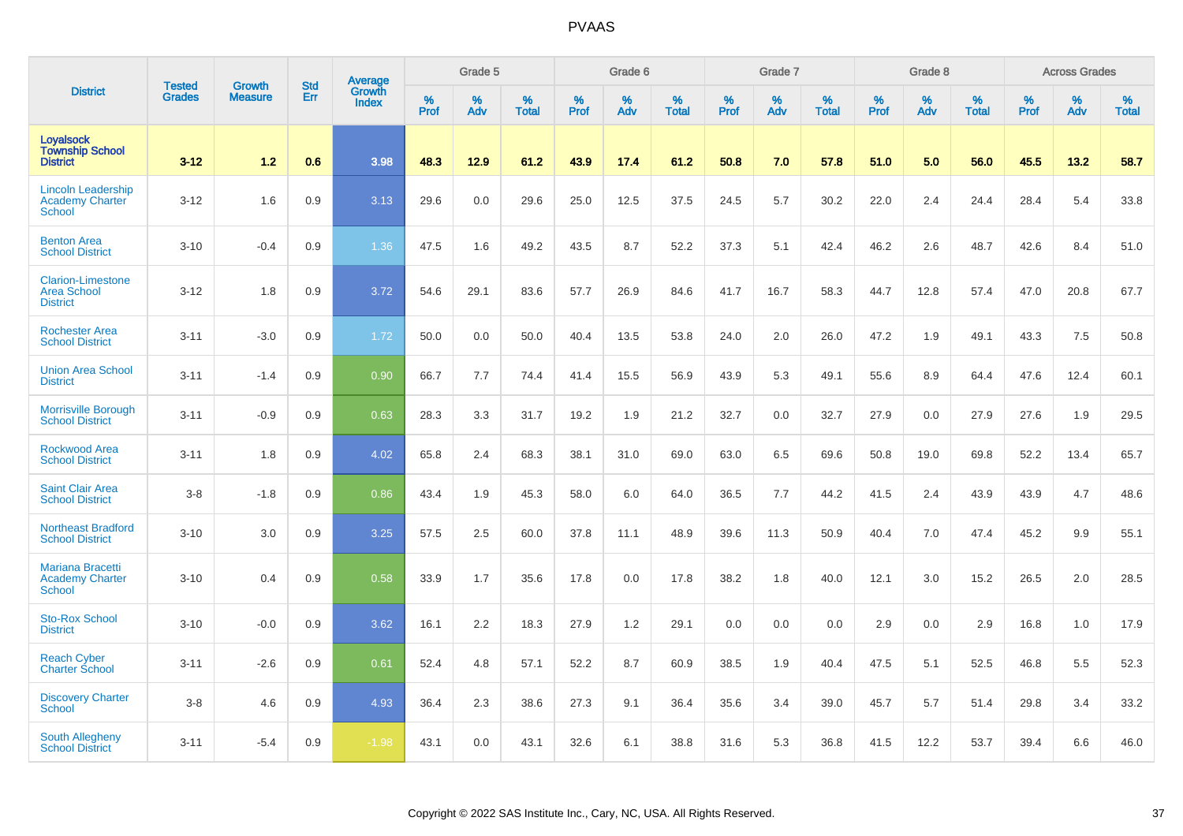# PVAAS

| District | Tested Grades | Growth Measure | Std Err | Average Growth Index | Grade 5 | | | Grade 6 | | | Grade 7 | | | Grade 8 | | | Across Grades | | |
|---|---|---|---|---|---|---|---|---|---|---|---|---|---|---|---|---|---|---|---|
| | | | | | % Prof | % Adv | % Total | % Prof | % Adv | % Total | % Prof | % Adv | % Total | % Prof | % Adv | % Total | % Prof | % Adv | % Total |
| **Loyalsock Township School District** | **3-12** | **1.2** | **0.6** | **3.98** | **48.3** | **12.9** | **61.2** | **43.9** | **17.4** | **61.2** | **50.8** | **7.0** | **57.8** | **51.0** | **5.0** | **56.0** | **45.5** | **13.2** | **58.7** |
| Lincoln Leadership Academy Charter School | 3-12 | 1.6 | 0.9 | 3.13 | 29.6 | 0.0 | 29.6 | 25.0 | 12.5 | 37.5 | 24.5 | 5.7 | 30.2 | 22.0 | 2.4 | 24.4 | 28.4 | 5.4 | 33.8 |
| Benton Area School District | 3-10 | -0.4 | 0.9 | 1.36 | 47.5 | 1.6 | 49.2 | 43.5 | 8.7 | 52.2 | 37.3 | 5.1 | 42.4 | 46.2 | 2.6 | 48.7 | 42.6 | 8.4 | 51.0 |
| Clarion-Limestone Area School District | 3-12 | 1.8 | 0.9 | 3.72 | 54.6 | 29.1 | 83.6 | 57.7 | 26.9 | 84.6 | 41.7 | 16.7 | 58.3 | 44.7 | 12.8 | 57.4 | 47.0 | 20.8 | 67.7 |
| Rochester Area School District | 3-11 | -3.0 | 0.9 | 1.72 | 50.0 | 0.0 | 50.0 | 40.4 | 13.5 | 53.8 | 24.0 | 2.0 | 26.0 | 47.2 | 1.9 | 49.1 | 43.3 | 7.5 | 50.8 |
| Union Area School District | 3-11 | -1.4 | 0.9 | 0.90 | 66.7 | 7.7 | 74.4 | 41.4 | 15.5 | 56.9 | 43.9 | 5.3 | 49.1 | 55.6 | 8.9 | 64.4 | 47.6 | 12.4 | 60.1 |
| Morrisville Borough School District | 3-11 | -0.9 | 0.9 | 0.63 | 28.3 | 3.3 | 31.7 | 19.2 | 1.9 | 21.2 | 32.7 | 0.0 | 32.7 | 27.9 | 0.0 | 27.9 | 27.6 | 1.9 | 29.5 |
| Rockwood Area School District | 3-11 | 1.8 | 0.9 | 4.02 | 65.8 | 2.4 | 68.3 | 38.1 | 31.0 | 69.0 | 63.0 | 6.5 | 69.6 | 50.8 | 19.0 | 69.8 | 52.2 | 13.4 | 65.7 |
| Saint Clair Area School District | 3-8 | -1.8 | 0.9 | 0.86 | 43.4 | 1.9 | 45.3 | 58.0 | 6.0 | 64.0 | 36.5 | 7.7 | 44.2 | 41.5 | 2.4 | 43.9 | 43.9 | 4.7 | 48.6 |
| Northeast Bradford School District | 3-10 | 3.0 | 0.9 | 3.25 | 57.5 | 2.5 | 60.0 | 37.8 | 11.1 | 48.9 | 39.6 | 11.3 | 50.9 | 40.4 | 7.0 | 47.4 | 45.2 | 9.9 | 55.1 |
| Mariana Bracetti Academy Charter School | 3-10 | 0.4 | 0.9 | 0.58 | 33.9 | 1.7 | 35.6 | 17.8 | 0.0 | 17.8 | 38.2 | 1.8 | 40.0 | 12.1 | 3.0 | 15.2 | 26.5 | 2.0 | 28.5 |
| Sto-Rox School District | 3-10 | -0.0 | 0.9 | 3.62 | 16.1 | 2.2 | 18.3 | 27.9 | 1.2 | 29.1 | 0.0 | 0.0 | 0.0 | 2.9 | 0.0 | 2.9 | 16.8 | 1.0 | 17.9 |
| Reach Cyber Charter School | 3-11 | -2.6 | 0.9 | 0.61 | 52.4 | 4.8 | 57.1 | 52.2 | 8.7 | 60.9 | 38.5 | 1.9 | 40.4 | 47.5 | 5.1 | 52.5 | 46.8 | 5.5 | 52.3 |
| Discovery Charter School | 3-8 | 4.6 | 0.9 | 4.93 | 36.4 | 2.3 | 38.6 | 27.3 | 9.1 | 36.4 | 35.6 | 3.4 | 39.0 | 45.7 | 5.7 | 51.4 | 29.8 | 3.4 | 33.2 |
| South Allegheny School District | 3-11 | -5.4 | 0.9 | -1.98 | 43.1 | 0.0 | 43.1 | 32.6 | 6.1 | 38.8 | 31.6 | 5.3 | 36.8 | 41.5 | 12.2 | 53.7 | 39.4 | 6.6 | 46.0 |

Copyright © 2022 SAS Institute Inc., Cary, NC, USA. All Rights Reserved.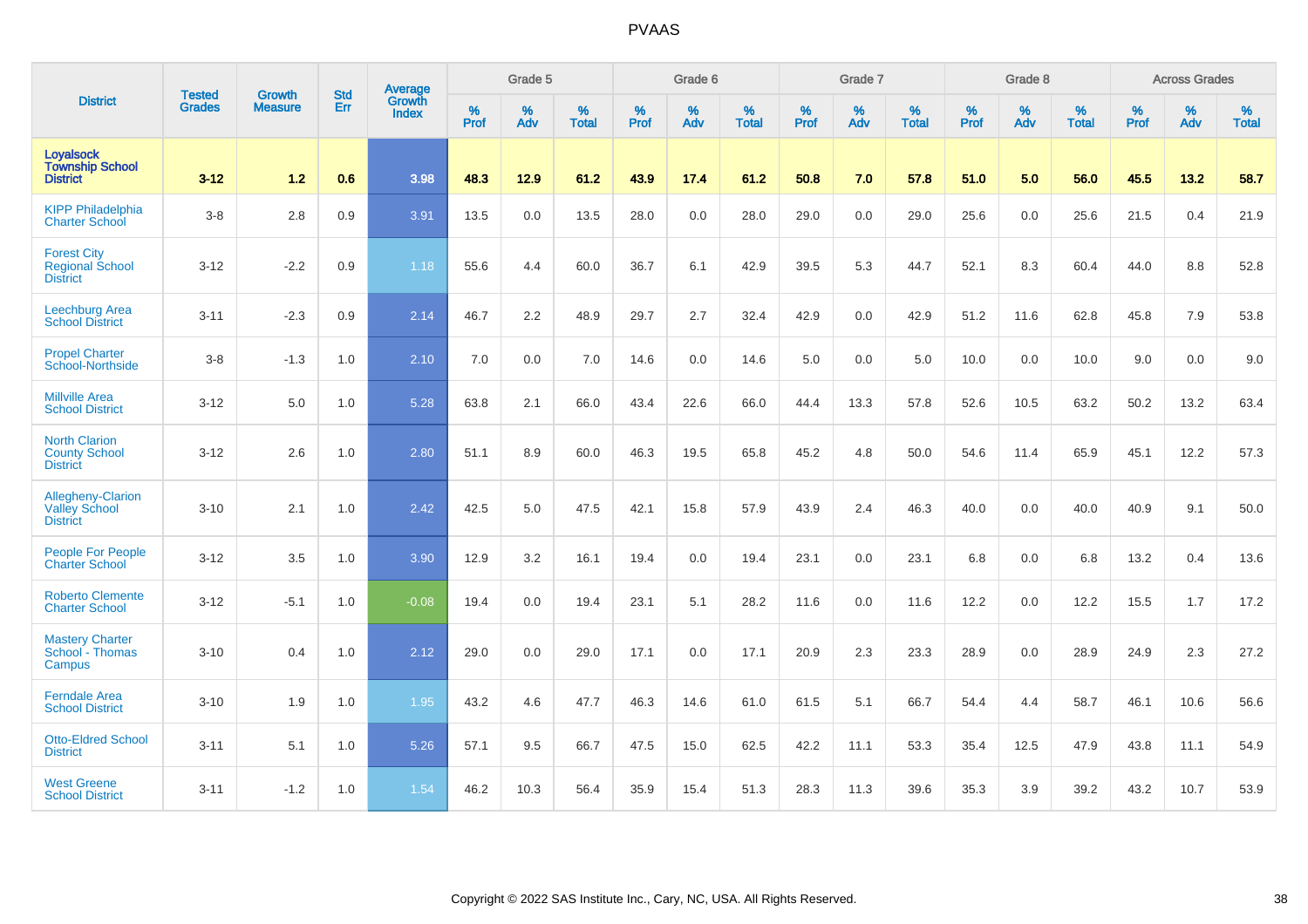# PVAAS

| District | Tested Grades | Growth Measure | Std Err | Average Growth Index | Grade 5 | | | Grade 6 | | | Grade 7 | | | Grade 8 | | | Across Grades | | |
|---|---|---|---|---|---|---|---|---|---|---|---|---|---|---|---|---|---|---|---|
| | | | | | % Prof | % Adv | % Total | % Prof | % Adv | % Total | % Prof | % Adv | % Total | % Prof | % Adv | % Total | % Prof | % Adv | % Total |
| **Loyalsock Township School District** | **3-12** | **1.2** | **0.6** | **3.98** | **48.3** | **12.9** | **61.2** | **43.9** | **17.4** | **61.2** | **50.8** | **7.0** | **57.8** | **51.0** | **5.0** | **56.0** | **45.5** | **13.2** | **58.7** |
| KIPP Philadelphia Charter School | 3-8 | 2.8 | 0.9 | 3.91 | 13.5 | 0.0 | 13.5 | 28.0 | 0.0 | 28.0 | 29.0 | 0.0 | 29.0 | 25.6 | 0.0 | 25.6 | 21.5 | 0.4 | 21.9 |
| Forest City Regional School District | 3-12 | -2.2 | 0.9 | 1.18 | 55.6 | 4.4 | 60.0 | 36.7 | 6.1 | 42.9 | 39.5 | 5.3 | 44.7 | 52.1 | 8.3 | 60.4 | 44.0 | 8.8 | 52.8 |
| Leechburg Area School District | 3-11 | -2.3 | 0.9 | 2.14 | 46.7 | 2.2 | 48.9 | 29.7 | 2.7 | 32.4 | 42.9 | 0.0 | 42.9 | 51.2 | 11.6 | 62.8 | 45.8 | 7.9 | 53.8 |
| Propel Charter School-Northside | 3-8 | -1.3 | 1.0 | 2.10 | 7.0 | 0.0 | 7.0 | 14.6 | 0.0 | 14.6 | 5.0 | 0.0 | 5.0 | 10.0 | 0.0 | 10.0 | 9.0 | 0.0 | 9.0 |
| Millville Area School District | 3-12 | 5.0 | 1.0 | 5.28 | 63.8 | 2.1 | 66.0 | 43.4 | 22.6 | 66.0 | 44.4 | 13.3 | 57.8 | 52.6 | 10.5 | 63.2 | 50.2 | 13.2 | 63.4 |
| North Clarion County School District | 3-12 | 2.6 | 1.0 | 2.80 | 51.1 | 8.9 | 60.0 | 46.3 | 19.5 | 65.8 | 45.2 | 4.8 | 50.0 | 54.6 | 11.4 | 65.9 | 45.1 | 12.2 | 57.3 |
| Allegheny-Clarion Valley School District | 3-10 | 2.1 | 1.0 | 2.42 | 42.5 | 5.0 | 47.5 | 42.1 | 15.8 | 57.9 | 43.9 | 2.4 | 46.3 | 40.0 | 0.0 | 40.0 | 40.9 | 9.1 | 50.0 |
| People For People Charter School | 3-12 | 3.5 | 1.0 | 3.90 | 12.9 | 3.2 | 16.1 | 19.4 | 0.0 | 19.4 | 23.1 | 0.0 | 23.1 | 6.8 | 0.0 | 6.8 | 13.2 | 0.4 | 13.6 |
| Roberto Clemente Charter School | 3-12 | -5.1 | 1.0 | -0.08 | 19.4 | 0.0 | 19.4 | 23.1 | 5.1 | 28.2 | 11.6 | 0.0 | 11.6 | 12.2 | 0.0 | 12.2 | 15.5 | 1.7 | 17.2 |
| Mastery Charter School - Thomas Campus | 3-10 | 0.4 | 1.0 | 2.12 | 29.0 | 0.0 | 29.0 | 17.1 | 0.0 | 17.1 | 20.9 | 2.3 | 23.3 | 28.9 | 0.0 | 28.9 | 24.9 | 2.3 | 27.2 |
| Ferndale Area School District | 3-10 | 1.9 | 1.0 | 1.95 | 43.2 | 4.6 | 47.7 | 46.3 | 14.6 | 61.0 | 61.5 | 5.1 | 66.7 | 54.4 | 4.4 | 58.7 | 46.1 | 10.6 | 56.6 |
| Otto-Eldred School District | 3-11 | 5.1 | 1.0 | 5.26 | 57.1 | 9.5 | 66.7 | 47.5 | 15.0 | 62.5 | 42.2 | 11.1 | 53.3 | 35.4 | 12.5 | 47.9 | 43.8 | 11.1 | 54.9 |
| West Greene School District | 3-11 | -1.2 | 1.0 | 1.54 | 46.2 | 10.3 | 56.4 | 35.9 | 15.4 | 51.3 | 28.3 | 11.3 | 39.6 | 35.3 | 3.9 | 39.2 | 43.2 | 10.7 | 53.9 |

Copyright © 2022 SAS Institute Inc., Cary, NC, USA. All Rights Reserved.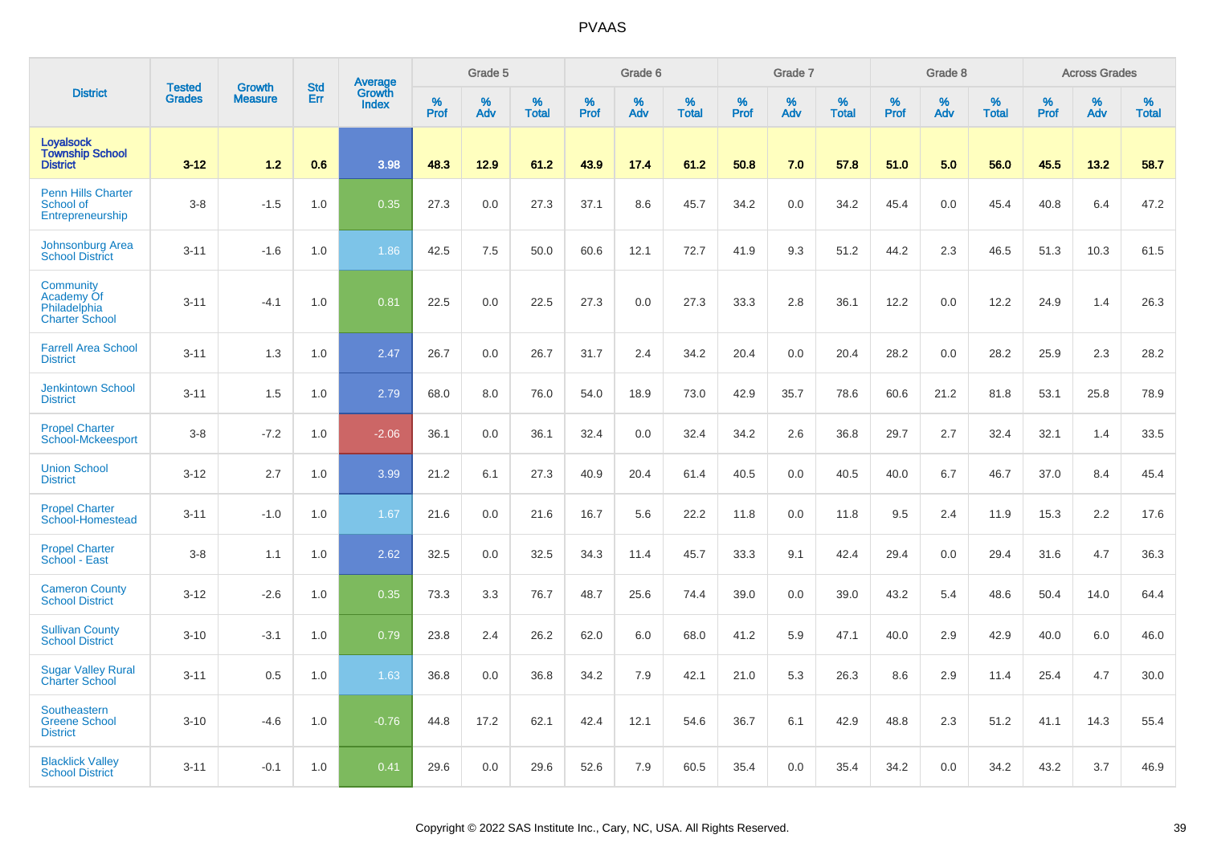# PVAAS

| District | Tested Grades | Growth Measure | Std Err | Average Growth Index | Grade 5 | | | Grade 6 | | | Grade 7 | | | Grade 8 | | | Across Grades | | |
|---|---|---|---|---|---|---|---|---|---|---|---|---|---|---|---|---|---|---|---|
| | | | | | % Prof | % Adv | % Total | % Prof | % Adv | % Total | % Prof | % Adv | % Total | % Prof | % Adv | % Total | % Prof | % Adv | % Total |
| **Loyalsock Township School District** | **3-12** | **1.2** | **0.6** | **3.98** | **48.3** | **12.9** | **61.2** | **43.9** | **17.4** | **61.2** | **50.8** | **7.0** | **57.8** | **51.0** | **5.0** | **56.0** | **45.5** | **13.2** | **58.7** |
| Penn Hills Charter School of Entrepreneurship | 3-8 | -1.5 | 1.0 | 0.35 | 27.3 | 0.0 | 27.3 | 37.1 | 8.6 | 45.7 | 34.2 | 0.0 | 34.2 | 45.4 | 0.0 | 45.4 | 40.8 | 6.4 | 47.2 |
| Johnsonburg Area School District | 3-11 | -1.6 | 1.0 | 1.86 | 42.5 | 7.5 | 50.0 | 60.6 | 12.1 | 72.7 | 41.9 | 9.3 | 51.2 | 44.2 | 2.3 | 46.5 | 51.3 | 10.3 | 61.5 |
| Community Academy Of Philadelphia Charter School | 3-11 | -4.1 | 1.0 | 0.81 | 22.5 | 0.0 | 22.5 | 27.3 | 0.0 | 27.3 | 33.3 | 2.8 | 36.1 | 12.2 | 0.0 | 12.2 | 24.9 | 1.4 | 26.3 |
| Farrell Area School District | 3-11 | 1.3 | 1.0 | 2.47 | 26.7 | 0.0 | 26.7 | 31.7 | 2.4 | 34.2 | 20.4 | 0.0 | 20.4 | 28.2 | 0.0 | 28.2 | 25.9 | 2.3 | 28.2 |
| Jenkintown School District | 3-11 | 1.5 | 1.0 | 2.79 | 68.0 | 8.0 | 76.0 | 54.0 | 18.9 | 73.0 | 42.9 | 35.7 | 78.6 | 60.6 | 21.2 | 81.8 | 53.1 | 25.8 | 78.9 |
| Propel Charter School-Mckeesport | 3-8 | -7.2 | 1.0 | -2.06 | 36.1 | 0.0 | 36.1 | 32.4 | 0.0 | 32.4 | 34.2 | 2.6 | 36.8 | 29.7 | 2.7 | 32.4 | 32.1 | 1.4 | 33.5 |
| Union School District | 3-12 | 2.7 | 1.0 | 3.99 | 21.2 | 6.1 | 27.3 | 40.9 | 20.4 | 61.4 | 40.5 | 0.0 | 40.5 | 40.0 | 6.7 | 46.7 | 37.0 | 8.4 | 45.4 |
| Propel Charter School-Homestead | 3-11 | -1.0 | 1.0 | 1.67 | 21.6 | 0.0 | 21.6 | 16.7 | 5.6 | 22.2 | 11.8 | 0.0 | 11.8 | 9.5 | 2.4 | 11.9 | 15.3 | 2.2 | 17.6 |
| Propel Charter School - East | 3-8 | 1.1 | 1.0 | 2.62 | 32.5 | 0.0 | 32.5 | 34.3 | 11.4 | 45.7 | 33.3 | 9.1 | 42.4 | 29.4 | 0.0 | 29.4 | 31.6 | 4.7 | 36.3 |
| Cameron County School District | 3-12 | -2.6 | 1.0 | 0.35 | 73.3 | 3.3 | 76.7 | 48.7 | 25.6 | 74.4 | 39.0 | 0.0 | 39.0 | 43.2 | 5.4 | 48.6 | 50.4 | 14.0 | 64.4 |
| Sullivan County School District | 3-10 | -3.1 | 1.0 | 0.79 | 23.8 | 2.4 | 26.2 | 62.0 | 6.0 | 68.0 | 41.2 | 5.9 | 47.1 | 40.0 | 2.9 | 42.9 | 40.0 | 6.0 | 46.0 |
| Sugar Valley Rural Charter School | 3-11 | 0.5 | 1.0 | 1.63 | 36.8 | 0.0 | 36.8 | 34.2 | 7.9 | 42.1 | 21.0 | 5.3 | 26.3 | 8.6 | 2.9 | 11.4 | 25.4 | 4.7 | 30.0 |
| Southeastern Greene School District | 3-10 | -4.6 | 1.0 | -0.76 | 44.8 | 17.2 | 62.1 | 42.4 | 12.1 | 54.6 | 36.7 | 6.1 | 42.9 | 48.8 | 2.3 | 51.2 | 41.1 | 14.3 | 55.4 |
| Blacklick Valley School District | 3-11 | -0.1 | 1.0 | 0.41 | 29.6 | 0.0 | 29.6 | 52.6 | 7.9 | 60.5 | 35.4 | 0.0 | 35.4 | 34.2 | 0.0 | 34.2 | 43.2 | 3.7 | 46.9 |

Copyright © 2022 SAS Institute Inc., Cary, NC, USA. All Rights Reserved.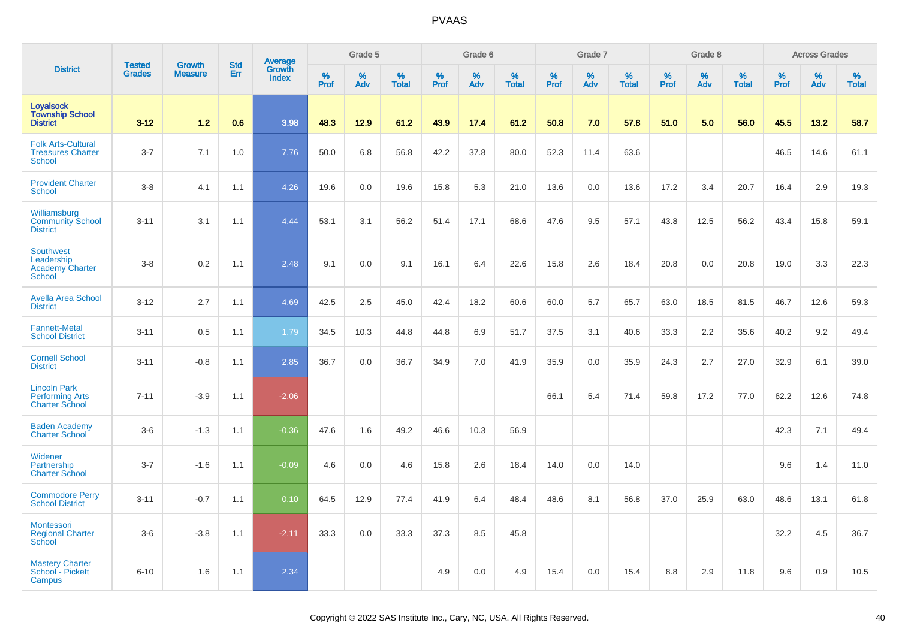# PVAAS

| District | Tested Grades | Growth Measure | Std Err | Average Growth Index | Grade 5 | | | Grade 6 | | | Grade 7 | | | Grade 8 | | | Across Grades | | |
|---|---|---|---|---|---|---|---|---|---|---|---|---|---|---|---|---|---|---|---|
| | | | | | % Prof | % Adv | % Total | % Prof | % Adv | % Total | % Prof | % Adv | % Total | % Prof | % Adv | % Total | % Prof | % Adv | % Total |
| **Loyalsock Township School District** | **3-12** | **1.2** | **0.6** | **3.98** | **48.3** | **12.9** | **61.2** | **43.9** | **17.4** | **61.2** | **50.8** | **7.0** | **57.8** | **51.0** | **5.0** | **56.0** | **45.5** | **13.2** | **58.7** |
| Folk Arts-Cultural Treasures Charter School | 3-7 | 7.1 | 1.0 | 7.76 | 50.0 | 6.8 | 56.8 | 42.2 | 37.8 | 80.0 | 52.3 | 11.4 | 63.6 | | | | 46.5 | 14.6 | 61.1 |
| Provident Charter School | 3-8 | 4.1 | 1.1 | 4.26 | 19.6 | 0.0 | 19.6 | 15.8 | 5.3 | 21.0 | 13.6 | 0.0 | 13.6 | 17.2 | 3.4 | 20.7 | 16.4 | 2.9 | 19.3 |
| Williamsburg Community School District | 3-11 | 3.1 | 1.1 | 4.44 | 53.1 | 3.1 | 56.2 | 51.4 | 17.1 | 68.6 | 47.6 | 9.5 | 57.1 | 43.8 | 12.5 | 56.2 | 43.4 | 15.8 | 59.1 |
| Southwest Leadership Academy Charter School | 3-8 | 0.2 | 1.1 | 2.48 | 9.1 | 0.0 | 9.1 | 16.1 | 6.4 | 22.6 | 15.8 | 2.6 | 18.4 | 20.8 | 0.0 | 20.8 | 19.0 | 3.3 | 22.3 |
| Avella Area School District | 3-12 | 2.7 | 1.1 | 4.69 | 42.5 | 2.5 | 45.0 | 42.4 | 18.2 | 60.6 | 60.0 | 5.7 | 65.7 | 63.0 | 18.5 | 81.5 | 46.7 | 12.6 | 59.3 |
| Fannett-Metal School District | 3-11 | 0.5 | 1.1 | 1.79 | 34.5 | 10.3 | 44.8 | 44.8 | 6.9 | 51.7 | 37.5 | 3.1 | 40.6 | 33.3 | 2.2 | 35.6 | 40.2 | 9.2 | 49.4 |
| Cornell School District | 3-11 | -0.8 | 1.1 | 2.85 | 36.7 | 0.0 | 36.7 | 34.9 | 7.0 | 41.9 | 35.9 | 0.0 | 35.9 | 24.3 | 2.7 | 27.0 | 32.9 | 6.1 | 39.0 |
| Lincoln Park Performing Arts Charter School | 7-11 | -3.9 | 1.1 | -2.06 | | | | | | | 66.1 | 5.4 | 71.4 | 59.8 | 17.2 | 77.0 | 62.2 | 12.6 | 74.8 |
| Baden Academy Charter School | 3-6 | -1.3 | 1.1 | -0.36 | 47.6 | 1.6 | 49.2 | 46.6 | 10.3 | 56.9 | | | | | | | 42.3 | 7.1 | 49.4 |
| Widener Partnership Charter School | 3-7 | -1.6 | 1.1 | -0.09 | 4.6 | 0.0 | 4.6 | 15.8 | 2.6 | 18.4 | 14.0 | 0.0 | 14.0 | | | | 9.6 | 1.4 | 11.0 |
| Commodore Perry School District | 3-11 | -0.7 | 1.1 | 0.10 | 64.5 | 12.9 | 77.4 | 41.9 | 6.4 | 48.4 | 48.6 | 8.1 | 56.8 | 37.0 | 25.9 | 63.0 | 48.6 | 13.1 | 61.8 |
| Montessori Regional Charter School | 3-6 | -3.8 | 1.1 | -2.11 | 33.3 | 0.0 | 33.3 | 37.3 | 8.5 | 45.8 | | | | | | | 32.2 | 4.5 | 36.7 |
| Mastery Charter School - Pickett Campus | 6-10 | 1.6 | 1.1 | 2.34 | | | | 4.9 | 0.0 | 4.9 | 15.4 | 0.0 | 15.4 | 8.8 | 2.9 | 11.8 | 9.6 | 0.9 | 10.5 |

Copyright © 2022 SAS Institute Inc., Cary, NC, USA. All Rights Reserved.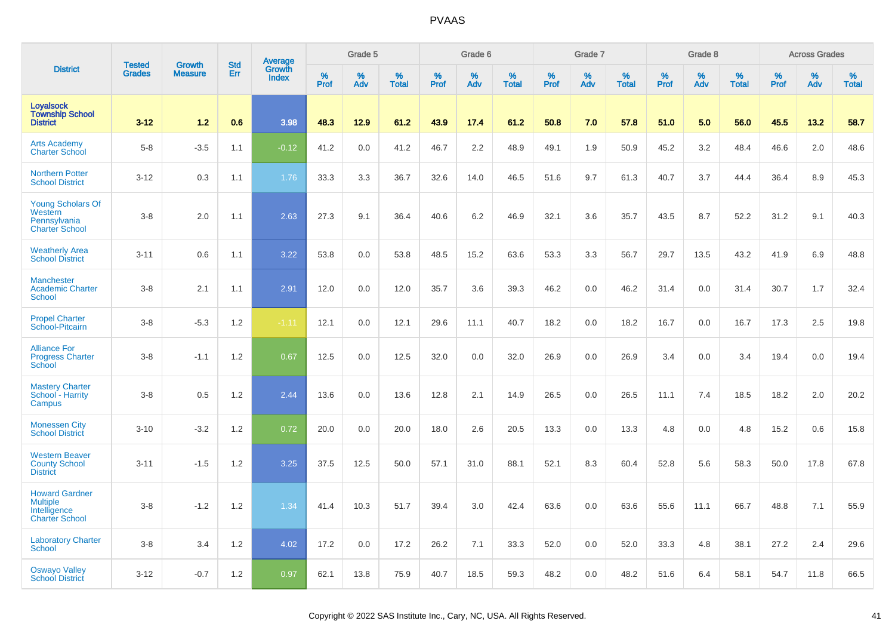# PVAAS

| District | Tested Grades | Growth Measure | Std Err | Average Growth Index | Grade 5 | | | Grade 6 | | | Grade 7 | | | Grade 8 | | | Across Grades | | |
|---|---|---|---|---|---|---|---|---|---|---|---|---|---|---|---|---|---|---|---|
| | | | | | % Prof | % Adv | % Total | % Prof | % Adv | % Total | % Prof | % Adv | % Total | % Prof | % Adv | % Total | % Prof | % Adv | % Total |
| **Loyalsock Township School District** | **3-12** | **1.2** | **0.6** | **3.98** | **48.3** | **12.9** | **61.2** | **43.9** | **17.4** | **61.2** | **50.8** | **7.0** | **57.8** | **51.0** | **5.0** | **56.0** | **45.5** | **13.2** | **58.7** |
| Arts Academy Charter School | 5-8 | -3.5 | 1.1 | -0.12 | 41.2 | 0.0 | 41.2 | 46.7 | 2.2 | 48.9 | 49.1 | 1.9 | 50.9 | 45.2 | 3.2 | 48.4 | 46.6 | 2.0 | 48.6 |
| Northern Potter School District | 3-12 | 0.3 | 1.1 | 1.76 | 33.3 | 3.3 | 36.7 | 32.6 | 14.0 | 46.5 | 51.6 | 9.7 | 61.3 | 40.7 | 3.7 | 44.4 | 36.4 | 8.9 | 45.3 |
| Young Scholars Of Western Pennsylvania Charter School | 3-8 | 2.0 | 1.1 | 2.63 | 27.3 | 9.1 | 36.4 | 40.6 | 6.2 | 46.9 | 32.1 | 3.6 | 35.7 | 43.5 | 8.7 | 52.2 | 31.2 | 9.1 | 40.3 |
| Weatherly Area School District | 3-11 | 0.6 | 1.1 | 3.22 | 53.8 | 0.0 | 53.8 | 48.5 | 15.2 | 63.6 | 53.3 | 3.3 | 56.7 | 29.7 | 13.5 | 43.2 | 41.9 | 6.9 | 48.8 |
| Manchester Academic Charter School | 3-8 | 2.1 | 1.1 | 2.91 | 12.0 | 0.0 | 12.0 | 35.7 | 3.6 | 39.3 | 46.2 | 0.0 | 46.2 | 31.4 | 0.0 | 31.4 | 30.7 | 1.7 | 32.4 |
| Propel Charter School-Pitcairn | 3-8 | -5.3 | 1.2 | -1.11 | 12.1 | 0.0 | 12.1 | 29.6 | 11.1 | 40.7 | 18.2 | 0.0 | 18.2 | 16.7 | 0.0 | 16.7 | 17.3 | 2.5 | 19.8 |
| Alliance For Progress Charter School | 3-8 | -1.1 | 1.2 | 0.67 | 12.5 | 0.0 | 12.5 | 32.0 | 0.0 | 32.0 | 26.9 | 0.0 | 26.9 | 3.4 | 0.0 | 3.4 | 19.4 | 0.0 | 19.4 |
| Mastery Charter School - Harrity Campus | 3-8 | 0.5 | 1.2 | 2.44 | 13.6 | 0.0 | 13.6 | 12.8 | 2.1 | 14.9 | 26.5 | 0.0 | 26.5 | 11.1 | 7.4 | 18.5 | 18.2 | 2.0 | 20.2 |
| Monessen City School District | 3-10 | -3.2 | 1.2 | 0.72 | 20.0 | 0.0 | 20.0 | 18.0 | 2.6 | 20.5 | 13.3 | 0.0 | 13.3 | 4.8 | 0.0 | 4.8 | 15.2 | 0.6 | 15.8 |
| Western Beaver County School District | 3-11 | -1.5 | 1.2 | 3.25 | 37.5 | 12.5 | 50.0 | 57.1 | 31.0 | 88.1 | 52.1 | 8.3 | 60.4 | 52.8 | 5.6 | 58.3 | 50.0 | 17.8 | 67.8 |
| Howard Gardner Multiple Intelligence Charter School | 3-8 | -1.2 | 1.2 | 1.34 | 41.4 | 10.3 | 51.7 | 39.4 | 3.0 | 42.4 | 63.6 | 0.0 | 63.6 | 55.6 | 11.1 | 66.7 | 48.8 | 7.1 | 55.9 |
| Laboratory Charter School | 3-8 | 3.4 | 1.2 | 4.02 | 17.2 | 0.0 | 17.2 | 26.2 | 7.1 | 33.3 | 52.0 | 0.0 | 52.0 | 33.3 | 4.8 | 38.1 | 27.2 | 2.4 | 29.6 |
| Oswayo Valley School District | 3-12 | -0.7 | 1.2 | 0.97 | 62.1 | 13.8 | 75.9 | 40.7 | 18.5 | 59.3 | 48.2 | 0.0 | 48.2 | 51.6 | 6.4 | 58.1 | 54.7 | 11.8 | 66.5 |

Copyright © 2022 SAS Institute Inc., Cary, NC, USA. All Rights Reserved.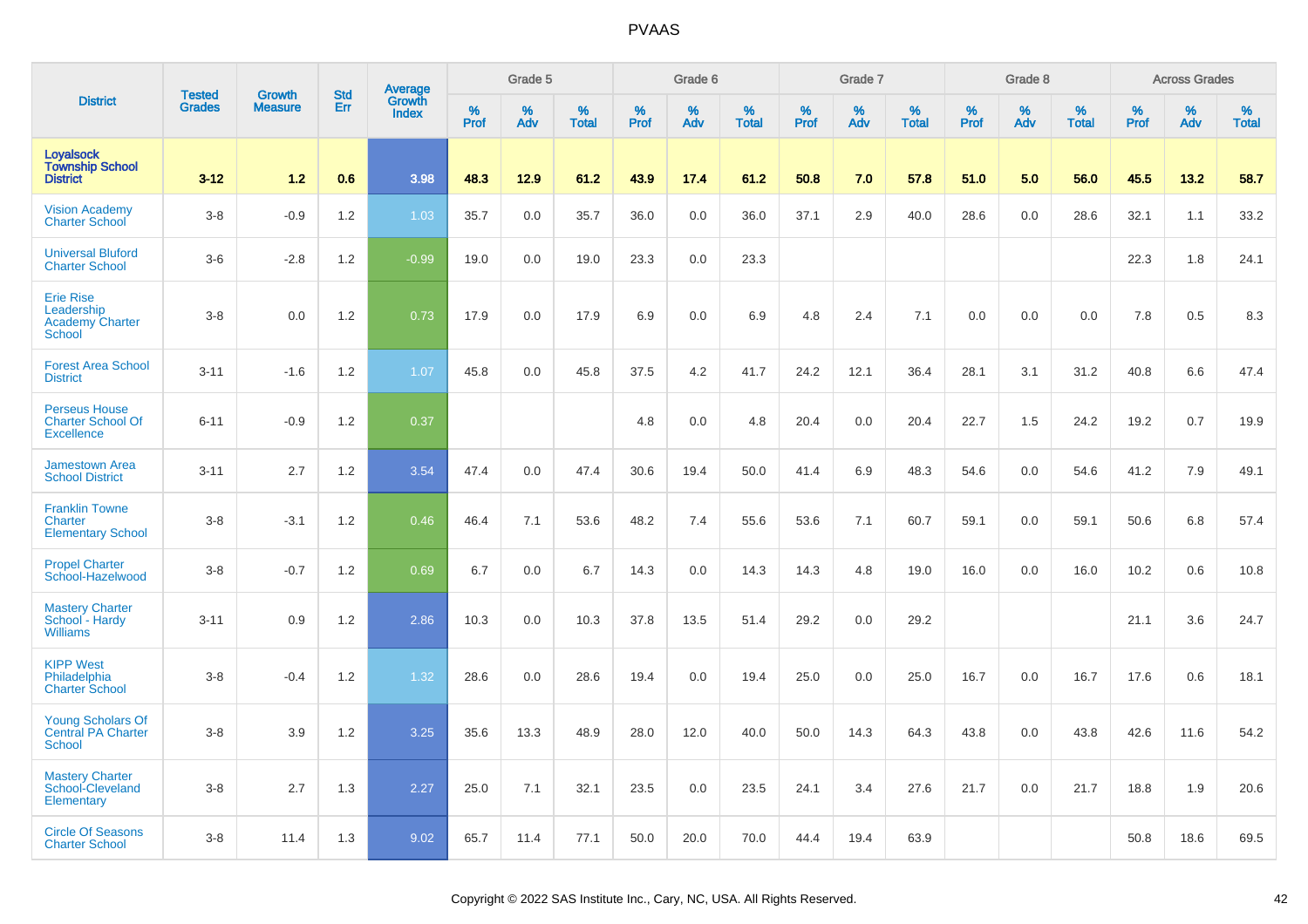| District | Tested Grades | Growth Measure | Std Err | Average Growth Index | Grade 5 | | | Grade 6 | | | Grade 7 | | | Grade 8 | | | Across Grades | | |
|---|---|---|---|---|---|---|---|---|---|---|---|---|---|---|---|---|---|---|---|
| | | | | | % Prof | % Adv | % Total | % Prof | % Adv | % Total | % Prof | % Adv | % Total | % Prof | % Adv | % Total | % Prof | % Adv | % Total |
| **Loyalsock Township School District** | **3-12** | **1.2** | **0.6** | **3.98** | **48.3** | **12.9** | **61.2** | **43.9** | **17.4** | **61.2** | **50.8** | **7.0** | **57.8** | **51.0** | **5.0** | **56.0** | **45.5** | **13.2** | **58.7** |
| Vision Academy Charter School | 3-8 | -0.9 | 1.2 | 1.03 | 35.7 | 0.0 | 35.7 | 36.0 | 0.0 | 36.0 | 37.1 | 2.9 | 40.0 | 28.6 | 0.0 | 28.6 | 32.1 | 1.1 | 33.2 |
| Universal Bluford Charter School | 3-6 | -2.8 | 1.2 | -0.99 | 19.0 | 0.0 | 19.0 | 23.3 | 0.0 | 23.3 | | | | | | | 22.3 | 1.8 | 24.1 |
| Erie Rise Leadership Academy Charter School | 3-8 | 0.0 | 1.2 | 0.73 | 17.9 | 0.0 | 17.9 | 6.9 | 0.0 | 6.9 | 4.8 | 2.4 | 7.1 | 0.0 | 0.0 | 0.0 | 7.8 | 0.5 | 8.3 |
| Forest Area School District | 3-11 | -1.6 | 1.2 | 1.07 | 45.8 | 0.0 | 45.8 | 37.5 | 4.2 | 41.7 | 24.2 | 12.1 | 36.4 | 28.1 | 3.1 | 31.2 | 40.8 | 6.6 | 47.4 |
| Perseus House Charter School Of Excellence | 6-11 | -0.9 | 1.2 | 0.37 | | | | 4.8 | 0.0 | 4.8 | 20.4 | 0.0 | 20.4 | 22.7 | 1.5 | 24.2 | 19.2 | 0.7 | 19.9 |
| Jamestown Area School District | 3-11 | 2.7 | 1.2 | 3.54 | 47.4 | 0.0 | 47.4 | 30.6 | 19.4 | 50.0 | 41.4 | 6.9 | 48.3 | 54.6 | 0.0 | 54.6 | 41.2 | 7.9 | 49.1 |
| Franklin Towne Charter Elementary School | 3-8 | -3.1 | 1.2 | 0.46 | 46.4 | 7.1 | 53.6 | 48.2 | 7.4 | 55.6 | 53.6 | 7.1 | 60.7 | 59.1 | 0.0 | 59.1 | 50.6 | 6.8 | 57.4 |
| Propel Charter School-Hazelwood | 3-8 | -0.7 | 1.2 | 0.69 | 6.7 | 0.0 | 6.7 | 14.3 | 0.0 | 14.3 | 14.3 | 4.8 | 19.0 | 16.0 | 0.0 | 16.0 | 10.2 | 0.6 | 10.8 |
| Mastery Charter School - Hardy Williams | 3-11 | 0.9 | 1.2 | 2.86 | 10.3 | 0.0 | 10.3 | 37.8 | 13.5 | 51.4 | 29.2 | 0.0 | 29.2 | | | | 21.1 | 3.6 | 24.7 |
| KIPP West Philadelphia Charter School | 3-8 | -0.4 | 1.2 | 1.32 | 28.6 | 0.0 | 28.6 | 19.4 | 0.0 | 19.4 | 25.0 | 0.0 | 25.0 | 16.7 | 0.0 | 16.7 | 17.6 | 0.6 | 18.1 |
| Young Scholars Of Central PA Charter School | 3-8 | 3.9 | 1.2 | 3.25 | 35.6 | 13.3 | 48.9 | 28.0 | 12.0 | 40.0 | 50.0 | 14.3 | 64.3 | 43.8 | 0.0 | 43.8 | 42.6 | 11.6 | 54.2 |
| Mastery Charter School-Cleveland Elementary | 3-8 | 2.7 | 1.3 | 2.27 | 25.0 | 7.1 | 32.1 | 23.5 | 0.0 | 23.5 | 24.1 | 3.4 | 27.6 | 21.7 | 0.0 | 21.7 | 18.8 | 1.9 | 20.6 |
| Circle Of Seasons Charter School | 3-8 | 11.4 | 1.3 | 9.02 | 65.7 | 11.4 | 77.1 | 50.0 | 20.0 | 70.0 | 44.4 | 19.4 | 63.9 | | | | 50.8 | 18.6 | 69.5 |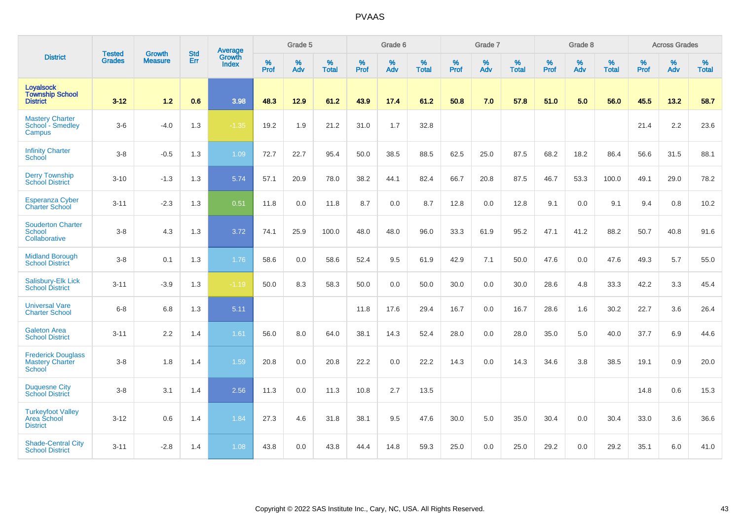# PVAAS

| District | Tested Grades | Growth Measure | Std Err | Average Growth Index | Grade 5 | | | Grade 6 | | | Grade 7 | | | Grade 8 | | | Across Grades | | |
|---|---|---|---|---|---|---|---|---|---|---|---|---|---|---|---|---|---|---|---|
| | | | | | % Prof | % Adv | % Total | % Prof | % Adv | % Total | % Prof | % Adv | % Total | % Prof | % Adv | % Total | % Prof | % Adv | % Total |
| **Loyalsock Township School District** | **3-12** | **1.2** | **0.6** | **3.98** | **48.3** | **12.9** | **61.2** | **43.9** | **17.4** | **61.2** | **50.8** | **7.0** | **57.8** | **51.0** | **5.0** | **56.0** | **45.5** | **13.2** | **58.7** |
| Mastery Charter School - Smedley Campus | 3-6 | -4.0 | 1.3 | -1.35 | 19.2 | 1.9 | 21.2 | 31.0 | 1.7 | 32.8 | | | | | | | 21.4 | 2.2 | 23.6 |
| Infinity Charter School | 3-8 | -0.5 | 1.3 | 1.09 | 72.7 | 22.7 | 95.4 | 50.0 | 38.5 | 88.5 | 62.5 | 25.0 | 87.5 | 68.2 | 18.2 | 86.4 | 56.6 | 31.5 | 88.1 |
| Derry Township School District | 3-10 | -1.3 | 1.3 | 5.74 | 57.1 | 20.9 | 78.0 | 38.2 | 44.1 | 82.4 | 66.7 | 20.8 | 87.5 | 46.7 | 53.3 | 100.0 | 49.1 | 29.0 | 78.2 |
| Esperanza Cyber Charter School | 3-11 | -2.3 | 1.3 | 0.51 | 11.8 | 0.0 | 11.8 | 8.7 | 0.0 | 8.7 | 12.8 | 0.0 | 12.8 | 9.1 | 0.0 | 9.1 | 9.4 | 0.8 | 10.2 |
| Souderton Charter School Collaborative | 3-8 | 4.3 | 1.3 | 3.72 | 74.1 | 25.9 | 100.0 | 48.0 | 48.0 | 96.0 | 33.3 | 61.9 | 95.2 | 47.1 | 41.2 | 88.2 | 50.7 | 40.8 | 91.6 |
| Midland Borough School District | 3-8 | 0.1 | 1.3 | 1.76 | 58.6 | 0.0 | 58.6 | 52.4 | 9.5 | 61.9 | 42.9 | 7.1 | 50.0 | 47.6 | 0.0 | 47.6 | 49.3 | 5.7 | 55.0 |
| Salisbury-Elk Lick School District | 3-11 | -3.9 | 1.3 | -1.19 | 50.0 | 8.3 | 58.3 | 50.0 | 0.0 | 50.0 | 30.0 | 0.0 | 30.0 | 28.6 | 4.8 | 33.3 | 42.2 | 3.3 | 45.4 |
| Universal Vare Charter School | 6-8 | 6.8 | 1.3 | 5.11 | | | | 11.8 | 17.6 | 29.4 | 16.7 | 0.0 | 16.7 | 28.6 | 1.6 | 30.2 | 22.7 | 3.6 | 26.4 |
| Galeton Area School District | 3-11 | 2.2 | 1.4 | 1.61 | 56.0 | 8.0 | 64.0 | 38.1 | 14.3 | 52.4 | 28.0 | 0.0 | 28.0 | 35.0 | 5.0 | 40.0 | 37.7 | 6.9 | 44.6 |
| Frederick Douglass Mastery Charter School | 3-8 | 1.8 | 1.4 | 1.59 | 20.8 | 0.0 | 20.8 | 22.2 | 0.0 | 22.2 | 14.3 | 0.0 | 14.3 | 34.6 | 3.8 | 38.5 | 19.1 | 0.9 | 20.0 |
| Duquesne City School District | 3-8 | 3.1 | 1.4 | 2.56 | 11.3 | 0.0 | 11.3 | 10.8 | 2.7 | 13.5 | | | | | | | 14.8 | 0.6 | 15.3 |
| Turkeyfoot Valley Area School District | 3-12 | 0.6 | 1.4 | 1.84 | 27.3 | 4.6 | 31.8 | 38.1 | 9.5 | 47.6 | 30.0 | 5.0 | 35.0 | 30.4 | 0.0 | 30.4 | 33.0 | 3.6 | 36.6 |
| Shade-Central City School District | 3-11 | -2.8 | 1.4 | 1.08 | 43.8 | 0.0 | 43.8 | 44.4 | 14.8 | 59.3 | 25.0 | 0.0 | 25.0 | 29.2 | 0.0 | 29.2 | 35.1 | 6.0 | 41.0 |

Copyright © 2022 SAS Institute Inc., Cary, NC, USA. All Rights Reserved.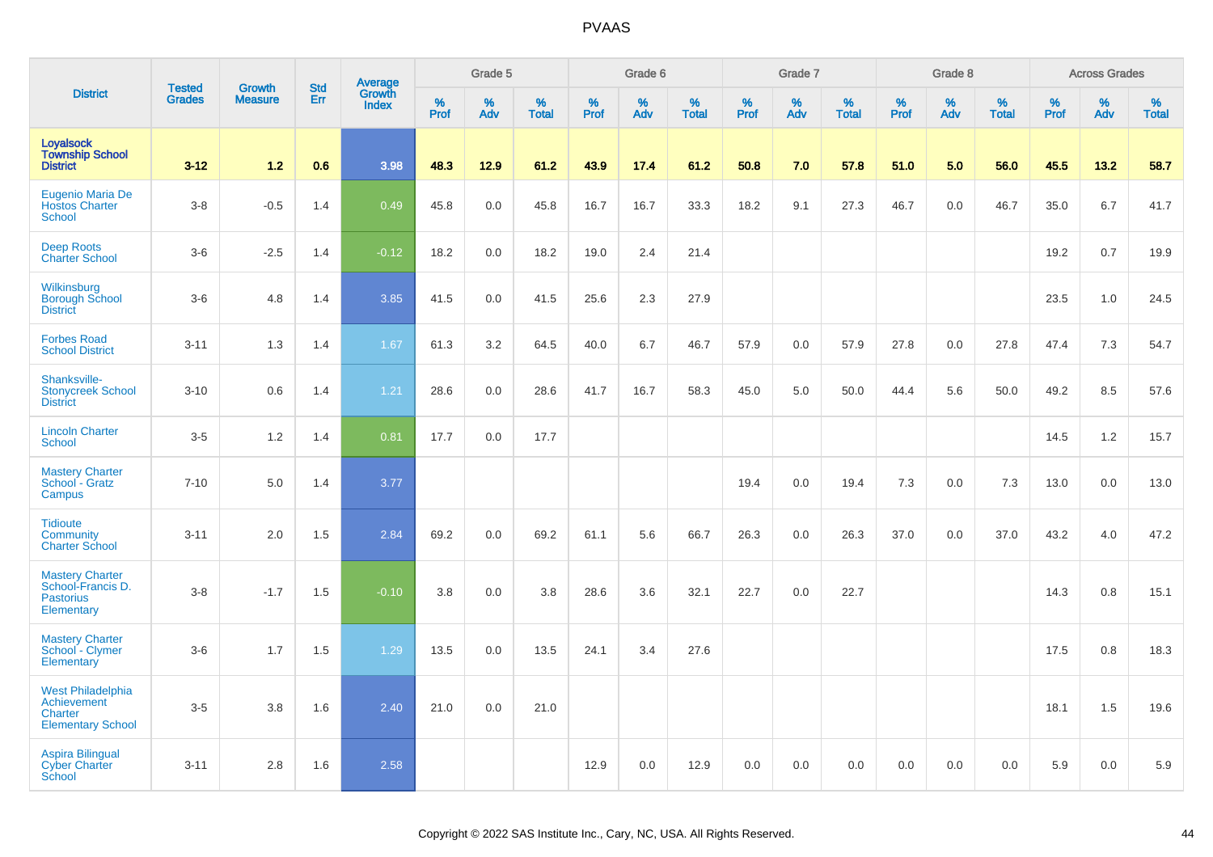| District | Tested Grades | Growth Measure | Std Err | Average Growth Index | Grade 5 | | | Grade 6 | | | Grade 7 | | | Grade 8 | | | Across Grades | | |
|---|---|---|---|---|---|---|---|---|---|---|---|---|---|---|---|---|---|---|---|
| | | | | | % Prof | % Adv | % Total | % Prof | % Adv | % Total | % Prof | % Adv | % Total | % Prof | % Adv | % Total | % Prof | % Adv | % Total |
| **Loyalsock Township School District** | **3-12** | **1.2** | **0.6** | **3.98** | **48.3** | **12.9** | **61.2** | **43.9** | **17.4** | **61.2** | **50.8** | **7.0** | **57.8** | **51.0** | **5.0** | **56.0** | **45.5** | **13.2** | **58.7** |
| Eugenio Maria De Hostos Charter School | 3-8 | -0.5 | 1.4 | 0.49 | 45.8 | 0.0 | 45.8 | 16.7 | 16.7 | 33.3 | 18.2 | 9.1 | 27.3 | 46.7 | 0.0 | 46.7 | 35.0 | 6.7 | 41.7 |
| Deep Roots Charter School | 3-6 | -2.5 | 1.4 | -0.12 | 18.2 | 0.0 | 18.2 | 19.0 | 2.4 | 21.4 | | | | | | | 19.2 | 0.7 | 19.9 |
| Wilkinsburg Borough School District | 3-6 | 4.8 | 1.4 | 3.85 | 41.5 | 0.0 | 41.5 | 25.6 | 2.3 | 27.9 | | | | | | | 23.5 | 1.0 | 24.5 |
| Forbes Road School District | 3-11 | 1.3 | 1.4 | 1.67 | 61.3 | 3.2 | 64.5 | 40.0 | 6.7 | 46.7 | 57.9 | 0.0 | 57.9 | 27.8 | 0.0 | 27.8 | 47.4 | 7.3 | 54.7 |
| Shanksville-Stonycreek School District | 3-10 | 0.6 | 1.4 | 1.21 | 28.6 | 0.0 | 28.6 | 41.7 | 16.7 | 58.3 | 45.0 | 5.0 | 50.0 | 44.4 | 5.6 | 50.0 | 49.2 | 8.5 | 57.6 |
| Lincoln Charter School | 3-5 | 1.2 | 1.4 | 0.81 | 17.7 | 0.0 | 17.7 | | | | | | | | | | 14.5 | 1.2 | 15.7 |
| Mastery Charter School - Gratz Campus | 7-10 | 5.0 | 1.4 | 3.77 | | | | | | | 19.4 | 0.0 | 19.4 | 7.3 | 0.0 | 7.3 | 13.0 | 0.0 | 13.0 |
| Tidioute Community Charter School | 3-11 | 2.0 | 1.5 | 2.84 | 69.2 | 0.0 | 69.2 | 61.1 | 5.6 | 66.7 | 26.3 | 0.0 | 26.3 | 37.0 | 0.0 | 37.0 | 43.2 | 4.0 | 47.2 |
| Mastery Charter School-Francis D. Pastorius Elementary | 3-8 | -1.7 | 1.5 | -0.10 | 3.8 | 0.0 | 3.8 | 28.6 | 3.6 | 32.1 | 22.7 | 0.0 | 22.7 | | | | 14.3 | 0.8 | 15.1 |
| Mastery Charter School - Clymer Elementary | 3-6 | 1.7 | 1.5 | 1.29 | 13.5 | 0.0 | 13.5 | 24.1 | 3.4 | 27.6 | | | | | | | 17.5 | 0.8 | 18.3 |
| West Philadelphia Achievement Charter Elementary School | 3-5 | 3.8 | 1.6 | 2.40 | 21.0 | 0.0 | 21.0 | | | | | | | | | | 18.1 | 1.5 | 19.6 |
| Aspira Bilingual Cyber Charter School | 3-11 | 2.8 | 1.6 | 2.58 | | | | 12.9 | 0.0 | 12.9 | 0.0 | 0.0 | 0.0 | 0.0 | 0.0 | 0.0 | 5.9 | 0.0 | 5.9 |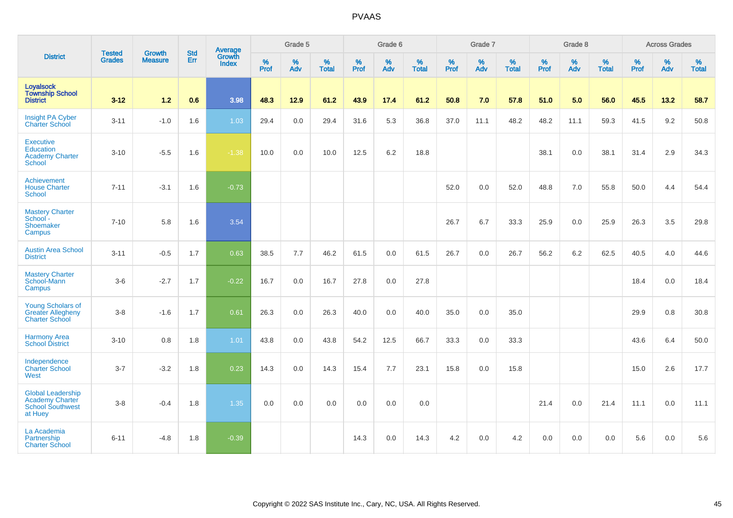# PVAAS

| District | Tested Grades | Growth Measure | Std Err | Average Growth Index | Grade 5 | | | Grade 6 | | | Grade 7 | | | Grade 8 | | | Across Grades | | |
|---|---|---|---|---|---|---|---|---|---|---|---|---|---|---|---|---|---|---|---|
| | | | | | % Prof | % Adv | % Total | % Prof | % Adv | % Total | % Prof | % Adv | % Total | % Prof | % Adv | % Total | % Prof | % Adv | % Total |
| **Loyalsock Township School District** | **3-12** | **1.2** | **0.6** | **3.98** | **48.3** | **12.9** | **61.2** | **43.9** | **17.4** | **61.2** | **50.8** | **7.0** | **57.8** | **51.0** | **5.0** | **56.0** | **45.5** | **13.2** | **58.7** |
| Insight PA Cyber Charter School | 3-11 | -1.0 | 1.6 | 1.03 | 29.4 | 0.0 | 29.4 | 31.6 | 5.3 | 36.8 | 37.0 | 11.1 | 48.2 | 48.2 | 11.1 | 59.3 | 41.5 | 9.2 | 50.8 |
| Executive Education Academy Charter School | 3-10 | -5.5 | 1.6 | -1.38 | 10.0 | 0.0 | 10.0 | 12.5 | 6.2 | 18.8 | | | | 38.1 | 0.0 | 38.1 | 31.4 | 2.9 | 34.3 |
| Achievement House Charter School | 7-11 | -3.1 | 1.6 | -0.73 | | | | | | | 52.0 | 0.0 | 52.0 | 48.8 | 7.0 | 55.8 | 50.0 | 4.4 | 54.4 |
| Mastery Charter School - Shoemaker Campus | 7-10 | 5.8 | 1.6 | 3.54 | | | | | | | 26.7 | 6.7 | 33.3 | 25.9 | 0.0 | 25.9 | 26.3 | 3.5 | 29.8 |
| Austin Area School District | 3-11 | -0.5 | 1.7 | 0.63 | 38.5 | 7.7 | 46.2 | 61.5 | 0.0 | 61.5 | 26.7 | 0.0 | 26.7 | 56.2 | 6.2 | 62.5 | 40.5 | 4.0 | 44.6 |
| Mastery Charter School-Mann Campus | 3-6 | -2.7 | 1.7 | -0.22 | 16.7 | 0.0 | 16.7 | 27.8 | 0.0 | 27.8 | | | | | | | 18.4 | 0.0 | 18.4 |
| Young Scholars of Greater Allegheny Charter School | 3-8 | -1.6 | 1.7 | 0.61 | 26.3 | 0.0 | 26.3 | 40.0 | 0.0 | 40.0 | 35.0 | 0.0 | 35.0 | | | | 29.9 | 0.8 | 30.8 |
| Harmony Area School District | 3-10 | 0.8 | 1.8 | 1.01 | 43.8 | 0.0 | 43.8 | 54.2 | 12.5 | 66.7 | 33.3 | 0.0 | 33.3 | | | | 43.6 | 6.4 | 50.0 |
| Independence Charter School West | 3-7 | -3.2 | 1.8 | 0.23 | 14.3 | 0.0 | 14.3 | 15.4 | 7.7 | 23.1 | 15.8 | 0.0 | 15.8 | | | | 15.0 | 2.6 | 17.7 |
| Global Leadership Academy Charter School Southwest at Huey | 3-8 | -0.4 | 1.8 | 1.35 | 0.0 | 0.0 | 0.0 | 0.0 | 0.0 | 0.0 | | | | 21.4 | 0.0 | 21.4 | 11.1 | 0.0 | 11.1 |
| La Academia Partnership Charter School | 6-11 | -4.8 | 1.8 | -0.39 | | | | 14.3 | 0.0 | 14.3 | 4.2 | 0.0 | 4.2 | 0.0 | 0.0 | 0.0 | 5.6 | 0.0 | 5.6 |

Copyright © 2022 SAS Institute Inc., Cary, NC, USA. All Rights Reserved.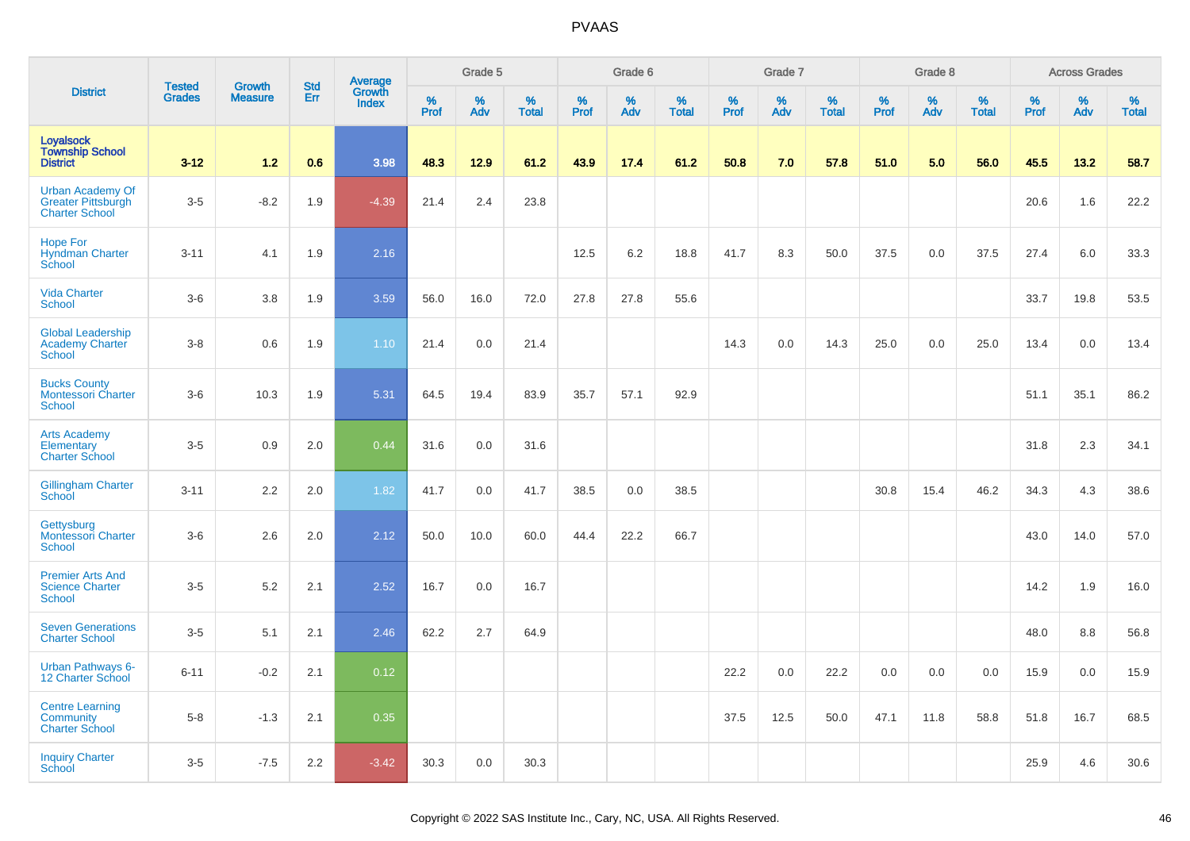# PVAAS

| District | Tested Grades | Growth Measure | Std Err | Average Growth Index | Grade 5 | | | Grade 6 | | | Grade 7 | | | Grade 8 | | | Across Grades | | |
|---|---|---|---|---|---|---|---|---|---|---|---|---|---|---|---|---|---|---|---|
| | | | | | % Prof | % Adv | % Total | % Prof | % Adv | % Total | % Prof | % Adv | % Total | % Prof | % Adv | % Total | % Prof | % Adv | % Total |
| **Loyalsock Township School District** | **3-12** | **1.2** | **0.6** | **3.98** | **48.3** | **12.9** | **61.2** | **43.9** | **17.4** | **61.2** | **50.8** | **7.0** | **57.8** | **51.0** | **5.0** | **56.0** | **45.5** | **13.2** | **58.7** |
| Urban Academy Of Greater Pittsburgh Charter School | 3-5 | -8.2 | 1.9 | -4.39 | 21.4 | 2.4 | 23.8 | | | | | | | | | | 20.6 | 1.6 | 22.2 |
| Hope For Hyndman Charter School | 3-11 | 4.1 | 1.9 | 2.16 | | | | 12.5 | 6.2 | 18.8 | 41.7 | 8.3 | 50.0 | 37.5 | 0.0 | 37.5 | 27.4 | 6.0 | 33.3 |
| Vida Charter School | 3-6 | 3.8 | 1.9 | 3.59 | 56.0 | 16.0 | 72.0 | 27.8 | 27.8 | 55.6 | | | | | | | 33.7 | 19.8 | 53.5 |
| Global Leadership Academy Charter School | 3-8 | 0.6 | 1.9 | 1.10 | 21.4 | 0.0 | 21.4 | | | | 14.3 | 0.0 | 14.3 | 25.0 | 0.0 | 25.0 | 13.4 | 0.0 | 13.4 |
| Bucks County Montessori Charter School | 3-6 | 10.3 | 1.9 | 5.31 | 64.5 | 19.4 | 83.9 | 35.7 | 57.1 | 92.9 | | | | | | | 51.1 | 35.1 | 86.2 |
| Arts Academy Elementary Charter School | 3-5 | 0.9 | 2.0 | 0.44 | 31.6 | 0.0 | 31.6 | | | | | | | | | | 31.8 | 2.3 | 34.1 |
| Gillingham Charter School | 3-11 | 2.2 | 2.0 | 1.82 | 41.7 | 0.0 | 41.7 | 38.5 | 0.0 | 38.5 | | | | 30.8 | 15.4 | 46.2 | 34.3 | 4.3 | 38.6 |
| Gettysburg Montessori Charter School | 3-6 | 2.6 | 2.0 | 2.12 | 50.0 | 10.0 | 60.0 | 44.4 | 22.2 | 66.7 | | | | | | | 43.0 | 14.0 | 57.0 |
| Premier Arts And Science Charter School | 3-5 | 5.2 | 2.1 | 2.52 | 16.7 | 0.0 | 16.7 | | | | | | | | | | 14.2 | 1.9 | 16.0 |
| Seven Generations Charter School | 3-5 | 5.1 | 2.1 | 2.46 | 62.2 | 2.7 | 64.9 | | | | | | | | | | 48.0 | 8.8 | 56.8 |
| Urban Pathways 6-12 Charter School | 6-11 | -0.2 | 2.1 | 0.12 | | | | | | | 22.2 | 0.0 | 22.2 | 0.0 | 0.0 | 0.0 | 15.9 | 0.0 | 15.9 |
| Centre Learning Community Charter School | 5-8 | -1.3 | 2.1 | 0.35 | | | | | | | 37.5 | 12.5 | 50.0 | 47.1 | 11.8 | 58.8 | 51.8 | 16.7 | 68.5 |
| Inquiry Charter School | 3-5 | -7.5 | 2.2 | -3.42 | 30.3 | 0.0 | 30.3 | | | | | | | | | | 25.9 | 4.6 | 30.6 |

Copyright © 2022 SAS Institute Inc., Cary, NC, USA. All Rights Reserved.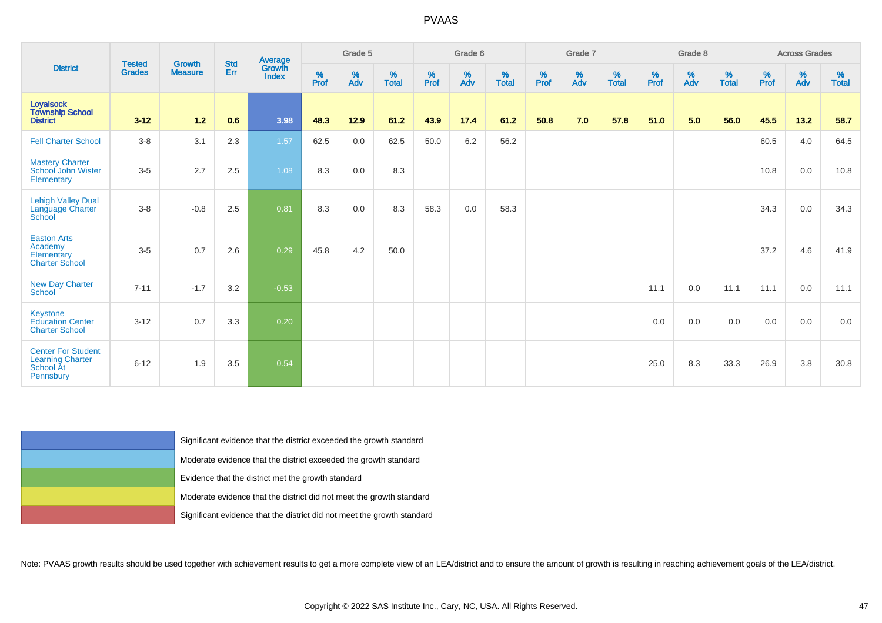# PVAAS

| District | Tested Grades | Growth Measure | Std Err | Average Growth Index | Grade 5 | | | Grade 6 | | | Grade 7 | | | Grade 8 | | | Across Grades | | |
|---|---|---|---|---|---|---|---|---|---|---|---|---|---|---|---|---|---|---|---|
| | | | | | % Prof | % Adv | % Total | % Prof | % Adv | % Total | % Prof | % Adv | % Total | % Prof | % Adv | % Total | % Prof | % Adv | % Total |
| **Loyalsock Township School District** | **3-12** | **1.2** | **0.6** | **3.98** | **48.3** | **12.9** | **61.2** | **43.9** | **17.4** | **61.2** | **50.8** | **7.0** | **57.8** | **51.0** | **5.0** | **56.0** | **45.5** | **13.2** | **58.7** |
| Fell Charter School | 3-8 | 3.1 | 2.3 | 1.57 | 62.5 | 0.0 | 62.5 | 50.0 | 6.2 | 56.2 | | | | | | | 60.5 | 4.0 | 64.5 |
| Mastery Charter School John Wister Elementary | 3-5 | 2.7 | 2.5 | 1.08 | 8.3 | 0.0 | 8.3 | | | | | | | | | | 10.8 | 0.0 | 10.8 |
| Lehigh Valley Dual Language Charter School | 3-8 | -0.8 | 2.5 | 0.81 | 8.3 | 0.0 | 8.3 | 58.3 | 0.0 | 58.3 | | | | | | | 34.3 | 0.0 | 34.3 |
| Easton Arts Academy Elementary Charter School | 3-5 | 0.7 | 2.6 | 0.29 | 45.8 | 4.2 | 50.0 | | | | | | | | | | 37.2 | 4.6 | 41.9 |
| New Day Charter School | 7-11 | -1.7 | 3.2 | -0.53 | | | | | | | | | | 11.1 | 0.0 | 11.1 | 11.1 | 0.0 | 11.1 |
| Keystone Education Center Charter School | 3-12 | 0.7 | 3.3 | 0.20 | | | | | | | | | | 0.0 | 0.0 | 0.0 | 0.0 | 0.0 | 0.0 |
| Center For Student Learning Charter School At Pennsbury | 6-12 | 1.9 | 3.5 | 0.54 | | | | | | | | | | 25.0 | 8.3 | 33.3 | 26.9 | 3.8 | 30.8 |

Significant evidence that the district exceeded the growth standard

Moderate evidence that the district exceeded the growth standard

Evidence that the district met the growth standard

Moderate evidence that the district did not meet the growth standard

Significant evidence that the district did not meet the growth standard

Note: PVAAS growth results should be used together with achievement results to get a more complete view of an LEA/district and to ensure the amount of growth is resulting in reaching achievement goals of the LEA/district.

Copyright © 2022 SAS Institute Inc., Cary, NC, USA. All Rights Reserved.